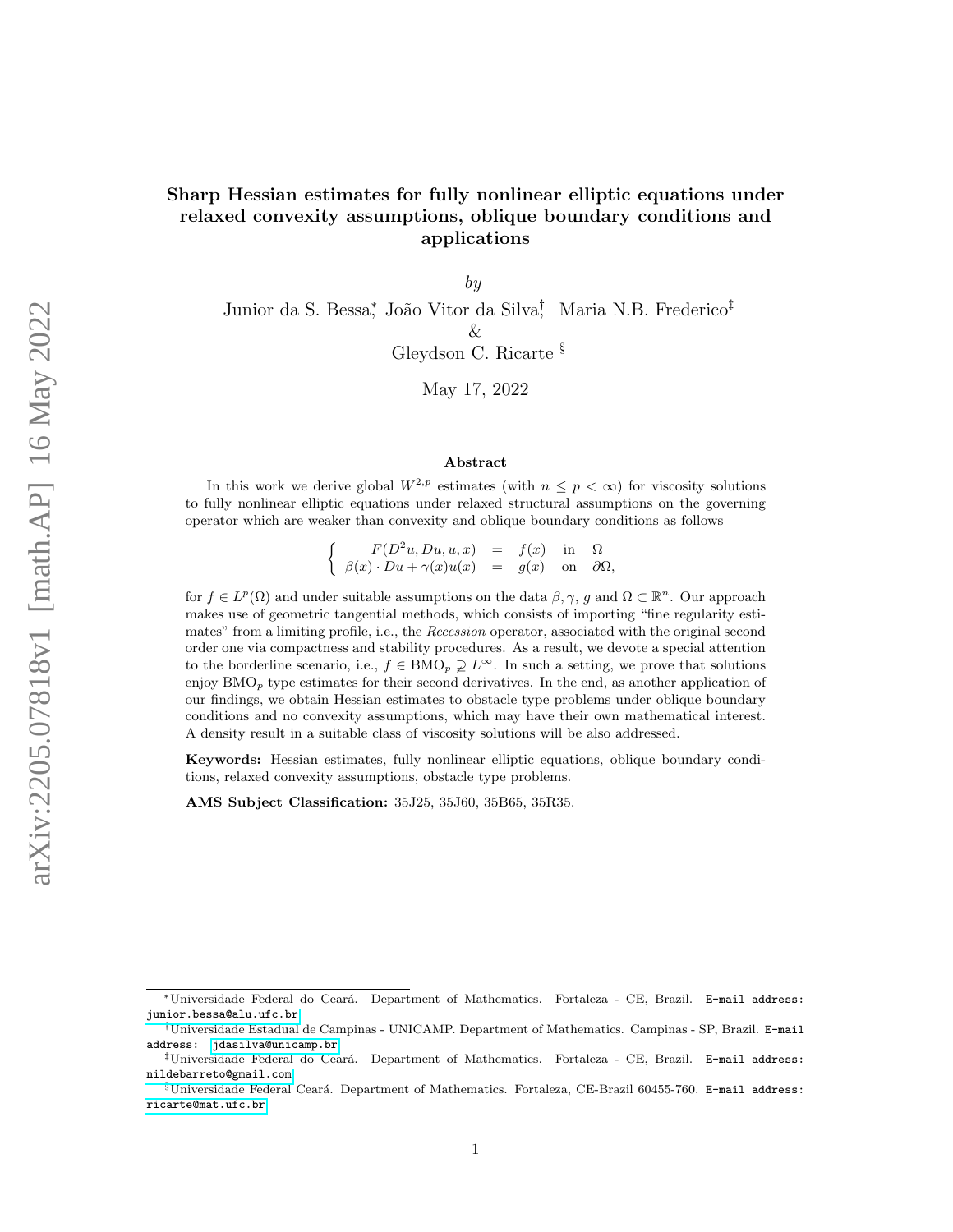# Sharp Hessian estimates for fully nonlinear elliptic equations under relaxed convexity assumptions, oblique boundary conditions and applications

*by*

Junior da S. Bessa[*], João Vitor da Silva[†], Maria N.B. Frederico[‡]
&
Gleydson C. Ricarte[§]

May 17, 2022

### Abstract

In this work we derive global $W^{2,p}$ estimates (with $n \le p < \infty$) for viscosity solutions to fully nonlinear elliptic equations under relaxed structural assumptions on the governing operator which are weaker than convexity and oblique boundary conditions as follows

$$\begin{cases} F(D^2u, Du, u, x) &= f(x) \quad \text{in} \quad \Omega \\ \beta(x) \cdot Du + \gamma(x)u(x) &= g(x) \quad \text{on} \quad \partial\Omega, \end{cases}$$

for $f \in L^p(\Omega)$ and under suitable assumptions on the data $\beta, \gamma$, $g$ and $\Omega \subset \mathbb{R}^n$. Our approach makes use of geometric tangential methods, which consists of importing "fine regularity estimates" from a limiting profile, i.e., the *Recession* operator, associated with the original second order one via compactness and stability procedures. As a result, we devote a special attention to the borderline scenario, i.e., $f \in \text{BMO}_p \supsetneq L^\infty$. In such a setting, we prove that solutions enjoy $\text{BMO}_p$ type estimates for their second derivatives. In the end, as another application of our findings, we obtain Hessian estimates to obstacle type problems under oblique boundary conditions and no convexity assumptions, which may have their own mathematical interest. A density result in a suitable class of viscosity solutions will be also addressed.

**Keywords:** Hessian estimates, fully nonlinear elliptic equations, oblique boundary conditions, relaxed convexity assumptions, obstacle type problems.

**AMS Subject Classification:** 35J25, 35J60, 35B65, 35R35.

---

[*] Universidade Federal do Ceará. Department of Mathematics. Fortaleza - CE, Brazil. E-mail address: junior.bessa@alu.ufc.br

[†] Universidade Estadual de Campinas - UNICAMP. Department of Mathematics. Campinas - SP, Brazil. E-mail address: jdasilva@unicamp.br

[‡] Universidade Federal do Ceará. Department of Mathematics. Fortaleza - CE, Brazil. E-mail address: nildebarreto@gmail.com

[§] Universidade Federal Ceará. Department of Mathematics. Fortaleza, CE-Brazil 60455-760. E-mail address: ricarte@mat.ufc.br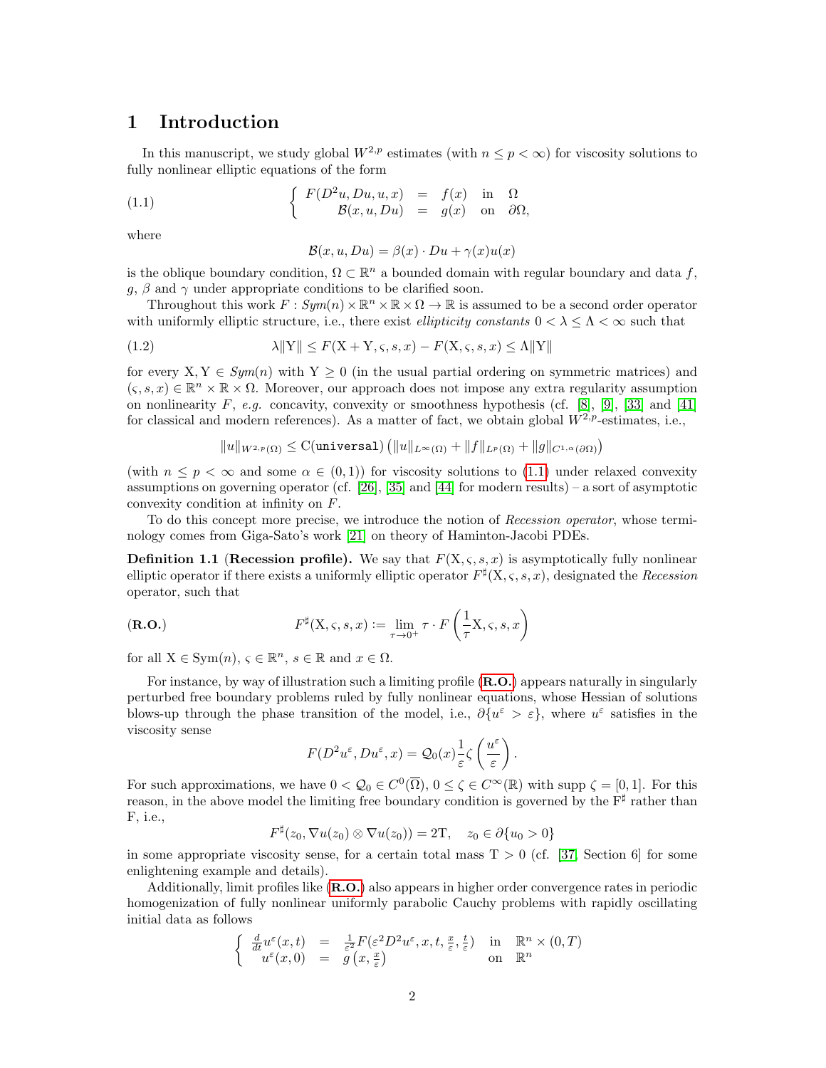# 1 Introduction

In this manuscript, we study global $W^{2,p}$ estimates (with $n \le p < \infty$) for viscosity solutions to fully nonlinear elliptic equations of the form

$$
\left\{
\begin{array}{rcll}
F(D^2u, Du, u, x) & = & f(x) & \text{in} \quad \Omega \\
\mathcal{B}(x, u, Du) & = & g(x) & \text{on} \quad \partial\Omega,
\end{array}
\right. \tag{1.1}
$$

where

$$
\mathcal{B}(x, u, Du) = \beta(x) \cdot Du + \gamma(x)u(x)
$$

is the oblique boundary condition, $\Omega \subset \mathbb{R}^n$ a bounded domain with regular boundary and data $f$, $g$, $\beta$ and $\gamma$ under appropriate conditions to be clarified soon.

Throughout this work $F : \mathit{Sym}(n) \times \mathbb{R}^n \times \mathbb{R} \times \Omega \to \mathbb{R}$ is assumed to be a second order operator with uniformly elliptic structure, i.e., there exist *ellipticity constants* $0 < \lambda \le \Lambda < \infty$ such that

$$
\lambda\|\mathrm{Y}\| \le F(\mathrm{X}+\mathrm{Y}, \varsigma, s, x) - F(\mathrm{X}, \varsigma, s, x) \le \Lambda\|\mathrm{Y}\| \tag{1.2}
$$

for every $\mathrm{X}, \mathrm{Y} \in \mathit{Sym}(n)$ with $\mathrm{Y} \ge 0$ (in the usual partial ordering on symmetric matrices) and $(\varsigma, s, x) \in \mathbb{R}^n \times \mathbb{R} \times \Omega$. Moreover, our approach does not impose any extra regularity assumption on nonlinearity $F$, *e.g.* concavity, convexity or smoothness hypothesis (cf. [8], [9], [33] and [41] for classical and modern references). As a matter of fact, we obtain global $W^{2,p}$-estimates, i.e.,

$$
\|u\|_{W^{2,p}(\Omega)} \le \mathrm{C}(\texttt{universal})\left(\|u\|_{L^\infty(\Omega)} + \|f\|_{L^p(\Omega)} + \|g\|_{C^{1,\alpha}(\partial\Omega)}\right)
$$

(with $n \le p < \infty$ and some $\alpha \in (0,1)$) for viscosity solutions to (1.1) under relaxed convexity assumptions on governing operator (cf. [26], [35] and [44] for modern results) – a sort of asymptotic convexity condition at infinity on $F$.

To do this concept more precise, we introduce the notion of *Recession operator*, whose terminology comes from Giga-Sato's work [21] on theory of Haminton-Jacobi PDEs.

**Definition 1.1 (Recession profile).** We say that $F(\mathrm{X}, \varsigma, s, x)$ is asymptotically fully nonlinear elliptic operator if there exists a uniformly elliptic operator $F^\sharp(\mathrm{X}, \varsigma, s, x)$, designated the *Recession* operator, such that

$$
F^\sharp(\mathrm{X}, \varsigma, s, x) := \lim_{\tau \to 0^+} \tau \cdot F\left(\frac{1}{\tau}\mathrm{X}, \varsigma, s, x\right) \tag{\textbf{R.O.}}
$$

for all $\mathrm{X} \in \mathrm{Sym}(n)$, $\varsigma \in \mathbb{R}^n$, $s \in \mathbb{R}$ and $x \in \Omega$.

For instance, by way of illustration such a limiting profile (**R.O.**) appears naturally in singularly perturbed free boundary problems ruled by fully nonlinear equations, whose Hessian of solutions blows-up through the phase transition of the model, i.e., $\partial\{u^\varepsilon > \varepsilon\}$, where $u^\varepsilon$ satisfies in the viscosity sense

$$
F(D^2u^\varepsilon, Du^\varepsilon, x) = \mathcal{Q}_0(x)\frac{1}{\varepsilon}\zeta\left(\frac{u^\varepsilon}{\varepsilon}\right).
$$

For such approximations, we have $0 < \mathcal{Q}_0 \in C^0(\overline{\Omega})$, $0 \le \zeta \in C^\infty(\mathbb{R})$ with supp $\zeta = [0,1]$. For this reason, in the above model the limiting free boundary condition is governed by the $\mathrm{F}^\sharp$ rather than F, i.e.,

$$
F^\sharp(z_0, \nabla u(z_0) \otimes \nabla u(z_0)) = 2\mathrm{T}, \quad z_0 \in \partial\{u_0 > 0\}
$$

in some appropriate viscosity sense, for a certain total mass $\mathrm{T} > 0$ (cf. [37, Section 6] for some enlightening example and details).

Additionally, limit profiles like (**R.O.**) also appears in higher order convergence rates in periodic homogenization of fully nonlinear uniformly parabolic Cauchy problems with rapidly oscillating initial data as follows

$$
\left\{
\begin{array}{rcll}
\frac{d}{dt}u^\varepsilon(x,t) & = & \frac{1}{\varepsilon^2}F(\varepsilon^2 D^2u^\varepsilon, x, t, \frac{x}{\varepsilon}, \frac{t}{\varepsilon}) & \text{in} \quad \mathbb{R}^n \times (0,T) \\
u^\varepsilon(x,0) & = & g\left(x, \frac{x}{\varepsilon}\right) & \text{on} \quad \mathbb{R}^n
\end{array}
\right.
$$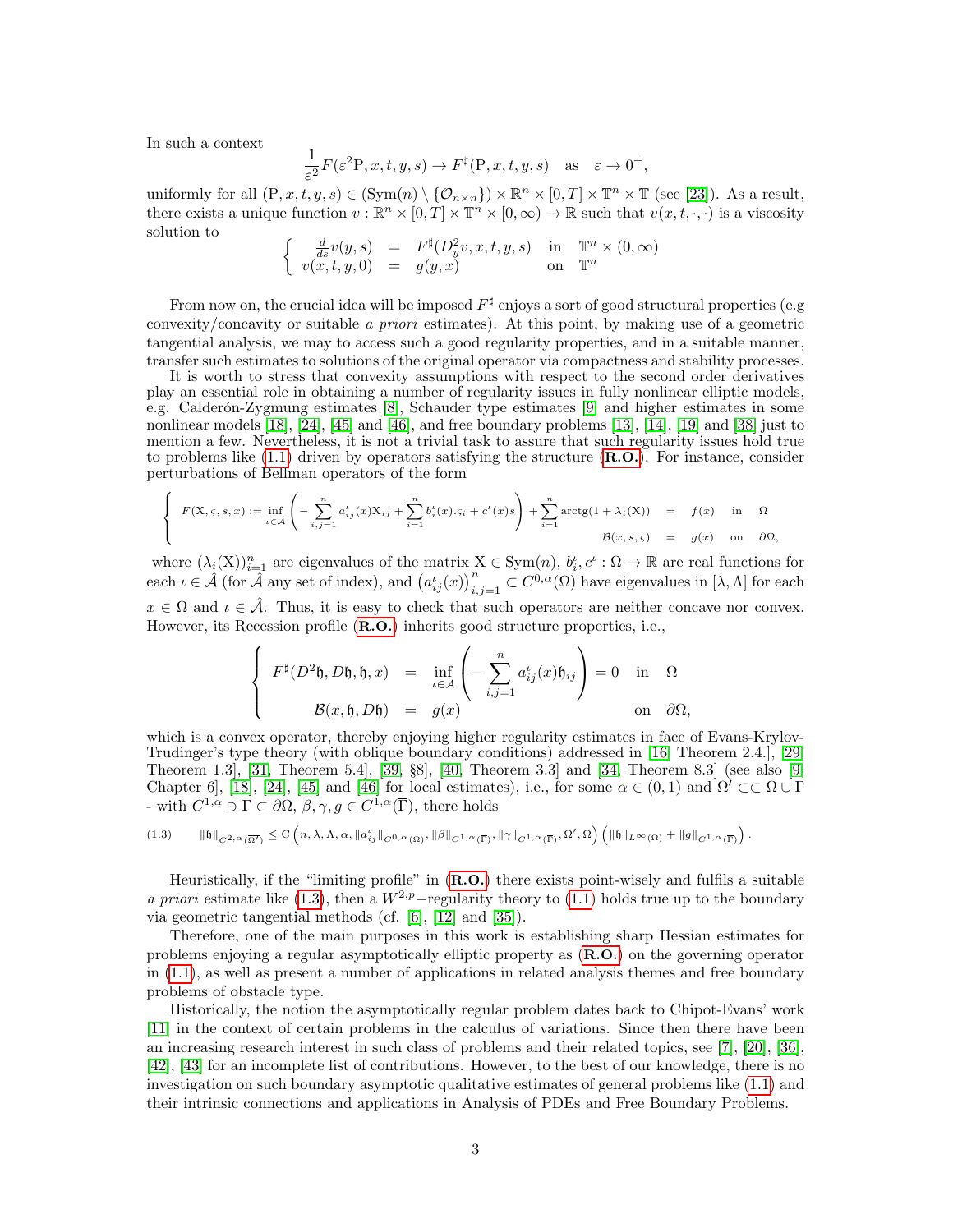In such a context

$$\frac{1}{\varepsilon^2}F(\varepsilon^2\mathrm{P}, x, t, y, s) \to F^{\sharp}(\mathrm{P}, x, t, y, s) \quad \text{as} \quad \varepsilon \to 0^+,$$

uniformly for all $(\mathrm{P}, x, t, y, s) \in (\mathrm{Sym}(n) \setminus \{\mathcal{O}_{n\times n}\}) \times \mathbb{R}^n \times [0,T] \times \mathbb{T}^n \times \mathbb{T}$ (see [23]). As a result, there exists a unique function $v : \mathbb{R}^n \times [0,T] \times \mathbb{T}^n \times [0,\infty) \to \mathbb{R}$ such that $v(x,t,\cdot,\cdot)$ is a viscosity solution to

$$\begin{cases} \frac{d}{ds}v(y,s) &=& F^{\sharp}(D_y^2 v, x, t, y, s) & \text{in} \quad \mathbb{T}^n \times (0,\infty) \\ v(x,t,y,0) &=& g(y,x) & \text{on} \quad \mathbb{T}^n \end{cases}$$

From now on, the crucial idea will be imposed $F^{\sharp}$ enjoys a sort of good structural properties (e.g convexity/concavity or suitable *a priori* estimates). At this point, by making use of a geometric tangential analysis, we may to access such a good regularity properties, and in a suitable manner, transfer such estimates to solutions of the original operator via compactness and stability processes.

It is worth to stress that convexity assumptions with respect to the second order derivatives play an essential role in obtaining a number of regularity issues in fully nonlinear elliptic models, e.g. Calderón-Zygmung estimates [8], Schauder type estimates [9] and higher estimates in some nonlinear models [18], [24], [45] and [46], and free boundary problems [13], [14], [19] and [38] just to mention a few. Nevertheless, it is not a trivial task to assure that such regularity issues hold true to problems like (1.1) driven by operators satisfying the structure (**R.O.**). For instance, consider perturbations of Bellman operators of the form

$$\begin{cases} F(\mathrm{X}, \varsigma, s, x) := \inf\limits_{\iota \in \hat{\mathcal{A}}} \left( -\sum\limits_{i,j=1}^{n} a_{ij}^{\iota}(x)\mathrm{X}_{ij} + \sum\limits_{i=1}^{n} b_i^{\iota}(x).\varsigma_i + c^{\iota}(x)s \right) + \sum\limits_{i=1}^{n} \mathrm{arctg}(1+\lambda_i(\mathrm{X})) &=& f(x) & \text{in} & \Omega \\ \mathcal{B}(x,s,\varsigma) &=& g(x) & \text{on} & \partial\Omega, \end{cases}$$

where $(\lambda_i(\mathrm{X}))_{i=1}^n$ are eigenvalues of the matrix $\mathrm{X} \in \mathrm{Sym}(n)$, $b_i^{\iota}, c^{\iota} : \Omega \to \mathbb{R}$ are real functions for each $\iota \in \hat{\mathcal{A}}$ (for $\hat{\mathcal{A}}$ any set of index), and $\left(a_{ij}^{\iota}(x)\right)_{i,j=1}^{n} \subset C^{0,\alpha}(\Omega)$ have eigenvalues in $[\lambda, \Lambda]$ for each $x \in \Omega$ and $\iota \in \hat{\mathcal{A}}$. Thus, it is easy to check that such operators are neither concave nor convex. However, its Recession profile (**R.O.**) inherits good structure properties, i.e.,

$$\begin{cases} F^{\sharp}(D^2\mathfrak{h}, D\mathfrak{h}, \mathfrak{h}, x) &=& \inf\limits_{\iota \in \mathcal{A}} \left( -\sum\limits_{i,j=1}^{n} a_{ij}^{\iota}(x)\mathfrak{h}_{ij} \right) = 0 & \text{in} \quad \Omega \\ \mathcal{B}(x, \mathfrak{h}, D\mathfrak{h}) &=& g(x) & \text{on} \quad \partial\Omega, \end{cases}$$

which is a convex operator, thereby enjoying higher regularity estimates in face of Evans-Krylov-Trudinger's type theory (with oblique boundary conditions) addressed in [16, Theorem 2.4.], [29, Theorem 1.3], [31, Theorem 5.4], [39, §8], [40, Theorem 3.3] and [34, Theorem 8.3] (see also [9, Chapter 6], [18], [24], [45] and [46] for local estimates), i.e., for some $\alpha \in (0,1)$ and $\Omega' \subset\subset \Omega \cup \Gamma$ - with $C^{1,\alpha} \ni \Gamma \subset \partial\Omega$, $\beta, \gamma, g \in C^{1,\alpha}(\overline{\Gamma})$, there holds

$$\|\mathfrak{h}\|_{C^{2,\alpha}(\overline{\Omega'})} \leq \mathrm{C}\left(n, \lambda, \Lambda, \alpha, \|a_{ij}^{\iota}\|_{C^{0,\alpha}(\Omega)}, \|\beta\|_{C^{1,\alpha}(\overline{\Gamma})}, \|\gamma\|_{C^{1,\alpha}(\overline{\Gamma})}, \Omega', \Omega\right)\left(\|\mathfrak{h}\|_{L^{\infty}(\Omega)} + \|g\|_{C^{1,\alpha}(\overline{\Gamma})}\right). \tag{1.3}$$

Heuristically, if the "limiting profile" in (**R.O.**) there exists point-wisely and fulfils a suitable *a priori* estimate like (1.3), then a $W^{2,p}-$regularity theory to (1.1) holds true up to the boundary via geometric tangential methods (cf. [6], [12] and [35]).

Therefore, one of the main purposes in this work is establishing sharp Hessian estimates for problems enjoying a regular asymptotically elliptic property as (**R.O.**) on the governing operator in (1.1), as well as present a number of applications in related analysis themes and free boundary problems of obstacle type.

Historically, the notion the asymptotically regular problem dates back to Chipot-Evans' work [11] in the context of certain problems in the calculus of variations. Since then there have been an increasing research interest in such class of problems and their related topics, see [7], [20], [36], [42], [43] for an incomplete list of contributions. However, to the best of our knowledge, there is no investigation on such boundary asymptotic qualitative estimates of general problems like (1.1) and their intrinsic connections and applications in Analysis of PDEs and Free Boundary Problems.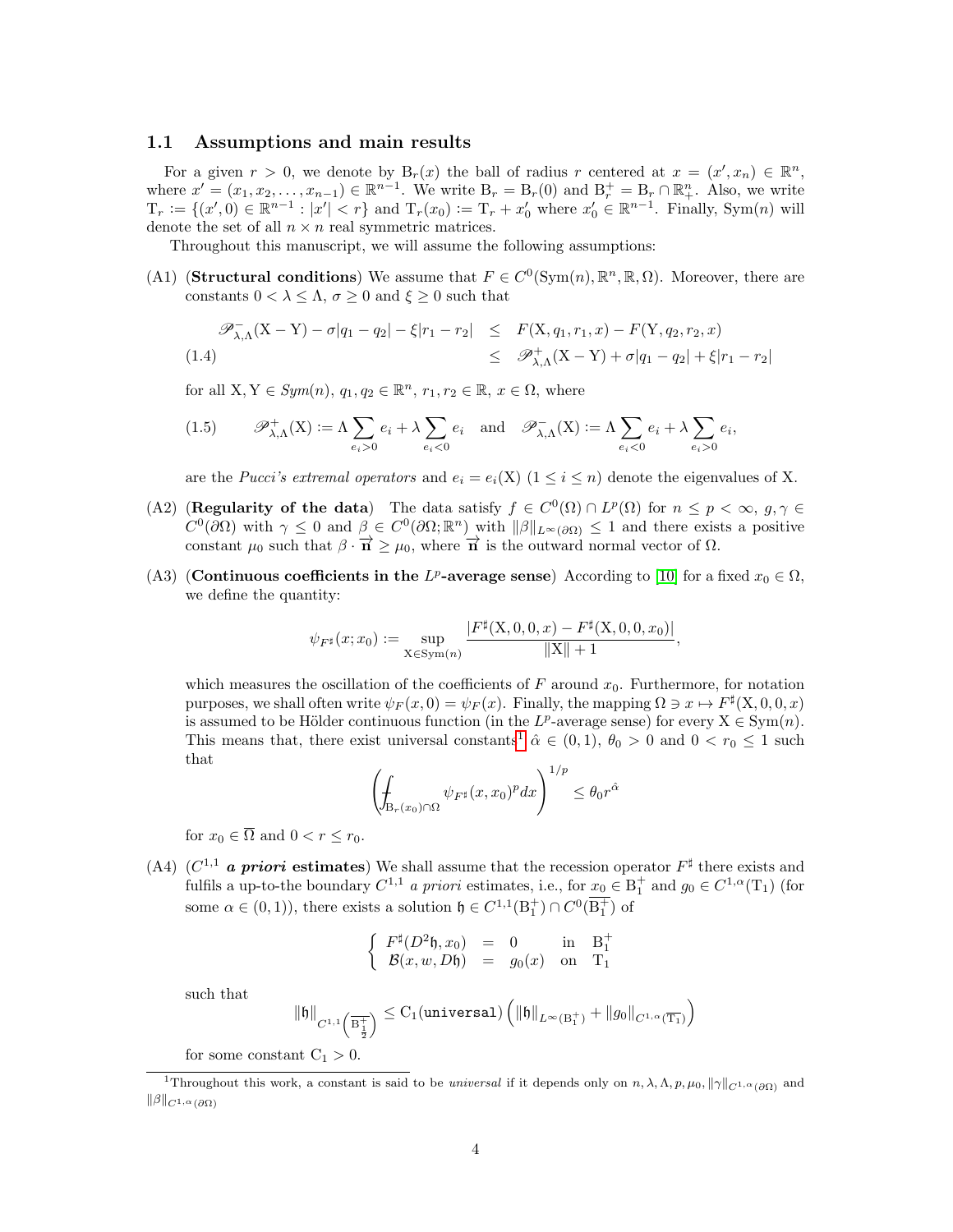### 1.1 Assumptions and main results

For a given $r > 0$, we denote by $\mathrm{B}_r(x)$ the ball of radius $r$ centered at $x = (x', x_n) \in \mathbb{R}^n$, where $x' = (x_1, x_2, \ldots, x_{n-1}) \in \mathbb{R}^{n-1}$. We write $\mathrm{B}_r = \mathrm{B}_r(0)$ and $\mathrm{B}_r^+ = \mathrm{B}_r \cap \mathbb{R}^n_+$. Also, we write $\mathrm{T}_r := \{(x', 0) \in \mathbb{R}^{n-1} : |x'| < r\}$ and $\mathrm{T}_r(x_0) := \mathrm{T}_r + x_0'$ where $x_0' \in \mathbb{R}^{n-1}$. Finally, $\mathrm{Sym}(n)$ will denote the set of all $n \times n$ real symmetric matrices.

Throughout this manuscript, we will assume the following assumptions:

(A1) (**Structural conditions**) We assume that $F \in C^0(\mathrm{Sym}(n), \mathbb{R}^n, \mathbb{R}, \Omega)$. Moreover, there are constants $0 < \lambda \leq \Lambda$, $\sigma \geq 0$ and $\xi \geq 0$ such that

$$
\begin{aligned}
\mathscr{P}^-_{\lambda,\Lambda}(\mathrm{X} - \mathrm{Y}) - \sigma|q_1 - q_2| - \xi|r_1 - r_2| \quad &\leq \quad F(\mathrm{X}, q_1, r_1, x) - F(\mathrm{Y}, q_2, r_2, x) \\
&\leq \quad \mathscr{P}^+_{\lambda,\Lambda}(\mathrm{X} - \mathrm{Y}) + \sigma|q_1 - q_2| + \xi|r_1 - r_2|
\end{aligned}
\tag{1.4}
$$

for all $\mathrm{X}, \mathrm{Y} \in \mathit{Sym}(n)$, $q_1, q_2 \in \mathbb{R}^n$, $r_1, r_2 \in \mathbb{R}$, $x \in \Omega$, where

$$
\mathscr{P}^+_{\lambda,\Lambda}(\mathrm{X}) := \Lambda \sum_{e_i > 0} e_i + \lambda \sum_{e_i < 0} e_i \quad \text{and} \quad \mathscr{P}^-_{\lambda,\Lambda}(\mathrm{X}) := \Lambda \sum_{e_i < 0} e_i + \lambda \sum_{e_i > 0} e_i,
\tag{1.5}
$$

are the *Pucci's extremal operators* and $e_i = e_i(\mathrm{X})$ $(1 \leq i \leq n)$ denote the eigenvalues of $\mathrm{X}$.

(A2) (**Regularity of the data**) The data satisfy $f \in C^0(\Omega) \cap L^p(\Omega)$ for $n \leq p < \infty$, $g, \gamma \in C^0(\partial\Omega)$ with $\gamma \leq 0$ and $\beta \in C^0(\partial\Omega; \mathbb{R}^n)$ with $\|\beta\|_{L^\infty(\partial\Omega)} \leq 1$ and there exists a positive constant $\mu_0$ such that $\beta \cdot \overrightarrow{\mathbf{n}} \geq \mu_0$, where $\overrightarrow{\mathbf{n}}$ is the outward normal vector of $\Omega$.

(A3) (**Continuous coefficients in the $L^p$-average sense**) According to [10] for a fixed $x_0 \in \Omega$, we define the quantity:

$$
\psi_{F^\sharp}(x; x_0) := \sup_{\mathrm{X} \in \mathrm{Sym}(n)} \frac{|F^\sharp(\mathrm{X}, 0, 0, x) - F^\sharp(\mathrm{X}, 0, 0, x_0)|}{\|\mathrm{X}\| + 1},
$$

which measures the oscillation of the coefficients of $F$ around $x_0$. Furthermore, for notation purposes, we shall often write $\psi_F(x, 0) = \psi_F(x)$. Finally, the mapping $\Omega \ni x \mapsto F^\sharp(\mathrm{X}, 0, 0, x)$ is assumed to be Hölder continuous function (in the $L^p$-average sense) for every $\mathrm{X} \in \mathrm{Sym}(n)$. This means that, there exist universal constants[1] $\hat{\alpha} \in (0, 1)$, $\theta_0 > 0$ and $0 < r_0 \leq 1$ such that

$$
\left( \fint_{\mathrm{B}_r(x_0) \cap \Omega} \psi_{F^\sharp}(x, x_0)^p dx \right)^{1/p} \leq \theta_0 r^{\hat{\alpha}}
$$

for $x_0 \in \overline{\Omega}$ and $0 < r \leq r_0$.

(A4) ($C^{1,1}$ ***a priori* estimates**) We shall assume that the recession operator $F^\sharp$ there exists and fulfils a up-to-the boundary $C^{1,1}$ *a priori* estimates, i.e., for $x_0 \in \mathrm{B}_1^+$ and $g_0 \in C^{1,\alpha}(\mathrm{T}_1)$ (for some $\alpha \in (0, 1)$), there exists a solution $\mathfrak{h} \in C^{1,1}(\mathrm{B}_1^+) \cap C^0(\overline{\mathrm{B}_1^+})$ of

$$
\left\{
\begin{array}{rcll}
F^\sharp(D^2\mathfrak{h}, x_0) & = & 0 & \text{in} \quad \mathrm{B}_1^+ \\
\mathcal{B}(x, w, D\mathfrak{h}) & = & g_0(x) & \text{on} \quad \mathrm{T}_1
\end{array}
\right.
$$

such that

$$
\|\mathfrak{h}\|_{C^{1,1}\left(\overline{\mathrm{B}^+_{\frac{1}{2}}}\right)} \leq \mathrm{C}_1(\texttt{universal}) \left( \|\mathfrak{h}\|_{L^\infty(\mathrm{B}_1^+)} + \|g_0\|_{C^{1,\alpha}(\overline{\mathrm{T}_1})} \right)
$$

for some constant $\mathrm{C}_1 > 0$.

[1] Throughout this work, a constant is said to be *universal* if it depends only on $n, \lambda, \Lambda, p, \mu_0, \|\gamma\|_{C^{1,\alpha}(\partial\Omega)}$ and $\|\beta\|_{C^{1,\alpha}(\partial\Omega)}$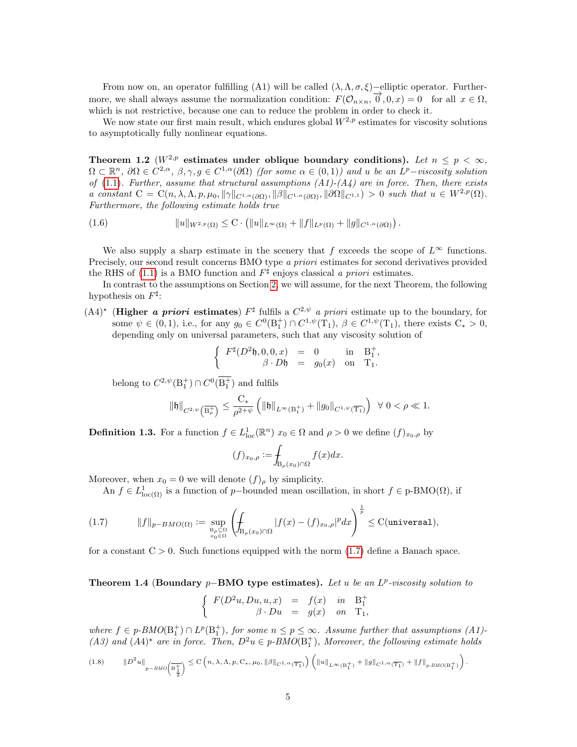From now on, an operator fulfilling (A1) will be called $(\lambda, \Lambda, \sigma, \xi)-$elliptic operator. Furthermore, we shall always assume the normalization condition: $F(\mathcal{O}_{n\times n}, \overrightarrow{0}, 0, x) = 0$ for all $x \in \Omega$, which is not restrictive, because one can to reduce the problem in order to check it.

We now state our first main result, which endures global $W^{2,p}$ estimates for viscosity solutions to asymptotically fully nonlinear equations.

**Theorem 1.2** (**$W^{2,p}$ estimates under oblique boundary conditions).** *Let $n \leq p < \infty$, $\Omega \subset \mathbb{R}^n$, $\partial\Omega \in C^{2,\alpha}$, $\beta, \gamma, g \in C^{1,\alpha}(\partial\Omega)$ (for some $\alpha \in (0,1)$) and $u$ be an $L^p-$viscosity solution of (1.1). Further, assume that structural assumptions (A1)-(A4) are in force. Then, there exists a constant $\mathrm{C} = \mathrm{C}(n, \lambda, \Lambda, p, \mu_0, \|\gamma\|_{C^{1,\alpha}(\partial\Omega)}, \|\beta\|_{C^{1,\alpha}(\partial\Omega)}, \|\partial\Omega\|_{C^{1,1}}) > 0$ such that $u \in W^{2,p}(\Omega)$. Furthermore, the following estimate holds true*

$$
\|u\|_{W^{2,p}(\Omega)} \leq \mathrm{C} \cdot \left(\|u\|_{L^\infty(\Omega)} + \|f\|_{L^p(\Omega)} + \|g\|_{C^{1,\alpha}(\partial\Omega)}\right). \tag{1.6}
$$

We also supply a sharp estimate in the scenery that $f$ exceeds the scope of $L^\infty$ functions. Precisely, our second result concerns BMO type *a priori* estimates for second derivatives provided the RHS of (1.1) is a BMO function and $F^\sharp$ enjoys classical *a priori* estimates.

In contrast to the assumptions on Section 2, we will assume, for the next Theorem, the following hypothesis on $F^\sharp$:

(A4)$^\star$ (**Higher *a priori* estimates**) $F^\sharp$ fulfils a $C^{2,\psi}$ *a priori* estimate up to the boundary, for some $\psi \in (0,1)$, i.e., for any $g_0 \in C^0(\mathrm{B}_1^+) \cap C^{1,\psi}(\mathrm{T}_1)$, $\beta \in C^{1,\psi}(\mathrm{T}_1)$, there exists $\mathrm{C}_* > 0$, depending only on universal parameters, such that any viscosity solution of

$$
\left\{
\begin{array}{rcll}
F^\sharp(D^2\mathfrak{h}, 0, 0, x) & = & 0 & \text{in } \mathrm{B}_1^+, \\
\beta \cdot D\mathfrak{h} & = & g_0(x) & \text{on } \mathrm{T}_1.
\end{array}
\right.
$$

belong to $C^{2,\psi}(\mathrm{B}_1^+) \cap C^0(\overline{\mathrm{B}_1^+})$ and fulfils

$$
\|\mathfrak{h}\|_{C^{2,\psi}\left(\overline{\mathrm{B}_\rho^+}\right)} \leq \frac{\mathrm{C}_*}{\rho^{2+\psi}} \left(\|\mathfrak{h}\|_{L^\infty(\mathrm{B}_1^+)} + \|g_0\|_{C^{1,\psi}(\overline{\mathrm{T}_1})}\right) \quad \forall\ 0 < \rho \ll 1.
$$

**Definition 1.3.** For a function $f \in L^1_{\text{loc}}(\mathbb{R}^n)$ $x_0 \in \Omega$ and $\rho > 0$ we define $(f)_{x_0,\rho}$ by

$$
(f)_{x_0,\rho} := \fint_{\mathrm{B}_\rho(x_0)\cap\Omega} f(x)dx.
$$

Moreover, when $x_0 = 0$ we will denote $(f)_\rho$ by simplicity.

An $f \in L^1_{\text{loc}(\Omega)}$ is a function of $p-$bounded mean oscillation, in short $f \in$ p-BMO$(\Omega)$, if

$$
\|f\|_{p-BMO(\Omega)} := \sup_{\substack{\mathrm{B}_\rho \subseteq \Omega \\ x_0 \in \Omega}} \left(\fint_{\mathrm{B}_\rho(x_0)\cap\Omega} |f(x) - (f)_{x_0,\rho}|^p dx\right)^{\frac{1}{p}} \leq \mathrm{C}(\texttt{universal}), \tag{1.7}
$$

for a constant $\mathrm{C} > 0$. Such functions equipped with the norm (1.7) define a Banach space.

**Theorem 1.4** (**Boundary $p-$BMO type estimates).** *Let $u$ be an $L^p$-viscosity solution to*

$$
\left\{
\begin{array}{rcll}
F(D^2u, Du, u, x) & = & f(x) & \text{in } \mathrm{B}_1^+ \\
\beta \cdot Du & = & g(x) & \text{on } \mathrm{T}_1,
\end{array}
\right.
$$

*where $f \in$ p-BMO$(\mathrm{B}_1^+) \cap L^p(\mathrm{B}_1^+)$, for some $n \leq p \leq \infty$. Assume further that assumptions (A1)-(A3) and (A4)$^\star$ are in force. Then, $D^2u \in$ p-BMO$(\mathrm{B}_1^+)$, Moreover, the following estimate holds*

$$
\|D^2u\|_{p-BMO\left(\mathrm{B}^+_{\frac{1}{2}}\right)} \leq \mathrm{C}\left(n, \lambda, \Lambda, p, \mathrm{C}_*, \mu_0, \|\beta\|_{C^{1,\alpha}(\overline{\mathrm{T}_1})}\right)\left(\|u\|_{L^\infty(\mathrm{B}_1^+)} + \|g\|_{C^{1,\alpha}(\overline{\mathrm{T}_1})} + \|f\|_{p\text{-}BMO(\mathrm{B}_1^+)}\right). \tag{1.8}
$$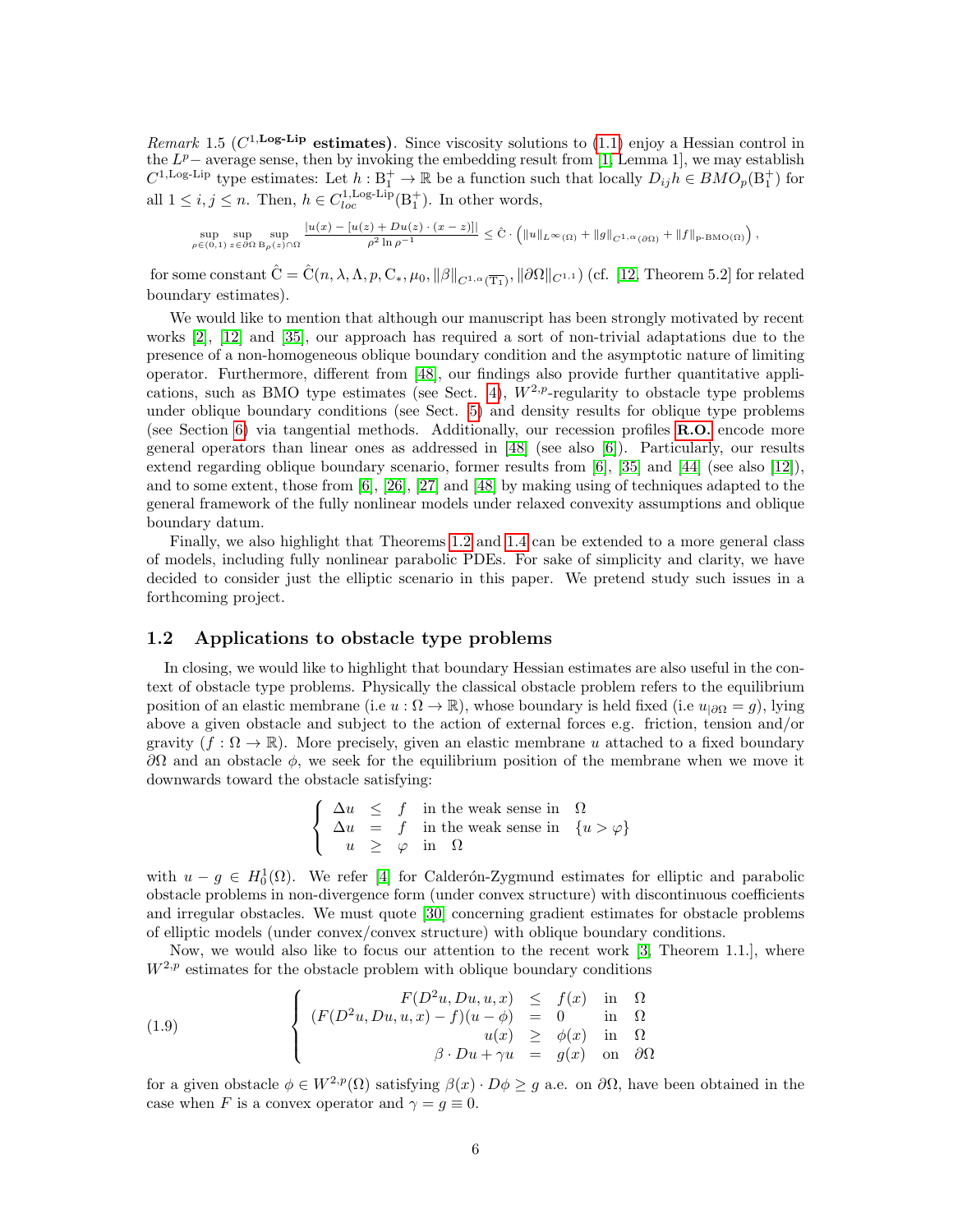*Remark* 1.5 ($C^{1,\textbf{Log-Lip}}$ **estimates**). Since viscosity solutions to (1.1) enjoy a Hessian control in the $L^p-$ average sense, then by invoking the embedding result from [1, Lemma 1], we may establish $C^{1,\text{Log-Lip}}$ type estimates: Let $h : \mathrm{B}_1^+ \to \mathbb{R}$ be a function such that locally $D_{ij}h \in BMO_p(\mathrm{B}_1^+)$ for all $1 \le i, j \le n$. Then, $h \in C^{1,\text{Log-Lip}}_{loc}(\mathrm{B}_1^+)$. In other words,

$$\sup_{\rho \in (0,1)} \sup_{z \in \partial\Omega} \sup_{\mathrm{B}_\rho(z)\cap\Omega} \frac{|u(x) - [u(z) + Du(z)\cdot(x-z)]|}{\rho^2 \ln \rho^{-1}} \le \hat{\mathrm{C}} \cdot \left(\|u\|_{L^\infty(\Omega)} + \|g\|_{C^{1,\alpha}(\partial\Omega)} + \|f\|_{\text{p-BMO}(\Omega)}\right),$$

for some constant $\hat{\mathrm{C}} = \hat{\mathrm{C}}(n, \lambda, \Lambda, p, \mathrm{C}_*, \mu_0, \|\beta\|_{C^{1,\alpha}(\overline{\mathrm{T}_1})}, \|\partial\Omega\|_{C^{1,1}})$ (cf. [12, Theorem 5.2] for related boundary estimates).

We would like to mention that although our manuscript has been strongly motivated by recent works [2], [12] and [35], our approach has required a sort of non-trivial adaptations due to the presence of a non-homogeneous oblique boundary condition and the asymptotic nature of limiting operator. Furthermore, different from [48], our findings also provide further quantitative applications, such as BMO type estimates (see Sect. 4), $W^{2,p}$-regularity to obstacle type problems under oblique boundary conditions (see Sect. 5) and density results for oblique type problems (see Section 6) via tangential methods. Additionally, our recession profiles **R.O.** encode more general operators than linear ones as addressed in [48] (see also [6]). Particularly, our results extend regarding oblique boundary scenario, former results from [6], [35] and [44] (see also [12]), and to some extent, those from [6], [26], [27] and [48] by making using of techniques adapted to the general framework of the fully nonlinear models under relaxed convexity assumptions and oblique boundary datum.

Finally, we also highlight that Theorems 1.2 and 1.4 can be extended to a more general class of models, including fully nonlinear parabolic PDEs. For sake of simplicity and clarity, we have decided to consider just the elliptic scenario in this paper. We pretend study such issues in a forthcoming project.

## 1.2 Applications to obstacle type problems

In closing, we would like to highlight that boundary Hessian estimates are also useful in the context of obstacle type problems. Physically the classical obstacle problem refers to the equilibrium position of an elastic membrane (i.e $u : \Omega \to \mathbb{R}$), whose boundary is held fixed (i.e $u_{|\partial\Omega} = g$), lying above a given obstacle and subject to the action of external forces e.g. friction, tension and/or gravity ($f : \Omega \to \mathbb{R}$). More precisely, given an elastic membrane $u$ attached to a fixed boundary $\partial\Omega$ and an obstacle $\phi$, we seek for the equilibrium position of the membrane when we move it downwards toward the obstacle satisfying:

$$\left\{\begin{array}{rcll} \Delta u & \le & f & \text{in the weak sense in} \quad \Omega \\ \Delta u & = & f & \text{in the weak sense in} \quad \{u > \varphi\} \\ u & \ge & \varphi & \text{in} \quad \Omega \end{array}\right.$$

with $u - g \in H^1_0(\Omega)$. We refer [4] for Calderón-Zygmund estimates for elliptic and parabolic obstacle problems in non-divergence form (under convex structure) with discontinuous coefficients and irregular obstacles. We must quote [30] concerning gradient estimates for obstacle problems of elliptic models (under convex/convex structure) with oblique boundary conditions.

Now, we would also like to focus our attention to the recent work [3, Theorem 1.1.], where $W^{2,p}$ estimates for the obstacle problem with oblique boundary conditions

$$\left\{\begin{array}{rcll} F(D^2u, Du, u, x) & \le & f(x) & \text{in} \quad \Omega \\ (F(D^2u, Du, u, x) - f)(u - \phi) & = & 0 & \text{in} \quad \Omega \\ u(x) & \ge & \phi(x) & \text{in} \quad \Omega \\ \beta \cdot Du + \gamma u & = & g(x) & \text{on} \quad \partial\Omega \end{array}\right. \tag{1.9}$$

for a given obstacle $\phi \in W^{2,p}(\Omega)$ satisfying $\beta(x) \cdot D\phi \ge g$ a.e. on $\partial\Omega$, have been obtained in the case when $F$ is a convex operator and $\gamma = g \equiv 0$.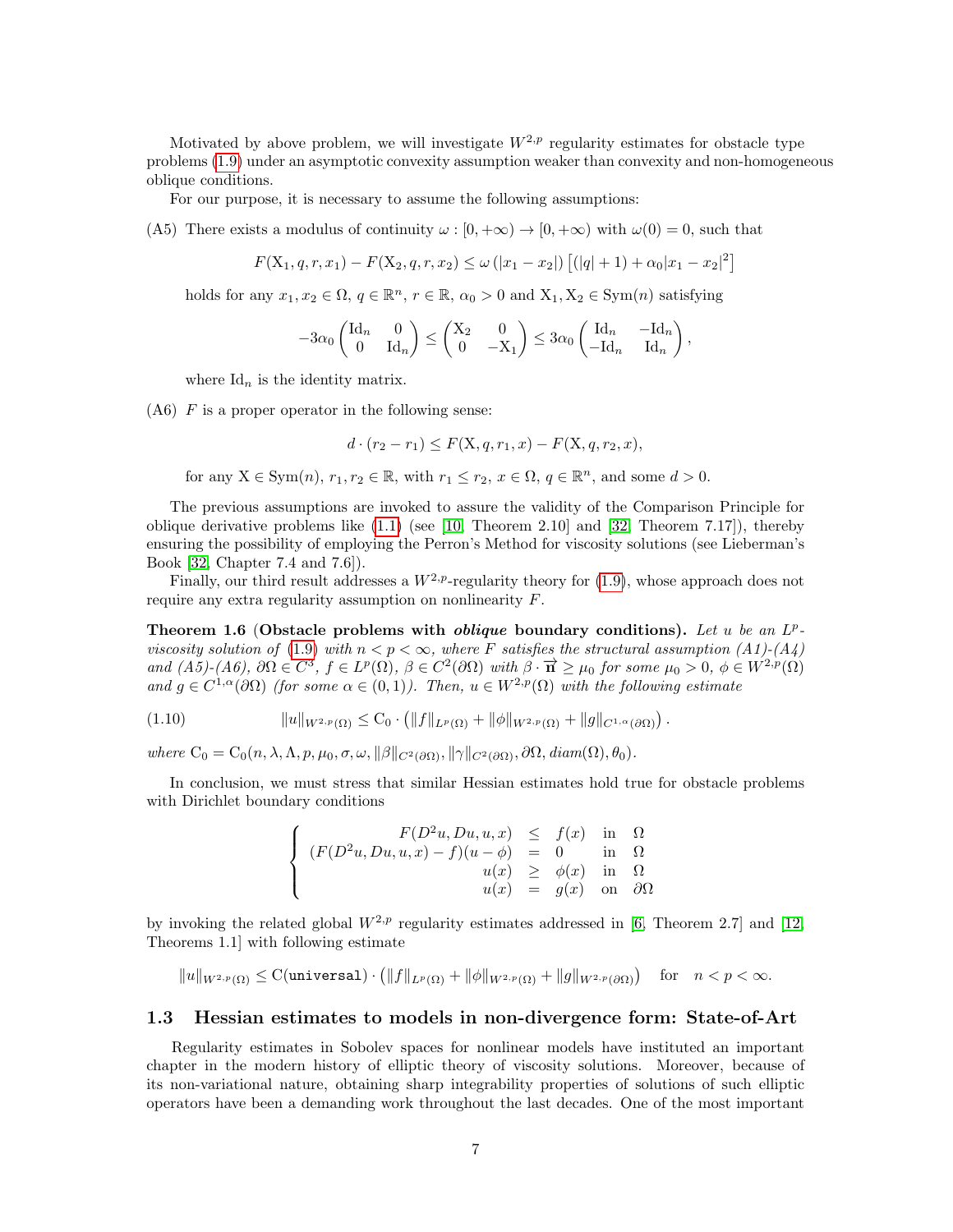Motivated by above problem, we will investigate $W^{2,p}$ regularity estimates for obstacle type problems (1.9) under an asymptotic convexity assumption weaker than convexity and non-homogeneous oblique conditions.

For our purpose, it is necessary to assume the following assumptions:

(A5) There exists a modulus of continuity $\omega : [0, +\infty) \to [0, +\infty)$ with $\omega(0) = 0$, such that

$$F(\mathrm{X}_1, q, r, x_1) - F(\mathrm{X}_2, q, r, x_2) \leq \omega(|x_1 - x_2|)\left[(|q| + 1) + \alpha_0 |x_1 - x_2|^2\right]$$

holds for any $x_1, x_2 \in \Omega$, $q \in \mathbb{R}^n$, $r \in \mathbb{R}$, $\alpha_0 > 0$ and $\mathrm{X}_1, \mathrm{X}_2 \in \mathrm{Sym}(n)$ satisfying

$$-3\alpha_0 \begin{pmatrix} \mathrm{Id}_n & 0 \\ 0 & \mathrm{Id}_n \end{pmatrix} \leq \begin{pmatrix} \mathrm{X}_2 & 0 \\ 0 & -\mathrm{X}_1 \end{pmatrix} \leq 3\alpha_0 \begin{pmatrix} \mathrm{Id}_n & -\mathrm{Id}_n \\ -\mathrm{Id}_n & \mathrm{Id}_n \end{pmatrix},$$

where $\mathrm{Id}_n$ is the identity matrix.

(A6) $F$ is a proper operator in the following sense:

$$d \cdot (r_2 - r_1) \leq F(\mathrm{X}, q, r_1, x) - F(\mathrm{X}, q, r_2, x),$$

for any $\mathrm{X} \in \mathrm{Sym}(n)$, $r_1, r_2 \in \mathbb{R}$, with $r_1 \leq r_2$, $x \in \Omega$, $q \in \mathbb{R}^n$, and some $d > 0$.

The previous assumptions are invoked to assure the validity of the Comparison Principle for oblique derivative problems like (1.1) (see [10, Theorem 2.10] and [32, Theorem 7.17]), thereby ensuring the possibility of employing the Perron's Method for viscosity solutions (see Lieberman's Book [32, Chapter 7.4 and 7.6]).

Finally, our third result addresses a $W^{2,p}$-regularity theory for (1.9), whose approach does not require any extra regularity assumption on nonlinearity $F$.

**Theorem 1.6** **(Obstacle problems with *oblique* boundary conditions).** *Let $u$ be an $L^p$-viscosity solution of (1.9) with $n < p < \infty$, where $F$ satisfies the structural assumption (A1)-(A4) and (A5)-(A6), $\partial\Omega \in C^3$, $f \in L^p(\Omega)$, $\beta \in C^2(\partial\Omega)$ with $\beta \cdot \overrightarrow{\mathbf{n}} \geq \mu_0$ for some $\mu_0 > 0$, $\phi \in W^{2,p}(\Omega)$ and $g \in C^{1,\alpha}(\partial\Omega)$ (for some $\alpha \in (0,1)$). Then, $u \in W^{2,p}(\Omega)$ with the following estimate*

$$\|u\|_{W^{2,p}(\Omega)} \leq \mathrm{C}_0 \cdot \left(\|f\|_{L^p(\Omega)} + \|\phi\|_{W^{2,p}(\Omega)} + \|g\|_{C^{1,\alpha}(\partial\Omega)}\right). \tag{1.10}$$

*where $\mathrm{C}_0 = \mathrm{C}_0(n, \lambda, \Lambda, p, \mu_0, \sigma, \omega, \|\beta\|_{C^2(\partial\Omega)}, \|\gamma\|_{C^2(\partial\Omega)}, \partial\Omega, diam(\Omega), \theta_0)$.*

In conclusion, we must stress that similar Hessian estimates hold true for obstacle problems with Dirichlet boundary conditions

$$\left\{\begin{array}{rcll} F(D^2u, Du, u, x) & \leq & f(x) & \text{in} \quad \Omega \\ (F(D^2u, Du, u, x) - f)(u - \phi) & = & 0 & \text{in} \quad \Omega \\ u(x) & \geq & \phi(x) & \text{in} \quad \Omega \\ u(x) & = & g(x) & \text{on} \quad \partial\Omega \end{array}\right.$$

by invoking the related global $W^{2,p}$ regularity estimates addressed in [6, Theorem 2.7] and [12, Theorems 1.1] with following estimate

$$\|u\|_{W^{2,p}(\Omega)} \leq \mathrm{C}(\texttt{universal}) \cdot \left(\|f\|_{L^p(\Omega)} + \|\phi\|_{W^{2,p}(\Omega)} + \|g\|_{W^{2,p}(\partial\Omega)}\right) \quad \text{for} \quad n < p < \infty.$$

### 1.3 Hessian estimates to models in non-divergence form: State-of-Art

Regularity estimates in Sobolev spaces for nonlinear models have instituted an important chapter in the modern history of elliptic theory of viscosity solutions. Moreover, because of its non-variational nature, obtaining sharp integrability properties of solutions of such elliptic operators have been a demanding work throughout the last decades. One of the most important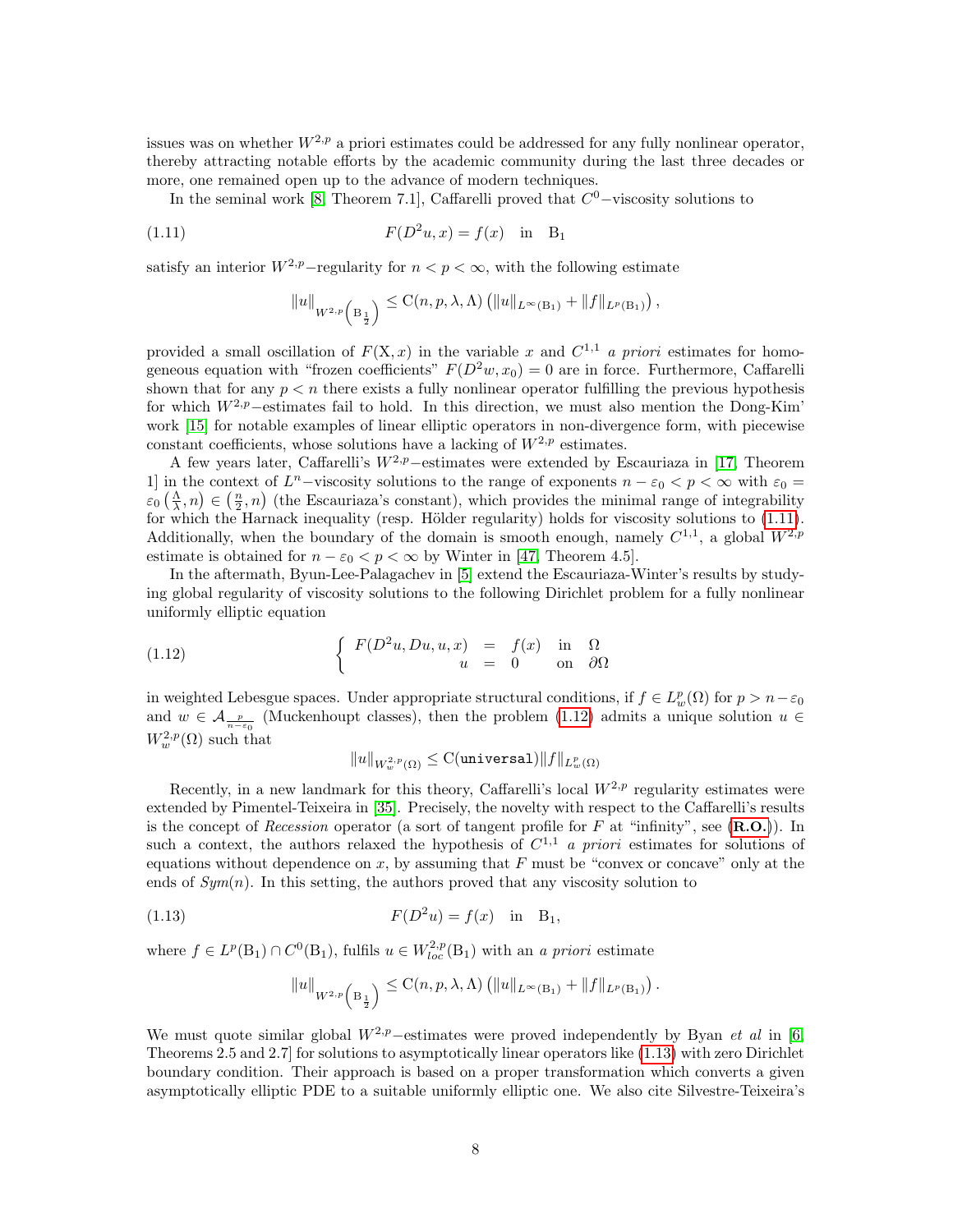issues was on whether $W^{2,p}$ a priori estimates could be addressed for any fully nonlinear operator, thereby attracting notable efforts by the academic community during the last three decades or more, one remained open up to the advance of modern techniques.

In the seminal work [8, Theorem 7.1], Caffarelli proved that $C^0-$viscosity solutions to

$$F(D^2u, x) = f(x) \quad \text{in} \quad \mathrm{B}_1 \tag{1.11}$$

satisfy an interior $W^{2,p}-$regularity for $n < p < \infty$, with the following estimate

$$\|u\|_{W^{2,p}\left(\mathrm{B}_{\frac{1}{2}}\right)} \leq \mathrm{C}(n, p, \lambda, \Lambda)\left(\|u\|_{L^\infty(\mathrm{B}_1)} + \|f\|_{L^p(\mathrm{B}_1)}\right),$$

provided a small oscillation of $F(\mathrm{X}, x)$ in the variable $x$ and $C^{1,1}$ *a priori* estimates for homogeneous equation with "frozen coefficients" $F(D^2w, x_0) = 0$ are in force. Furthermore, Caffarelli shown that for any $p < n$ there exists a fully nonlinear operator fulfilling the previous hypothesis for which $W^{2,p}-$estimates fail to hold. In this direction, we must also mention the Dong-Kim' work [15] for notable examples of linear elliptic operators in non-divergence form, with piecewise constant coefficients, whose solutions have a lacking of $W^{2,p}$ estimates.

A few years later, Caffarelli's $W^{2,p}-$estimates were extended by Escauriaza in [17, Theorem 1] in the context of $L^n-$viscosity solutions to the range of exponents $n - \varepsilon_0 < p < \infty$ with $\varepsilon_0 = \varepsilon_0\left(\frac{\Lambda}{\lambda}, n\right) \in \left(\frac{n}{2}, n\right)$ (the Escauriaza's constant), which provides the minimal range of integrability for which the Harnack inequality (resp. Hölder regularity) holds for viscosity solutions to (1.11). Additionally, when the boundary of the domain is smooth enough, namely $C^{1,1}$, a global $W^{2,p}$ estimate is obtained for $n - \varepsilon_0 < p < \infty$ by Winter in [47, Theorem 4.5].

In the aftermath, Byun-Lee-Palagachev in [5] extend the Escauriaza-Winter's results by studying global regularity of viscosity solutions to the following Dirichlet problem for a fully nonlinear uniformly elliptic equation

$$\left\{ \begin{array}{rclcl} F(D^2u, Du, u, x) & = & f(x) & \text{in} & \Omega \\ u & = & 0 & \text{on} & \partial\Omega \end{array} \right. \tag{1.12}$$

in weighted Lebesgue spaces. Under appropriate structural conditions, if $f \in L^p_w(\Omega)$ for $p > n - \varepsilon_0$ and $w \in \mathcal{A}_{\frac{p}{n-\varepsilon_0}}$ (Muckenhoupt classes), then the problem (1.12) admits a unique solution $u \in W^{2,p}_w(\Omega)$ such that

$$\|u\|_{W^{2,p}_w(\Omega)} \leq \mathrm{C}(\texttt{universal})\|f\|_{L^p_w(\Omega)}$$

Recently, in a new landmark for this theory, Caffarelli's local $W^{2,p}$ regularity estimates were extended by Pimentel-Teixeira in [35]. Precisely, the novelty with respect to the Caffarelli's results is the concept of *Recession* operator (a sort of tangent profile for $F$ at "infinity", see (**R.O.**)). In such a context, the authors relaxed the hypothesis of $C^{1,1}$ *a priori* estimates for solutions of equations without dependence on $x$, by assuming that $F$ must be "convex or concave" only at the ends of $Sym(n)$. In this setting, the authors proved that any viscosity solution to

$$F(D^2u) = f(x) \quad \text{in} \quad \mathrm{B}_1, \tag{1.13}$$

where $f \in L^p(\mathrm{B}_1) \cap C^0(\mathrm{B}_1)$, fulfils $u \in W^{2,p}_{loc}(\mathrm{B}_1)$ with an *a priori* estimate

$$\|u\|_{W^{2,p}\left(\mathrm{B}_{\frac{1}{2}}\right)} \leq \mathrm{C}(n, p, \lambda, \Lambda)\left(\|u\|_{L^\infty(\mathrm{B}_1)} + \|f\|_{L^p(\mathrm{B}_1)}\right).$$

We must quote similar global $W^{2,p}-$estimates were proved independently by Byan *et al* in [6, Theorems 2.5 and 2.7] for solutions to asymptotically linear operators like (1.13) with zero Dirichlet boundary condition. Their approach is based on a proper transformation which converts a given asymptotically elliptic PDE to a suitable uniformly elliptic one. We also cite Silvestre-Teixeira's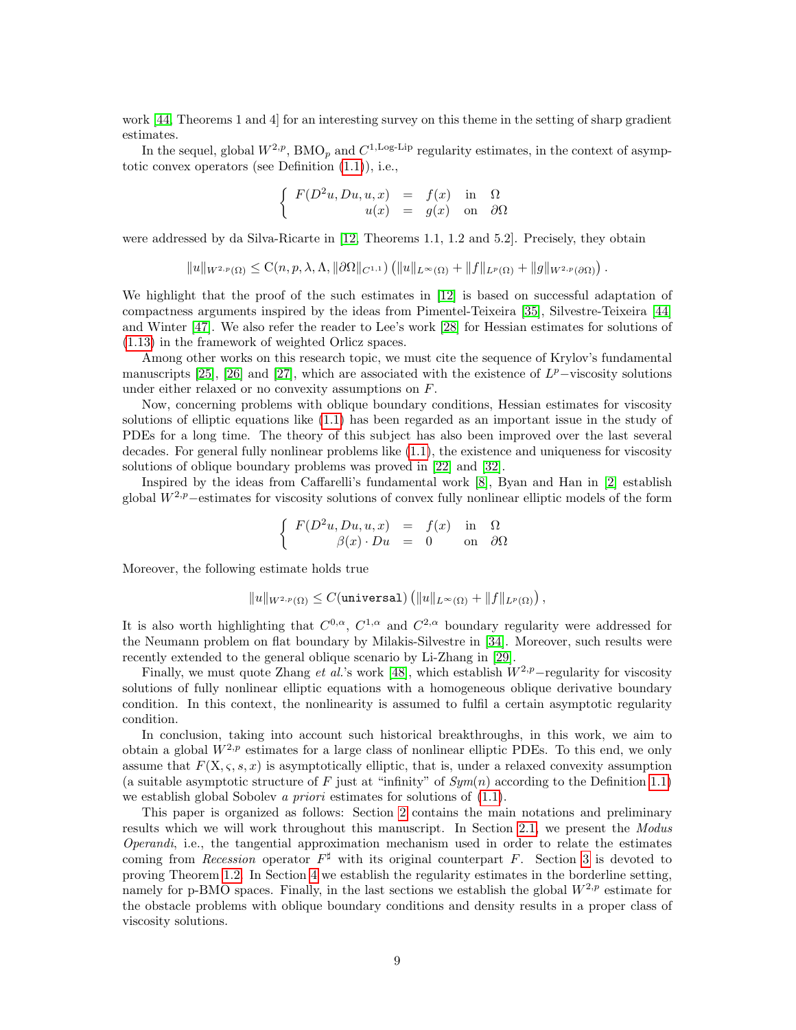work [44, Theorems 1 and 4] for an interesting survey on this theme in the setting of sharp gradient estimates.

In the sequel, global $W^{2,p}$, $\text{BMO}_p$ and $C^{1,\text{Log-Lip}}$ regularity estimates, in the context of asymptotic convex operators (see Definition (1.1)), i.e.,

$$\left\{ \begin{array}{rcll} F(D^2u, Du, u, x) & = & f(x) & \text{in} \quad \Omega \\ u(x) & = & g(x) & \text{on} \quad \partial\Omega \end{array} \right.$$

were addressed by da Silva-Ricarte in [12, Theorems 1.1, 1.2 and 5.2]. Precisely, they obtain

$$\|u\|_{W^{2,p}(\Omega)} \leq \text{C}(n, p, \lambda, \Lambda, \|\partial\Omega\|_{C^{1,1}}) \left(\|u\|_{L^\infty(\Omega)} + \|f\|_{L^p(\Omega)} + \|g\|_{W^{2,p}(\partial\Omega)}\right).$$

We highlight that the proof of the such estimates in [12] is based on successful adaptation of compactness arguments inspired by the ideas from Pimentel-Teixeira [35], Silvestre-Teixeira [44] and Winter [47]. We also refer the reader to Lee's work [28] for Hessian estimates for solutions of (1.13) in the framework of weighted Orlicz spaces.

Among other works on this research topic, we must cite the sequence of Krylov's fundamental manuscripts [25], [26] and [27], which are associated with the existence of $L^p-$viscosity solutions under either relaxed or no convexity assumptions on $F$.

Now, concerning problems with oblique boundary conditions, Hessian estimates for viscosity solutions of elliptic equations like (1.1) has been regarded as an important issue in the study of PDEs for a long time. The theory of this subject has also been improved over the last several decades. For general fully nonlinear problems like (1.1), the existence and uniqueness for viscosity solutions of oblique boundary problems was proved in [22] and [32].

Inspired by the ideas from Caffarelli's fundamental work [8], Byan and Han in [2] establish global $W^{2,p}-$estimates for viscosity solutions of convex fully nonlinear elliptic models of the form

$$\left\{ \begin{array}{rcll} F(D^2u, Du, u, x) & = & f(x) & \text{in} \quad \Omega \\ \beta(x) \cdot Du & = & 0 & \text{on} \quad \partial\Omega \end{array} \right.$$

Moreover, the following estimate holds true

$$\|u\|_{W^{2,p}(\Omega)} \leq C(\texttt{universal}) \left(\|u\|_{L^\infty(\Omega)} + \|f\|_{L^p(\Omega)}\right),$$

It is also worth highlighting that $C^{0,\alpha}$, $C^{1,\alpha}$ and $C^{2,\alpha}$ boundary regularity were addressed for the Neumann problem on flat boundary by Milakis-Silvestre in [34]. Moreover, such results were recently extended to the general oblique scenario by Li-Zhang in [29].

Finally, we must quote Zhang *et al.*'s work [48], which establish $W^{2,p}-$regularity for viscosity solutions of fully nonlinear elliptic equations with a homogeneous oblique derivative boundary condition. In this context, the nonlinearity is assumed to fulfil a certain asymptotic regularity condition.

In conclusion, taking into account such historical breakthroughs, in this work, we aim to obtain a global $W^{2,p}$ estimates for a large class of nonlinear elliptic PDEs. To this end, we only assume that $F(\text{X}, \varsigma, s, x)$ is asymptotically elliptic, that is, under a relaxed convexity assumption (a suitable asymptotic structure of $F$ just at "infinity" of $Sym(n)$ according to the Definition 1.1) we establish global Sobolev *a priori* estimates for solutions of (1.1).

This paper is organized as follows: Section 2 contains the main notations and preliminary results which we will work throughout this manuscript. In Section 2.1, we present the *Modus Operandi*, i.e., the tangential approximation mechanism used in order to relate the estimates coming from *Recession* operator $F^\sharp$ with its original counterpart $F$. Section 3 is devoted to proving Theorem 1.2. In Section 4 we establish the regularity estimates in the borderline setting, namely for p-BMO spaces. Finally, in the last sections we establish the global $W^{2,p}$ estimate for the obstacle problems with oblique boundary conditions and density results in a proper class of viscosity solutions.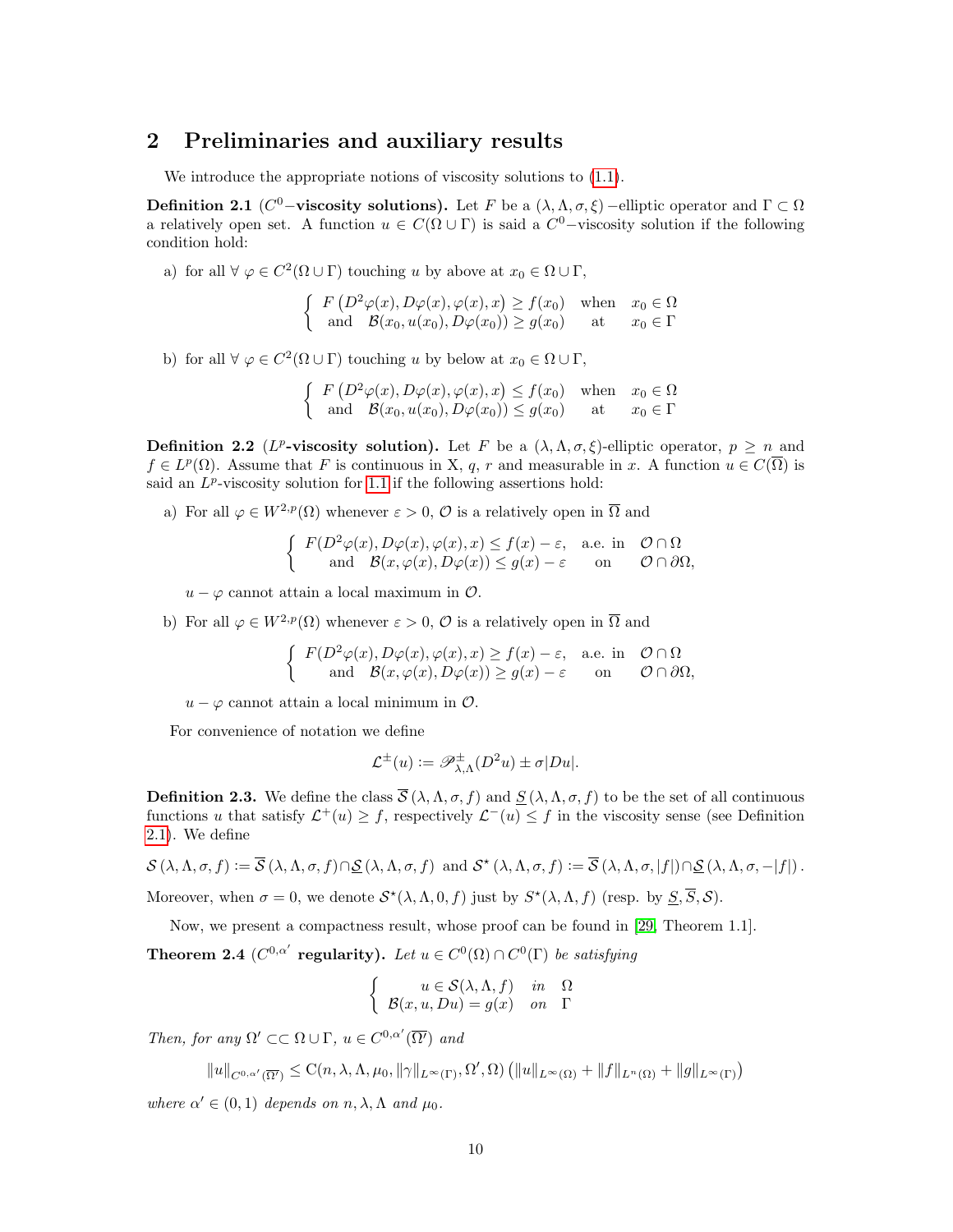## 2 Preliminaries and auxiliary results

We introduce the appropriate notions of viscosity solutions to (1.1).

**Definition 2.1** ($C^0$**−viscosity solutions).** Let $F$ be a $(\lambda, \Lambda, \sigma, \xi)$−elliptic operator and $\Gamma \subset \Omega$ a relatively open set. A function $u \in C(\Omega \cup \Gamma)$ is said a $C^0$−viscosity solution if the following condition hold:

a) for all $\forall\ \varphi \in C^2(\Omega \cup \Gamma)$ touching $u$ by above at $x_0 \in \Omega \cup \Gamma$,

$$\begin{cases} F\left(D^2\varphi(x), D\varphi(x), \varphi(x), x\right) \geq f(x_0) & \text{when} \quad x_0 \in \Omega \\ \quad \text{and} \quad \mathcal{B}(x_0, u(x_0), D\varphi(x_0)) \geq g(x_0) & \text{at} \quad x_0 \in \Gamma \end{cases}$$

b) for all $\forall\ \varphi \in C^2(\Omega \cup \Gamma)$ touching $u$ by below at $x_0 \in \Omega \cup \Gamma$,

$$\begin{cases} F\left(D^2\varphi(x), D\varphi(x), \varphi(x), x\right) \leq f(x_0) & \text{when} \quad x_0 \in \Omega \\ \quad \text{and} \quad \mathcal{B}(x_0, u(x_0), D\varphi(x_0)) \leq g(x_0) & \text{at} \quad x_0 \in \Gamma \end{cases}$$

**Definition 2.2** ($L^p$**-viscosity solution).** Let $F$ be a $(\lambda, \Lambda, \sigma, \xi)$-elliptic operator, $p \geq n$ and $f \in L^p(\Omega)$. Assume that $F$ is continuous in X, $q$, $r$ and measurable in $x$. A function $u \in C(\overline{\Omega})$ is said an $L^p$-viscosity solution for 1.1 if the following assertions hold:

a) For all $\varphi \in W^{2,p}(\Omega)$ whenever $\varepsilon > 0$, $\mathcal{O}$ is a relatively open in $\overline{\Omega}$ and

$$\begin{cases} F(D^2\varphi(x), D\varphi(x), \varphi(x), x) \leq f(x) - \varepsilon, & \text{a.e. in} \quad \mathcal{O} \cap \Omega \\ \quad \text{and} \quad \mathcal{B}(x, \varphi(x), D\varphi(x)) \leq g(x) - \varepsilon & \text{on} \quad \mathcal{O} \cap \partial\Omega, \end{cases}$$

$u - \varphi$ cannot attain a local maximum in $\mathcal{O}$.

b) For all $\varphi \in W^{2,p}(\Omega)$ whenever $\varepsilon > 0$, $\mathcal{O}$ is a relatively open in $\overline{\Omega}$ and

$$\begin{cases} F(D^2\varphi(x), D\varphi(x), \varphi(x), x) \geq f(x) - \varepsilon, & \text{a.e. in} \quad \mathcal{O} \cap \Omega \\ \quad \text{and} \quad \mathcal{B}(x, \varphi(x), D\varphi(x)) \geq g(x) - \varepsilon & \text{on} \quad \mathcal{O} \cap \partial\Omega, \end{cases}$$

$u - \varphi$ cannot attain a local minimum in $\mathcal{O}$.

For convenience of notation we define

$$\mathcal{L}^{\pm}(u) := \mathscr{P}^{\pm}_{\lambda,\Lambda}(D^2u) \pm \sigma|Du|.$$

**Definition 2.3.** We define the class $\overline{S}(\lambda, \Lambda, \sigma, f)$ and $\underline{S}(\lambda, \Lambda, \sigma, f)$ to be the set of all continuous functions $u$ that satisfy $\mathcal{L}^+(u) \geq f$, respectively $\mathcal{L}^-(u) \leq f$ in the viscosity sense (see Definition 2.1). We define

$$\mathcal{S}(\lambda, \Lambda, \sigma, f) := \overline{S}(\lambda, \Lambda, \sigma, f) \cap \underline{S}(\lambda, \Lambda, \sigma, f) \text{ and } \mathcal{S}^\star(\lambda, \Lambda, \sigma, f) := \overline{S}(\lambda, \Lambda, \sigma, |f|) \cap \underline{S}(\lambda, \Lambda, \sigma, -|f|).$$

Moreover, when $\sigma = 0$, we denote $\mathcal{S}^\star(\lambda, \Lambda, 0, f)$ just by $S^\star(\lambda, \Lambda, f)$ (resp. by $\underline{S}, \overline{S}, \mathcal{S}$).

Now, we present a compactness result, whose proof can be found in [29, Theorem 1.1].

**Theorem 2.4** ($C^{0,\alpha'}$ **regularity).** *Let $u \in C^0(\Omega) \cap C^0(\Gamma)$ be satisfying*

$$\begin{cases} u \in \mathcal{S}(\lambda, \Lambda, f) & \text{in} \quad \Omega \\ \mathcal{B}(x, u, Du) = g(x) & \text{on} \quad \Gamma \end{cases}$$

*Then, for any $\Omega' \subset\subset \Omega \cup \Gamma$, $u \in C^{0,\alpha'}(\overline{\Omega'})$ and*

$$\|u\|_{C^{0,\alpha'}(\overline{\Omega'})} \leq \mathrm{C}(n, \lambda, \Lambda, \mu_0, \|\gamma\|_{L^\infty(\Gamma)}, \Omega', \Omega)\left(\|u\|_{L^\infty(\Omega)} + \|f\|_{L^n(\Omega)} + \|g\|_{L^\infty(\Gamma)}\right)$$

*where $\alpha' \in (0, 1)$ depends on $n, \lambda, \Lambda$ and $\mu_0$.*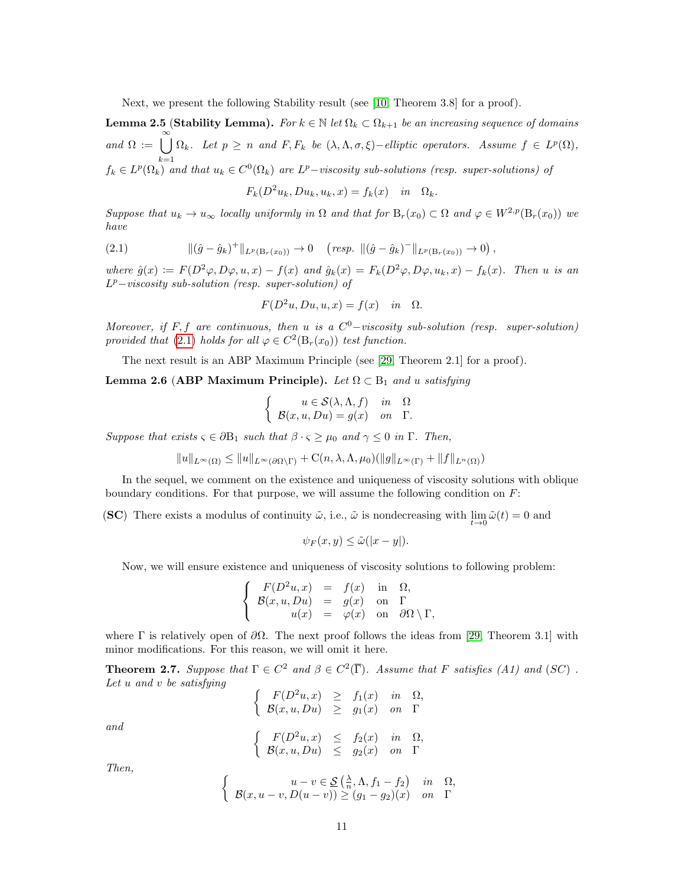Next, we present the following Stability result (see [10, Theorem 3.8] for a proof).

**Lemma 2.5 (Stability Lemma).** *For $k \in \mathbb{N}$ let $\Omega_k \subset \Omega_{k+1}$ be an increasing sequence of domains and $\Omega := \bigcup_{k=1}^{\infty} \Omega_k$. Let $p \geq n$ and $F, F_k$ be $(\lambda, \Lambda, \sigma, \xi)-$elliptic operators. Assume $f \in L^p(\Omega)$, $f_k \in L^p(\Omega_k)$ and that $u_k \in C^0(\Omega_k)$ are $L^p-$viscosity sub-solutions (resp. super-solutions) of*

$$F_k(D^2 u_k, Du_k, u_k, x) = f_k(x) \quad \text{in} \quad \Omega_k.$$

*Suppose that $u_k \to u_\infty$ locally uniformly in $\Omega$ and that for $\mathrm{B}_r(x_0) \subset \Omega$ and $\varphi \in W^{2,p}(\mathrm{B}_r(x_0))$ we have*

$$\|(\hat{g} - \hat{g}_k)^+\|_{L^p(\mathrm{B}_r(x_0))} \to 0 \quad \left(\text{resp. } \|(\hat{g} - \hat{g}_k)^-\|_{L^p(\mathrm{B}_r(x_0))} \to 0\right), \tag{2.1}$$

*where $\hat{g}(x) := F(D^2\varphi, D\varphi, u, x) - f(x)$ and $\hat{g}_k(x) = F_k(D^2\varphi, D\varphi, u_k, x) - f_k(x)$. Then $u$ is an $L^p-$viscosity sub-solution (resp. super-solution) of*

$$F(D^2 u, Du, u, x) = f(x) \quad \text{in} \quad \Omega.$$

*Moreover, if $F, f$ are continuous, then $u$ is a $C^0-$viscosity sub-solution (resp. super-solution) provided that (2.1) holds for all $\varphi \in C^2(\mathrm{B}_r(x_0))$ test function.*

The next result is an ABP Maximum Principle (see [29, Theorem 2.1] for a proof).

**Lemma 2.6 (ABP Maximum Principle).** *Let $\Omega \subset \mathrm{B}_1$ and $u$ satisfying*

$$\begin{cases} u \in \mathcal{S}(\lambda, \Lambda, f) & \text{in} \quad \Omega \\ \mathcal{B}(x, u, Du) = g(x) & \text{on} \quad \Gamma. \end{cases}$$

*Suppose that exists $\varsigma \in \partial \mathrm{B}_1$ such that $\beta \cdot \varsigma \geq \mu_0$ and $\gamma \leq 0$ in $\Gamma$. Then,*

$$\|u\|_{L^\infty(\Omega)} \leq \|u\|_{L^\infty(\partial\Omega \setminus \Gamma)} + \mathrm{C}(n, \lambda, \Lambda, \mu_0)(\|g\|_{L^\infty(\Gamma)} + \|f\|_{L^n(\Omega)})$$

In the sequel, we comment on the existence and uniqueness of viscosity solutions with oblique boundary conditions. For that purpose, we will assume the following condition on $F$:

**(SC)** There exists a modulus of continuity $\tilde{\omega}$, i.e., $\tilde{\omega}$ is nondecreasing with $\lim_{t \to 0} \tilde{\omega}(t) = 0$ and

$$\psi_F(x, y) \leq \tilde{\omega}(|x - y|).$$

Now, we will ensure existence and uniqueness of viscosity solutions to following problem:

$$\begin{cases} F(D^2 u, x) &= f(x) & \text{in} & \Omega, \\ \mathcal{B}(x, u, Du) &= g(x) & \text{on} & \Gamma \\ u(x) &= \varphi(x) & \text{on} & \partial\Omega \setminus \Gamma, \end{cases}$$

where $\Gamma$ is relatively open of $\partial\Omega$. The next proof follows the ideas from [29, Theorem 3.1] with minor modifications. For this reason, we will omit it here.

**Theorem 2.7.** *Suppose that $\Gamma \in C^2$ and $\beta \in C^2(\overline{\Gamma})$. Assume that $F$ satisfies (A1) and (SC). Let $u$ and $v$ be satisfying*

$$\begin{cases} F(D^2 u, x) &\geq & f_1(x) & \text{in} & \Omega, \\ \mathcal{B}(x, u, Du) &\geq & g_1(x) & \text{on} & \Gamma \end{cases}$$

*and*

$$\begin{cases} F(D^2 u, x) &\leq & f_2(x) & \text{in} & \Omega, \\ \mathcal{B}(x, u, Du) &\leq & g_2(x) & \text{on} & \Gamma \end{cases}$$

*Then,*

$$\begin{cases} u - v \in \underline{\mathcal{S}}\left(\frac{\lambda}{n}, \Lambda, f_1 - f_2\right) & \text{in} & \Omega, \\ \mathcal{B}(x, u - v, D(u - v)) \geq (g_1 - g_2)(x) & \text{on} & \Gamma \end{cases}$$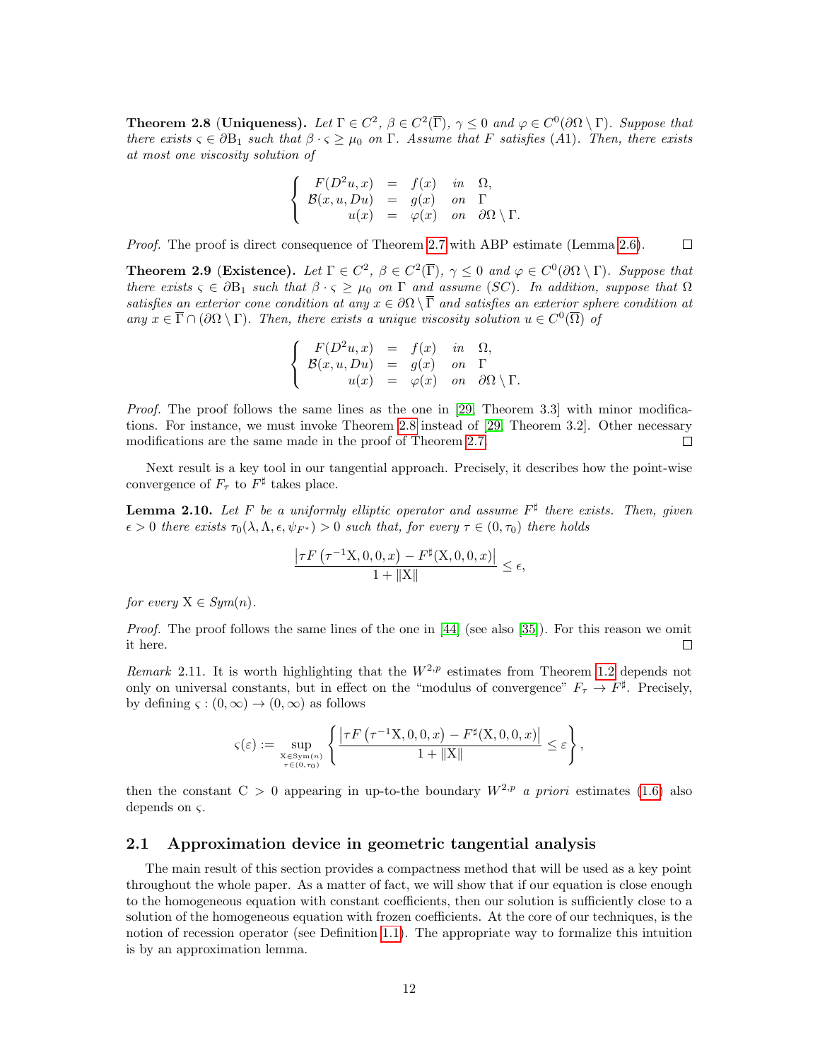**Theorem 2.8** (**Uniqueness).** *Let $\Gamma \in C^2$, $\beta \in C^2(\overline{\Gamma})$, $\gamma \leq 0$ and $\varphi \in C^0(\partial\Omega \setminus \Gamma)$. Suppose that there exists $\varsigma \in \partial \mathrm{B}_1$ such that $\beta \cdot \varsigma \geq \mu_0$ on $\Gamma$. Assume that $F$ satisfies (A1). Then, there exists at most one viscosity solution of*

$$
\left\{
\begin{array}{rcll}
F(D^2u, x) & = & f(x) & \text{in} \quad \Omega, \\
\mathcal{B}(x, u, Du) & = & g(x) & \text{on} \quad \Gamma \\
u(x) & = & \varphi(x) & \text{on} \quad \partial\Omega \setminus \Gamma.
\end{array}
\right.
$$

*Proof.* The proof is direct consequence of Theorem 2.7 with ABP estimate (Lemma 2.6). $\square$

**Theorem 2.9** (**Existence).** *Let $\Gamma \in C^2$, $\beta \in C^2(\overline{\Gamma})$, $\gamma \leq 0$ and $\varphi \in C^0(\partial\Omega \setminus \Gamma)$. Suppose that there exists $\varsigma \in \partial \mathrm{B}_1$ such that $\beta \cdot \varsigma \geq \mu_0$ on $\Gamma$ and assume (SC). In addition, suppose that $\Omega$ satisfies an exterior cone condition at any $x \in \partial\Omega \setminus \overline{\Gamma}$ and satisfies an exterior sphere condition at any $x \in \overline{\Gamma} \cap (\partial\Omega \setminus \Gamma)$. Then, there exists a unique viscosity solution $u \in C^0(\overline{\Omega})$ of*

$$
\left\{
\begin{array}{rcll}
F(D^2u, x) & = & f(x) & \text{in} \quad \Omega, \\
\mathcal{B}(x, u, Du) & = & g(x) & \text{on} \quad \Gamma \\
u(x) & = & \varphi(x) & \text{on} \quad \partial\Omega \setminus \Gamma.
\end{array}
\right.
$$

*Proof.* The proof follows the same lines as the one in [29, Theorem 3.3] with minor modifications. For instance, we must invoke Theorem 2.8 instead of [29, Theorem 3.2]. Other necessary modifications are the same made in the proof of Theorem 2.7. $\square$

Next result is a key tool in our tangential approach. Precisely, it describes how the point-wise convergence of $F_\tau$ to $F^\sharp$ takes place.

**Lemma 2.10.** *Let $F$ be a uniformly elliptic operator and assume $F^\sharp$ there exists. Then, given $\epsilon > 0$ there exists $\tau_0(\lambda, \Lambda, \epsilon, \psi_{F^*}) > 0$ such that, for every $\tau \in (0, \tau_0)$ there holds*

$$
\frac{\left|\tau F\left(\tau^{-1}\mathrm{X}, 0, 0, x\right) - F^\sharp(\mathrm{X}, 0, 0, x)\right|}{1 + \|\mathrm{X}\|} \leq \epsilon,
$$

*for every $\mathrm{X} \in Sym(n)$.*

*Proof.* The proof follows the same lines of the one in [44] (see also [35]). For this reason we omit it here. $\square$

*Remark* 2.11. It is worth highlighting that the $W^{2,p}$ estimates from Theorem 1.2 depends not only on universal constants, but in effect on the "modulus of convergence" $F_\tau \to F^\sharp$. Precisely, by defining $\varsigma : (0, \infty) \to (0, \infty)$ as follows

$$
\varsigma(\varepsilon) := \sup_{\substack{\mathrm{X} \in \mathrm{Sym}(n) \\ \tau \in (0, \tau_0)}} \left\{ \frac{\left|\tau F\left(\tau^{-1}\mathrm{X}, 0, 0, x\right) - F^\sharp(\mathrm{X}, 0, 0, x)\right|}{1 + \|\mathrm{X}\|} \leq \varepsilon \right\},
$$

then the constant $\mathrm{C} > 0$ appearing in up-to-the boundary $W^{2,p}$ *a priori* estimates (1.6) also depends on $\varsigma$.

## 2.1 Approximation device in geometric tangential analysis

The main result of this section provides a compactness method that will be used as a key point throughout the whole paper. As a matter of fact, we will show that if our equation is close enough to the homogeneous equation with constant coefficients, then our solution is sufficiently close to a solution of the homogeneous equation with frozen coefficients. At the core of our techniques, is the notion of recession operator (see Definition 1.1). The appropriate way to formalize this intuition is by an approximation lemma.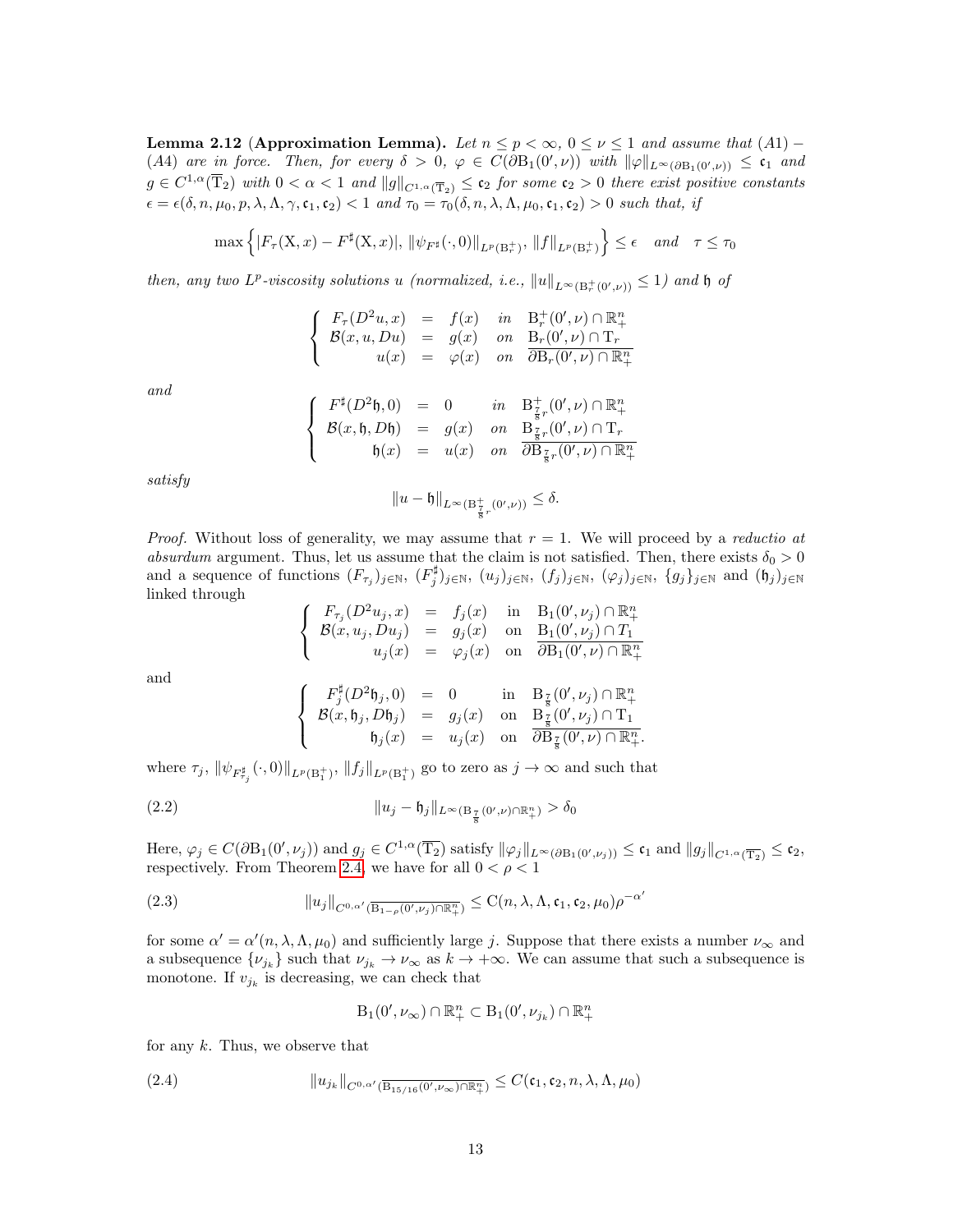**Lemma 2.12 (Approximation Lemma).** *Let $n \le p < \infty$, $0 \le \nu \le 1$ and assume that $(A1)-(A4)$ are in force. Then, for every $\delta > 0$, $\varphi \in C(\partial \mathrm{B}_1(0', \nu))$ with $\|\varphi\|_{L^\infty(\partial \mathrm{B}_1(0',\nu))} \le \mathfrak{c}_1$ and $g \in C^{1,\alpha}(\overline{\mathrm{T}}_2)$ with $0 < \alpha < 1$ and $\|g\|_{C^{1,\alpha}(\overline{\mathrm{T}}_2)} \le \mathfrak{c}_2$ for some $\mathfrak{c}_2 > 0$ there exist positive constants $\epsilon = \epsilon(\delta, n, \mu_0, p, \lambda, \Lambda, \gamma, \mathfrak{c}_1, \mathfrak{c}_2) < 1$ and $\tau_0 = \tau_0(\delta, n, \lambda, \Lambda, \mu_0, \mathfrak{c}_1, \mathfrak{c}_2) > 0$ such that, if*

$$\max\left\{|F_\tau(\mathrm{X}, x) - F^\sharp(\mathrm{X}, x)|,\ \|\psi_{F^\sharp}(\cdot, 0)\|_{L^p(\mathrm{B}_r^+)},\ \|f\|_{L^p(\mathrm{B}_r^+)}\right\} \le \epsilon \quad \text{and} \quad \tau \le \tau_0$$

*then, any two $L^p$-viscosity solutions $u$ (normalized, i.e., $\|u\|_{L^\infty(\mathrm{B}_r^+(0',\nu))} \le 1$) and $\mathfrak{h}$ of*

$$\left\{\begin{array}{rcll} F_\tau(D^2 u, x) & = & f(x) & \text{in} \quad \mathrm{B}_r^+(0', \nu) \cap \mathbb{R}^n_+ \\ \mathcal{B}(x, u, Du) & = & g(x) & \text{on} \quad \mathrm{B}_r(0', \nu) \cap \mathrm{T}_r \\ u(x) & = & \varphi(x) & \text{on} \quad \overline{\partial \mathrm{B}_r(0', \nu) \cap \mathbb{R}^n_+} \end{array}\right.$$

*and*

$$\left\{\begin{array}{rcll} F^\sharp(D^2 \mathfrak{h}, 0) & = & 0 & \text{in} \quad \mathrm{B}^+_{\frac{7}{8}r}(0', \nu) \cap \mathbb{R}^n_+ \\ \mathcal{B}(x, \mathfrak{h}, D\mathfrak{h}) & = & g(x) & \text{on} \quad \mathrm{B}_{\frac{7}{8}r}(0', \nu) \cap \mathrm{T}_r \\ \mathfrak{h}(x) & = & u(x) & \text{on} \quad \overline{\partial \mathrm{B}_{\frac{7}{8}r}(0', \nu) \cap \mathbb{R}^n_+} \end{array}\right.$$

*satisfy*

$$\|u - \mathfrak{h}\|_{L^\infty(\mathrm{B}^+_{\frac{7}{8}r}(0',\nu))} \le \delta.$$

*Proof.* Without loss of generality, we may assume that $r = 1$. We will proceed by a *reductio at absurdum* argument. Thus, let us assume that the claim is not satisfied. Then, there exists $\delta_0 > 0$ and a sequence of functions $(F_{\tau_j})_{j\in\mathbb{N}}$, $(F_j^\sharp)_{j\in\mathbb{N}}$, $(u_j)_{j\in\mathbb{N}}$, $(f_j)_{j\in\mathbb{N}}$, $(\varphi_j)_{j\in\mathbb{N}}$, $\{g_j\}_{j\in\mathbb{N}}$ and $(\mathfrak{h}_j)_{j\in\mathbb{N}}$ linked through

$$\left\{\begin{array}{rcll} F_{\tau_j}(D^2 u_j, x) & = & f_j(x) & \text{in} \quad \mathrm{B}_1(0', \nu_j) \cap \mathbb{R}^n_+ \\ \mathcal{B}(x, u_j, Du_j) & = & g_j(x) & \text{on} \quad \mathrm{B}_1(0', \nu_j) \cap T_1 \\ u_j(x) & = & \varphi_j(x) & \text{on} \quad \overline{\partial \mathrm{B}_1(0', \nu) \cap \mathbb{R}^n_+} \end{array}\right.$$

and

$$\left\{\begin{array}{rcll} F_j^\sharp(D^2 \mathfrak{h}_j, 0) & = & 0 & \text{in} \quad \mathrm{B}_{\frac{7}{8}}(0', \nu_j) \cap \mathbb{R}^n_+ \\ \mathcal{B}(x, \mathfrak{h}_j, D\mathfrak{h}_j) & = & g_j(x) & \text{on} \quad \mathrm{B}_{\frac{7}{8}}(0', \nu_j) \cap \mathrm{T}_1 \\ \mathfrak{h}_j(x) & = & u_j(x) & \text{on} \quad \overline{\partial \mathrm{B}_{\frac{7}{8}}(0', \nu) \cap \mathbb{R}^n_+}. \end{array}\right.$$

where $\tau_j$, $\|\psi_{F^\sharp_{\tau_j}}(\cdot, 0)\|_{L^p(\mathrm{B}_1^+)}$, $\|f_j\|_{L^p(\mathrm{B}_1^+)}$ go to zero as $j \to \infty$ and such that

$$\|u_j - \mathfrak{h}_j\|_{L^\infty(\mathrm{B}_{\frac{7}{8}}(0',\nu)\cap\mathbb{R}^n_+)} > \delta_0 \tag{2.2}$$

Here, $\varphi_j \in C(\partial \mathrm{B}_1(0', \nu_j))$ and $g_j \in C^{1,\alpha}(\overline{\mathrm{T}_2})$ satisfy $\|\varphi_j\|_{L^\infty(\partial \mathrm{B}_1(0',\nu_j))} \le \mathfrak{c}_1$ and $\|g_j\|_{C^{1,\alpha}(\overline{\mathrm{T}_2})} \le \mathfrak{c}_2$, respectively. From Theorem 2.4, we have for all $0 < \rho < 1$

$$\|u_j\|_{C^{0,\alpha'}(\overline{\mathrm{B}_{1-\rho}(0',\nu_j)\cap\mathbb{R}^n_+})} \le \mathrm{C}(n, \lambda, \Lambda, \mathfrak{c}_1, \mathfrak{c}_2, \mu_0)\rho^{-\alpha'} \tag{2.3}$$

for some $\alpha' = \alpha'(n, \lambda, \Lambda, \mu_0)$ and sufficiently large $j$. Suppose that there exists a number $\nu_\infty$ and a subsequence $\{\nu_{j_k}\}$ such that $\nu_{j_k} \to \nu_\infty$ as $k \to +\infty$. We can assume that such a subsequence is monotone. If $v_{j_k}$ is decreasing, we can check that

$$\mathrm{B}_1(0', \nu_\infty) \cap \mathbb{R}^n_+ \subset \mathrm{B}_1(0', \nu_{j_k}) \cap \mathbb{R}^n_+$$

for any $k$. Thus, we observe that

$$\|u_{j_k}\|_{C^{0,\alpha'}(\overline{\mathrm{B}_{15/16}(0',\nu_\infty)\cap\mathbb{R}^n_+})} \le C(\mathfrak{c}_1, \mathfrak{c}_2, n, \lambda, \Lambda, \mu_0) \tag{2.4}$$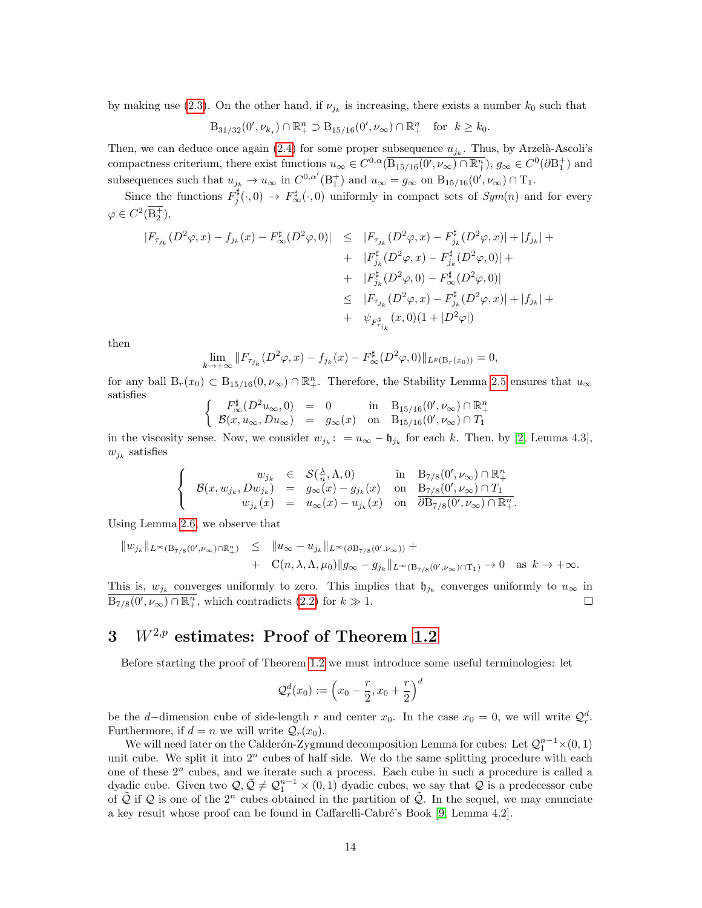by making use (2.3). On the other hand, if $\nu_{j_k}$ is increasing, there exists a number $k_0$ such that

$$\mathrm{B}_{31/32}(0', \nu_{k_j}) \cap \mathbb{R}^n_+ \supset \mathrm{B}_{15/16}(0', \nu_\infty) \cap \mathbb{R}^n_+ \quad \text{for} \quad k \geq k_0.$$

Then, we can deduce once again (2.4) for some proper subsequence $u_{j_k}$. Thus, by Arzelà-Ascoli's compactness criterium, there exist functions $u_\infty \in C^{0,\alpha}(\overline{\mathrm{B}_{15/16}(0', \nu_\infty) \cap \mathbb{R}^n_+})$, $g_\infty \in C^0(\partial \mathrm{B}^+_1)$ and subsequences such that $u_{j_k} \to u_\infty$ in $C^{0,\alpha'}(\mathrm{B}^+_1)$ and $u_\infty = g_\infty$ on $\mathrm{B}_{15/16}(0', \nu_\infty) \cap \mathrm{T}_1$.

Since the functions $F^\sharp_j(\cdot, 0) \to F^\sharp_\infty(\cdot, 0)$ uniformly in compact sets of $Sym(n)$ and for every $\varphi \in C^2(\overline{\mathrm{B}^+_2})$,

$$\begin{aligned}
|F_{\tau_{j_k}}(D^2\varphi, x) - f_{j_k}(x) - F^\sharp_\infty(D^2\varphi, 0)| &\leq |F_{\tau_{j_k}}(D^2\varphi, x) - F^\sharp_{j_k}(D^2\varphi, x)| + |f_{j_k}| + \\
&+ |F^\sharp_{j_k}(D^2\varphi, x) - F^\sharp_{j_k}(D^2\varphi, 0)| + \\
&+ |F^\sharp_{j_k}(D^2\varphi, 0) - F^\sharp_\infty(D^2\varphi, 0)| \\
&\leq |F_{\tau_{j_k}}(D^2\varphi, x) - F^\sharp_{j_k}(D^2\varphi, x)| + |f_{j_k}| + \\
&+ \psi_{F^\sharp_{\tau_{j_k}}}(x, 0)(1 + |D^2\varphi|)
\end{aligned}$$

then

$$\lim_{k \to +\infty} \|F_{\tau_{j_k}}(D^2\varphi, x) - f_{j_k}(x) - F^\sharp_\infty(D^2\varphi, 0)\|_{L^p(\mathrm{B}_r(x_0))} = 0,$$

for any ball $\mathrm{B}_r(x_0) \subset \mathrm{B}_{15/16}(0, \nu_\infty) \cap \mathbb{R}^n_+$. Therefore, the Stability Lemma 2.5 ensures that $u_\infty$ satisfies

$$\left\{ \begin{array}{rcll} F^\sharp_\infty(D^2 u_\infty, 0) &=& 0 & \text{in} \quad \mathrm{B}_{15/16}(0', \nu_\infty) \cap \mathbb{R}^n_+ \\ \mathcal{B}(x, u_\infty, Du_\infty) &=& g_\infty(x) & \text{on} \quad \mathrm{B}_{15/16}(0', \nu_\infty) \cap T_1 \end{array} \right.$$

in the viscosity sense. Now, we consider $w_{j_k} := u_\infty - \mathfrak{h}_{j_k}$ for each $k$. Then, by [2, Lemma 4.3], $w_{j_k}$ satisfies

$$\left\{ \begin{array}{rcll} w_{j_k} &\in& \mathcal{S}(\frac{\lambda}{n}, \Lambda, 0) & \text{in} \quad \mathrm{B}_{7/8}(0', \nu_\infty) \cap \mathbb{R}^n_+ \\ \mathcal{B}(x, w_{j_k}, Dw_{j_k}) &=& g_\infty(x) - g_{j_k}(x) & \text{on} \quad \mathrm{B}_{7/8}(0', \nu_\infty) \cap T_1 \\ w_{j_k}(x) &=& u_\infty(x) - u_{j_k}(x) & \text{on} \quad \overline{\partial \mathrm{B}_{7/8}(0', \nu_\infty) \cap \mathbb{R}^n_+}. \end{array} \right.$$

Using Lemma 2.6, we observe that

$$\begin{aligned}
\|w_{j_k}\|_{L^\infty(\mathrm{B}_{7/8}(0', \nu_\infty) \cap \mathbb{R}^n_+)} &\leq \|u_\infty - u_{j_k}\|_{L^\infty(\partial \mathrm{B}_{7/8}(0', \nu_\infty))} + \\
&+ \mathrm{C}(n, \lambda, \Lambda, \mu_0)\|g_\infty - g_{j_k}\|_{L^\infty(\mathrm{B}_{7/8}(0', \nu_\infty) \cap \mathrm{T}_1)} \to 0 \quad \text{as} \quad k \to +\infty.
\end{aligned}$$

This is, $w_{j_k}$ converges uniformly to zero. This implies that $\mathfrak{h}_{j_k}$ converges uniformly to $u_\infty$ in $\overline{\mathrm{B}_{7/8}(0', \nu_\infty) \cap \mathbb{R}^n_+}$, which contradicts (2.2) for $k \gg 1$. □

# 3 $W^{2,p}$ estimates: Proof of Theorem 1.2

Before starting the proof of Theorem 1.2 we must introduce some useful terminologies: let

$$\mathcal{Q}^d_r(x_0) := \left(x_0 - \frac{r}{2}, x_0 + \frac{r}{2}\right)^d$$

be the $d-$dimension cube of side-length $r$ and center $x_0$. In the case $x_0 = 0$, we will write $\mathcal{Q}^d_r$. Furthermore, if $d = n$ we will write $\mathcal{Q}_r(x_0)$.

We will need later on the Calderón-Zygmund decomposition Lemma for cubes: Let $\mathcal{Q}^{n-1}_1 \times (0, 1)$ unit cube. We split it into $2^n$ cubes of half side. We do the same splitting procedure with each one of these $2^n$ cubes, and we iterate such a process. Each cube in such a procedure is called a dyadic cube. Given two $\mathcal{Q}, \tilde{\mathcal{Q}} \neq \mathcal{Q}^{n-1}_1 \times (0, 1)$ dyadic cubes, we say that $\mathcal{Q}$ is a predecessor cube of $\tilde{\mathcal{Q}}$ if $\mathcal{Q}$ is one of the $2^n$ cubes obtained in the partition of $\tilde{\mathcal{Q}}$. In the sequel, we may enunciate a key result whose proof can be found in Caffarelli-Cabré's Book [9, Lemma 4.2].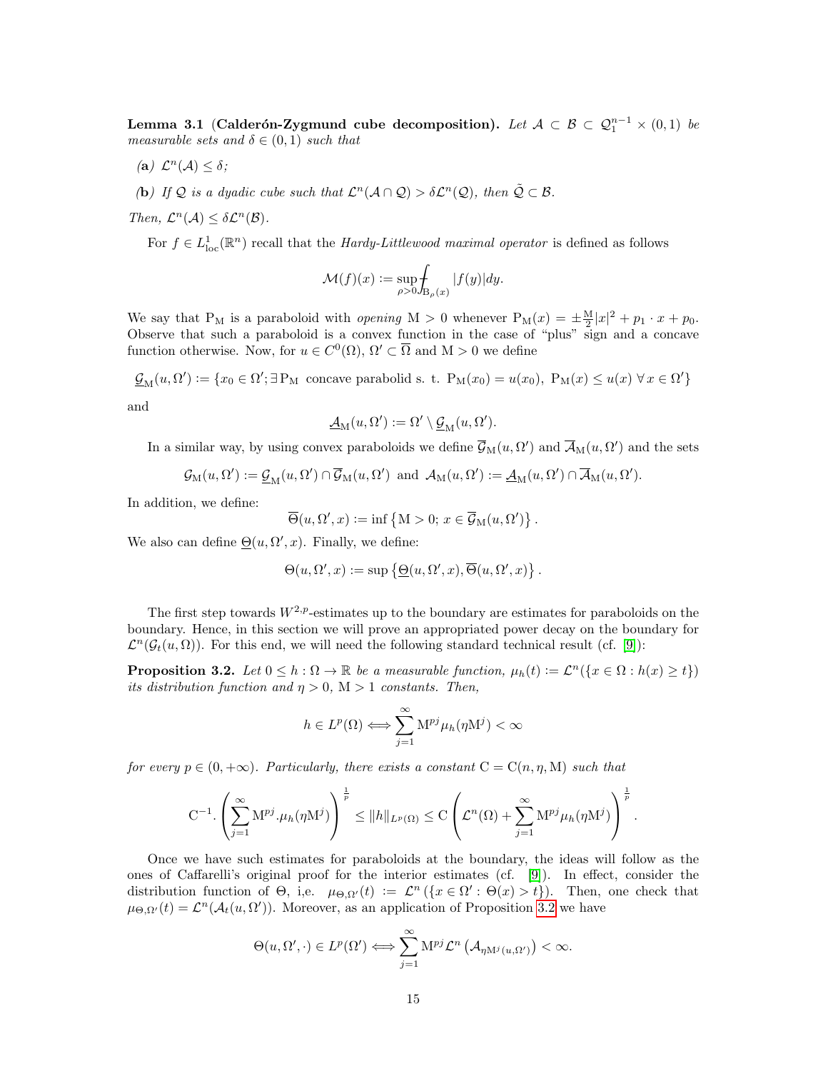**Lemma 3.1 (Calderón-Zygmund cube decomposition).** *Let $\mathcal{A} \subset \mathcal{B} \subset \mathcal{Q}_1^{n-1} \times (0,1)$ be measurable sets and $\delta \in (0,1)$ such that*

*(**a**) $\mathcal{L}^n(\mathcal{A}) \leq \delta$;*

*(**b**) If $\mathcal{Q}$ is a dyadic cube such that $\mathcal{L}^n(\mathcal{A} \cap \mathcal{Q}) > \delta \mathcal{L}^n(\mathcal{Q})$, then $\tilde{\mathcal{Q}} \subset \mathcal{B}$.*

*Then, $\mathcal{L}^n(\mathcal{A}) \leq \delta \mathcal{L}^n(\mathcal{B})$.*

For $f \in L^1_{\text{loc}}(\mathbb{R}^n)$ recall that the *Hardy-Littlewood maximal operator* is defined as follows

$$\mathcal{M}(f)(x) := \sup_{\rho > 0} \fint_{\mathrm{B}_\rho(x)} |f(y)| dy.$$

We say that $\mathrm{P_M}$ is a paraboloid with *opening* $\mathrm{M} > 0$ whenever $\mathrm{P_M}(x) = \pm \frac{\mathrm{M}}{2}|x|^2 + p_1 \cdot x + p_0$. Observe that such a paraboloid is a convex function in the case of "plus" sign and a concave function otherwise. Now, for $u \in C^0(\Omega)$, $\Omega' \subset \overline{\Omega}$ and $\mathrm{M} > 0$ we define

$$\underline{\mathcal{G}}_{\mathrm{M}}(u, \Omega') := \{x_0 \in \Omega'; \exists\, \mathrm{P_M} \text{ concave parabolid s. t. } \mathrm{P_M}(x_0) = u(x_0),\ \mathrm{P_M}(x) \leq u(x)\ \forall\, x \in \Omega'\}$$

and

$$\underline{\mathcal{A}}_{\mathrm{M}}(u, \Omega') := \Omega' \setminus \underline{\mathcal{G}}_{\mathrm{M}}(u, \Omega').$$

In a similar way, by using convex paraboloids we define $\overline{\mathcal{G}}_{\mathrm{M}}(u, \Omega')$ and $\overline{\mathcal{A}}_{\mathrm{M}}(u, \Omega')$ and the sets

$$\mathcal{G}_{\mathrm{M}}(u, \Omega') := \underline{\mathcal{G}}_{\mathrm{M}}(u, \Omega') \cap \overline{\mathcal{G}}_{\mathrm{M}}(u, \Omega') \text{ and } \mathcal{A}_{\mathrm{M}}(u, \Omega') := \underline{\mathcal{A}}_{\mathrm{M}}(u, \Omega') \cap \overline{\mathcal{A}}_{\mathrm{M}}(u, \Omega').$$

In addition, we define:

$$\overline{\Theta}(u, \Omega', x) := \inf \left\{ \mathrm{M} > 0;\ x \in \overline{\mathcal{G}}_{\mathrm{M}}(u, \Omega') \right\}.$$

We also can define $\underline{\Theta}(u, \Omega', x)$. Finally, we define:

$$\Theta(u, \Omega', x) := \sup \left\{ \underline{\Theta}(u, \Omega', x), \overline{\Theta}(u, \Omega', x) \right\}.$$

The first step towards $W^{2,p}$-estimates up to the boundary are estimates for paraboloids on the boundary. Hence, in this section we will prove an appropriated power decay on the boundary for $\mathcal{L}^n(\mathcal{G}_t(u, \Omega))$. For this end, we will need the following standard technical result (cf. [9]):

**Proposition 3.2.** *Let $0 \leq h : \Omega \to \mathbb{R}$ be a measurable function, $\mu_h(t) := \mathcal{L}^n(\{x \in \Omega : h(x) \geq t\})$ its distribution function and $\eta > 0$, $\mathrm{M} > 1$ constants. Then,*

$$h \in L^p(\Omega) \Longleftrightarrow \sum_{j=1}^{\infty} \mathrm{M}^{pj} \mu_h(\eta \mathrm{M}^j) < \infty$$

*for every $p \in (0, +\infty)$. Particularly, there exists a constant $\mathrm{C} = \mathrm{C}(n, \eta, \mathrm{M})$ such that*

$$\mathrm{C}^{-1} \cdot \left( \sum_{j=1}^{\infty} \mathrm{M}^{pj} . \mu_h(\eta \mathrm{M}^j) \right)^{\frac{1}{p}} \leq \|h\|_{L^p(\Omega)} \leq \mathrm{C} \left( \mathcal{L}^n(\Omega) + \sum_{j=1}^{\infty} \mathrm{M}^{pj} \mu_h(\eta \mathrm{M}^j) \right)^{\frac{1}{p}}.$$

Once we have such estimates for paraboloids at the boundary, the ideas will follow as the ones of Caffarelli's original proof for the interior estimates (cf. [9]). In effect, consider the distribution function of $\Theta$, i.e. $\mu_{\Theta, \Omega'}(t) := \mathcal{L}^n(\{x \in \Omega' : \Theta(x) > t\})$. Then, one check that $\mu_{\Theta, \Omega'}(t) = \mathcal{L}^n(\mathcal{A}_t(u, \Omega'))$. Moreover, as an application of Proposition 3.2 we have

$$\Theta(u, \Omega', \cdot) \in L^p(\Omega') \Longleftrightarrow \sum_{j=1}^{\infty} \mathrm{M}^{pj} \mathcal{L}^n\left(\mathcal{A}_{\eta \mathrm{M}^j(u, \Omega')}\right) < \infty.$$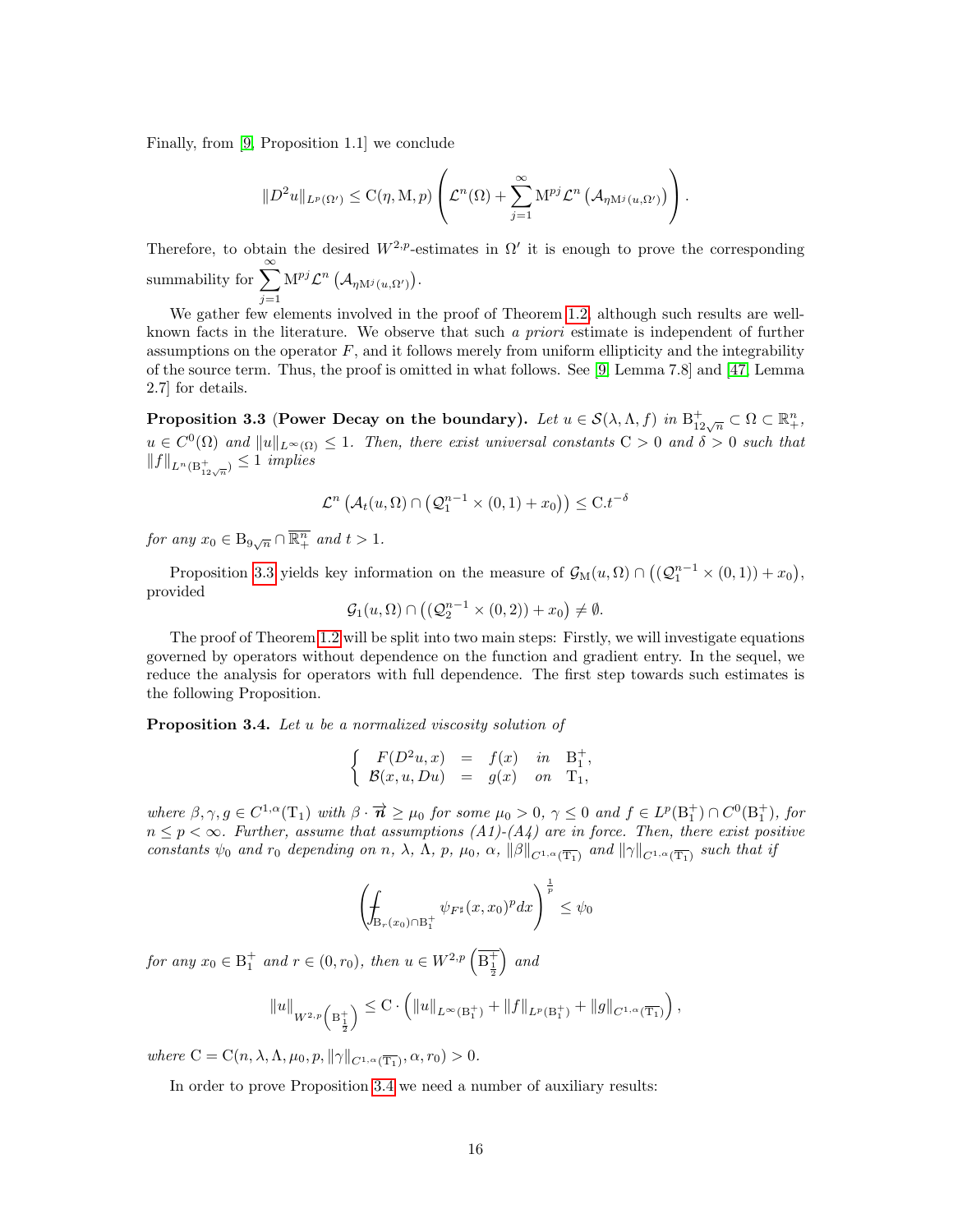Finally, from [9, Proposition 1.1] we conclude

$$\|D^2u\|_{L^p(\Omega')} \le \mathrm{C}(\eta, \mathrm{M}, p)\left(\mathcal{L}^n(\Omega) + \sum_{j=1}^{\infty} \mathrm{M}^{pj}\mathcal{L}^n\left(\mathcal{A}_{\eta \mathrm{M}^j(u,\Omega')}\right)\right).$$

Therefore, to obtain the desired $W^{2,p}$-estimates in $\Omega'$ it is enough to prove the corresponding summability for $\displaystyle\sum_{j=1}^{\infty} \mathrm{M}^{pj}\mathcal{L}^n\left(\mathcal{A}_{\eta \mathrm{M}^j(u,\Omega')}\right)$.

We gather few elements involved in the proof of Theorem 1.2, although such results are well-known facts in the literature. We observe that such *a priori* estimate is independent of further assumptions on the operator $F$, and it follows merely from uniform ellipticity and the integrability of the source term. Thus, the proof is omitted in what follows. See [9, Lemma 7.8] and [47, Lemma 2.7] for details.

**Proposition 3.3** (**Power Decay on the boundary**). *Let $u \in \mathcal{S}(\lambda, \Lambda, f)$ in $\mathrm{B}^+_{12\sqrt{n}} \subset \Omega \subset \mathbb{R}^n_+$, $u \in C^0(\Omega)$ and $\|u\|_{L^\infty(\Omega)} \le 1$. Then, there exist universal constants $\mathrm{C} > 0$ and $\delta > 0$ such that $\|f\|_{L^n(\mathrm{B}^+_{12\sqrt{n}})} \le 1$ implies*

$$\mathcal{L}^n\left(\mathcal{A}_t(u, \Omega) \cap \left(\mathcal{Q}^{n-1}_1 \times (0, 1) + x_0\right)\right) \le \mathrm{C}.t^{-\delta}$$

*for any $x_0 \in \mathrm{B}_{9\sqrt{n}} \cap \overline{\mathbb{R}^n_+}$ and $t > 1$.*

Proposition 3.3 yields key information on the measure of $\mathcal{G}_{\mathrm{M}}(u, \Omega) \cap \left((\mathcal{Q}^{n-1}_1 \times (0, 1)) + x_0\right)$, provided

$$\mathcal{G}_1(u, \Omega) \cap \left((\mathcal{Q}^{n-1}_2 \times (0, 2)) + x_0\right) \neq \emptyset.$$

The proof of Theorem 1.2 will be split into two main steps: Firstly, we will investigate equations governed by operators without dependence on the function and gradient entry. In the sequel, we reduce the analysis for operators with full dependence. The first step towards such estimates is the following Proposition.

**Proposition 3.4.** *Let $u$ be a normalized viscosity solution of*

$$\left\{ \begin{array}{rcll} F(D^2u, x) & = & f(x) & \text{in} \quad \mathrm{B}^+_1, \\ \mathcal{B}(x, u, Du) & = & g(x) & \text{on} \quad \mathrm{T}_1, \end{array}\right.$$

*where $\beta, \gamma, g \in C^{1,\alpha}(\mathrm{T}_1)$ with $\beta \cdot \overrightarrow{\boldsymbol{n}} \ge \mu_0$ for some $\mu_0 > 0$, $\gamma \le 0$ and $f \in L^p(\mathrm{B}^+_1) \cap C^0(\mathrm{B}^+_1)$, for $n \le p < \infty$. Further, assume that assumptions (A1)-(A4) are in force. Then, there exist positive constants $\psi_0$ and $r_0$ depending on $n$, $\lambda$, $\Lambda$, $p$, $\mu_0$, $\alpha$, $\|\beta\|_{C^{1,\alpha}(\overline{\mathrm{T}_1})}$ and $\|\gamma\|_{C^{1,\alpha}(\overline{\mathrm{T}_1})}$ such that if*

$$\left(\fint_{\mathrm{B}_r(x_0)\cap \mathrm{B}^+_1} \psi_{F^\sharp}(x, x_0)^p dx\right)^{\frac{1}{p}} \le \psi_0$$

*for any $x_0 \in \mathrm{B}^+_1$ and $r \in (0, r_0)$, then $u \in W^{2,p}\left(\overline{\mathrm{B}^+_{\frac{1}{2}}}\right)$ and*

$$\|u\|_{W^{2,p}\left(\mathrm{B}^+_{\frac{1}{2}}\right)} \le \mathrm{C}\cdot\left(\|u\|_{L^\infty(\mathrm{B}^+_1)} + \|f\|_{L^p(\mathrm{B}^+_1)} + \|g\|_{C^{1,\alpha}(\overline{\mathrm{T}_1})}\right),$$

*where $\mathrm{C} = \mathrm{C}(n, \lambda, \Lambda, \mu_0, p, \|\gamma\|_{C^{1,\alpha}(\overline{\mathrm{T}_1})}, \alpha, r_0) > 0$.*

In order to prove Proposition 3.4 we need a number of auxiliary results: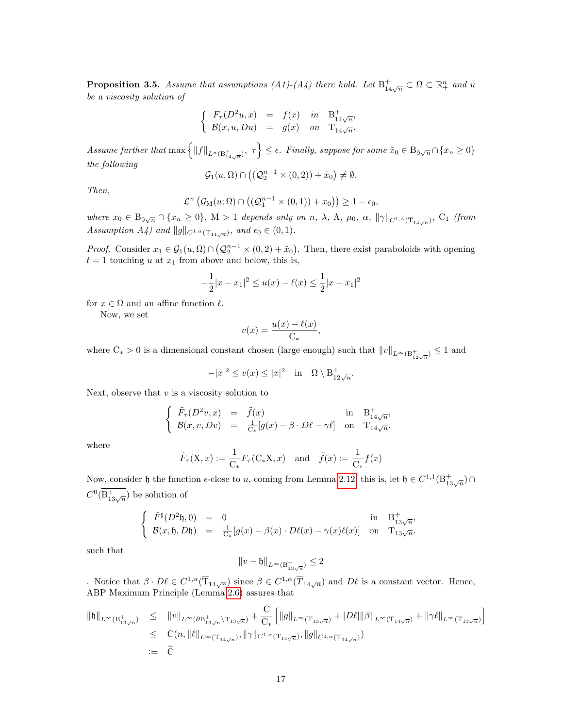**Proposition 3.5.** *Assume that assumptions (A1)-(A4) there hold. Let $\mathrm{B}^+_{14\sqrt{n}} \subset \Omega \subset \mathbb{R}^n_+$ and $u$ be a viscosity solution of*

$$\left\{\begin{array}{rcll} F_\tau(D^2u, x) & = & f(x) & \text{in} \quad \mathrm{B}^+_{14\sqrt{n}}, \\ \mathcal{B}(x, u, Du) & = & g(x) & \text{on} \quad \mathrm{T}_{14\sqrt{n}}. \end{array}\right.$$

*Assume further that* $\max\left\{\|f\|_{L^n(\mathrm{B}^+_{14\sqrt{n}})},\ \tau\right\} \le \epsilon$. *Finally, suppose for some* $\tilde{x}_0 \in \mathrm{B}_{9\sqrt{n}} \cap \{x_n \ge 0\}$ *the following*

$$\mathcal{G}_1(u, \Omega) \cap \left((\mathcal{Q}_2^{n-1} \times (0,2)) + \tilde{x}_0\right) \neq \emptyset.$$

*Then,*

$$\mathcal{L}^n\left(\mathcal{G}_{\mathrm{M}}(u; \Omega) \cap \left((\mathcal{Q}_1^{n-1} \times (0,1)) + x_0\right)\right) \ge 1 - \epsilon_0,$$

*where* $x_0 \in \mathrm{B}_{9\sqrt{n}} \cap \{x_n \ge 0\}$, $\mathrm{M} > 1$ *depends only on* $n$, $\lambda$, $\Lambda$, $\mu_0$, $\alpha$, $\|\gamma\|_{C^{1,\alpha}(\overline{\mathrm{T}}_{14\sqrt{n}})}$, $\mathrm{C}_1$ *(from Assumption A4) and* $\|g\|_{C^{1,\alpha}(\mathrm{T}_{14\sqrt{n}})}$, *and* $\epsilon_0 \in (0,1)$.

*Proof.* Consider $x_1 \in \mathcal{G}_1(u, \Omega) \cap \left(\mathcal{Q}_2^{n-1} \times (0,2) + \tilde{x}_0\right)$. Then, there exist paraboloids with opening $t = 1$ touching $u$ at $x_1$ from above and below, this is,

$$-\frac{1}{2}|x - x_1|^2 \le u(x) - \ell(x) \le \frac{1}{2}|x - x_1|^2$$

for $x \in \Omega$ and an affine function $\ell$.

Now, we set

$$v(x) = \frac{u(x) - \ell(x)}{\mathrm{C}_*},$$

where $\mathrm{C}_* > 0$ is a dimensional constant chosen (large enough) such that $\|v\|_{L^\infty(\mathrm{B}^+_{12\sqrt{n}})} \le 1$ and

$$-|x|^2 \le v(x) \le |x|^2 \quad \text{in} \quad \Omega \setminus \mathrm{B}^+_{12\sqrt{n}}.$$

Next, observe that $v$ is a viscosity solution to

$$\left\{\begin{array}{rcll} \tilde{F}_\tau(D^2v, x) & = & \tilde{f}(x) & \text{in} \quad \mathrm{B}^+_{14\sqrt{n}}, \\ \mathcal{B}(x, v, Dv) & = & \frac{1}{\mathrm{C}_*}[g(x) - \beta \cdot D\ell - \gamma\ell] & \text{on} \quad \mathrm{T}_{14\sqrt{n}}. \end{array}\right.$$

where

$$\tilde{F}_\tau(\mathrm{X}, x) := \frac{1}{\mathrm{C}_*}F_\tau(\mathrm{C}_*\mathrm{X}, x) \quad \text{and} \quad \tilde{f}(x) := \frac{1}{\mathrm{C}_*}f(x)$$

Now, consider $\mathfrak{h}$ the function $\epsilon$-close to $u$, coming from Lemma 2.12, this is, let $\mathfrak{h} \in C^{1,1}(\mathrm{B}^+_{13\sqrt{n}}) \cap C^0(\overline{\mathrm{B}^+_{13\sqrt{n}}})$ be solution of

$$\left\{\begin{array}{rcll} \tilde{F}^\sharp(D^2\mathfrak{h}, 0) & = & 0 & \text{in} \quad \mathrm{B}^+_{13\sqrt{n}}, \\ \mathcal{B}(x, \mathfrak{h}, D\mathfrak{h}) & = & \frac{1}{\mathrm{C}_*}[g(x) - \beta(x) \cdot D\ell(x) - \gamma(x)\ell(x)] & \text{on} \quad \mathrm{T}_{13\sqrt{n}}. \end{array}\right.$$

such that

$$\|v - \mathfrak{h}\|_{L^\infty(\mathrm{B}^+_{13\sqrt{n}})} \le 2$$

. Notice that $\beta \cdot D\ell \in C^{1,\alpha}(\overline{\mathrm{T}}_{14\sqrt{n}})$ since $\beta \in C^{1,\alpha}(\overline{T}_{14\sqrt{n}})$ and $D\ell$ is a constant vector. Hence, ABP Maximum Principle (Lemma 2.6) assures that

$$\begin{array}{rcl} \|\mathfrak{h}\|_{L^\infty(\mathrm{B}^+_{13\sqrt{n}})} & \le & \|v\|_{L^\infty(\partial \mathrm{B}^+_{13\sqrt{n}} \setminus \mathrm{T}_{13\sqrt{n}})} + \dfrac{\mathrm{C}}{\mathrm{C}_*}\left[\|g\|_{L^\infty(\overline{\mathrm{T}}_{13\sqrt{n}})} + |D\ell|\|\beta\|_{L^\infty(\overline{\mathrm{T}}_{14\sqrt{n}})} + \|\gamma\ell\|_{L^\infty(\overline{\mathrm{T}}_{13\sqrt{n}})}\right] \\ & \le & \mathrm{C}(n, \|\ell\|_{L^\infty(\overline{\mathrm{T}}_{14\sqrt{n}})}, \|\gamma\|_{C^{1,\alpha}(\mathrm{T}_{14\sqrt{n}})}, \|g\|_{C^{1,\alpha}(\overline{\mathrm{T}}_{14\sqrt{n}})}) \\ & := & \widetilde{\mathrm{C}} \end{array}$$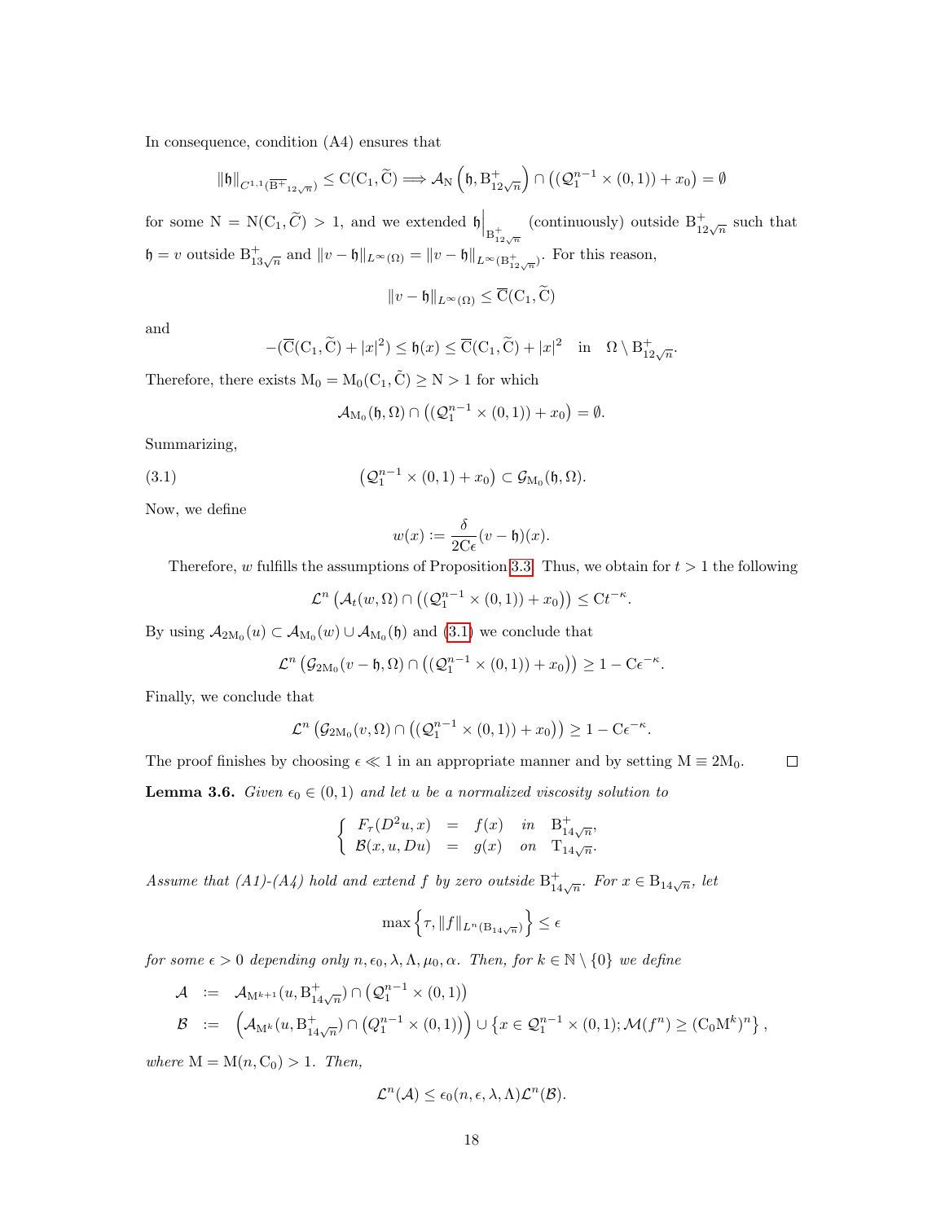In consequence, condition (A4) ensures that

$$\|\mathfrak{h}\|_{C^{1,1}(\overline{\mathrm{B}^+}_{12\sqrt{n}})} \le \mathrm{C}(\mathrm{C}_1, \widetilde{\mathrm{C}}) \Longrightarrow \mathcal{A}_{\mathrm{N}}\left(\mathfrak{h}, \mathrm{B}^+_{12\sqrt{n}}\right) \cap \left((\mathcal{Q}^{n-1}_1 \times (0,1)) + x_0\right) = \emptyset$$

for some $\mathrm{N} = \mathrm{N}(\mathrm{C}_1, \widetilde{C}) > 1$, and we extended $\mathfrak{h}\Big|_{\mathrm{B}^+_{12\sqrt{n}}}$ (continuously) outside $\mathrm{B}^+_{12\sqrt{n}}$ such that $\mathfrak{h} = v$ outside $\mathrm{B}^+_{13\sqrt{n}}$ and $\|v - \mathfrak{h}\|_{L^\infty(\Omega)} = \|v - \mathfrak{h}\|_{L^\infty(\mathrm{B}^+_{12\sqrt{n}})}$. For this reason,

$$\|v - \mathfrak{h}\|_{L^\infty(\Omega)} \le \overline{\mathrm{C}}(\mathrm{C}_1, \widetilde{\mathrm{C}})$$

and

$$-(\overline{\mathrm{C}}(\mathrm{C}_1, \widetilde{\mathrm{C}}) + |x|^2) \le \mathfrak{h}(x) \le \overline{\mathrm{C}}(\mathrm{C}_1, \widetilde{\mathrm{C}}) + |x|^2 \quad \text{in} \quad \Omega \setminus \mathrm{B}^+_{12\sqrt{n}}.$$

Therefore, there exists $\mathrm{M}_0 = \mathrm{M}_0(\mathrm{C}_1, \tilde{\mathrm{C}}) \ge \mathrm{N} > 1$ for which

$$\mathcal{A}_{\mathrm{M}_0}(\mathfrak{h}, \Omega) \cap \left((\mathcal{Q}^{n-1}_1 \times (0,1)) + x_0\right) = \emptyset.$$

Summarizing,

$$\left(\mathcal{Q}^{n-1}_1 \times (0,1) + x_0\right) \subset \mathcal{G}_{\mathrm{M}_0}(\mathfrak{h}, \Omega). \tag{3.1}$$

Now, we define

$$w(x) := \frac{\delta}{2\mathrm{C}\epsilon}(v - \mathfrak{h})(x).$$

Therefore, $w$ fulfills the assumptions of Proposition 3.3. Thus, we obtain for $t > 1$ the following

$$\mathcal{L}^n\left(\mathcal{A}_t(w, \Omega) \cap \left((\mathcal{Q}^{n-1}_1 \times (0,1)) + x_0\right)\right) \le \mathrm{C}t^{-\kappa}.$$

By using $\mathcal{A}_{2\mathrm{M}_0}(u) \subset \mathcal{A}_{\mathrm{M}_0}(w) \cup \mathcal{A}_{\mathrm{M}_0}(\mathfrak{h})$ and (3.1) we conclude that

$$\mathcal{L}^n\left(\mathcal{G}_{2\mathrm{M}_0}(v - \mathfrak{h}, \Omega) \cap \left((\mathcal{Q}^{n-1}_1 \times (0,1)) + x_0\right)\right) \ge 1 - \mathrm{C}\epsilon^{-\kappa}.$$

Finally, we conclude that

$$\mathcal{L}^n\left(\mathcal{G}_{2\mathrm{M}_0}(v, \Omega) \cap \left((\mathcal{Q}^{n-1}_1 \times (0,1)) + x_0\right)\right) \ge 1 - \mathrm{C}\epsilon^{-\kappa}.$$

The proof finishes by choosing $\epsilon \ll 1$ in an appropriate manner and by setting $\mathrm{M} \equiv 2\mathrm{M}_0$. □

**Lemma 3.6.** *Given $\epsilon_0 \in (0,1)$ and let $u$ be a normalized viscosity solution to*

$$\left\{\begin{array}{rcll} F_\tau(D^2u, x) & = & f(x) & \text{in} \quad \mathrm{B}^+_{14\sqrt{n}}, \\ \mathcal{B}(x, u, Du) & = & g(x) & \text{on} \quad \mathrm{T}_{14\sqrt{n}}. \end{array}\right.$$

*Assume that (A1)-(A4) hold and extend $f$ by zero outside $\mathrm{B}^+_{14\sqrt{n}}$. For $x \in \mathrm{B}_{14\sqrt{n}}$, let*

$$\max\left\{\tau, \|f\|_{L^n(\mathrm{B}_{14\sqrt{n}})}\right\} \le \epsilon$$

*for some $\epsilon > 0$ depending only $n, \epsilon_0, \lambda, \Lambda, \mu_0, \alpha$. Then, for $k \in \mathbb{N} \setminus \{0\}$ we define*

$$\begin{array}{rcl} \mathcal{A} & := & \mathcal{A}_{\mathrm{M}^{k+1}}(u, \mathrm{B}^+_{14\sqrt{n}}) \cap \left(\mathcal{Q}^{n-1}_1 \times (0,1)\right) \\ \mathcal{B} & := & \left(\mathcal{A}_{\mathrm{M}^k}(u, \mathrm{B}^+_{14\sqrt{n}}) \cap \left(Q^{n-1}_1 \times (0,1)\right)\right) \cup \left\{x \in \mathcal{Q}^{n-1}_1 \times (0,1); \mathcal{M}(f^n) \ge (\mathrm{C}_0\mathrm{M}^k)^n\right\}, \end{array}$$

*where $\mathrm{M} = \mathrm{M}(n, \mathrm{C}_0) > 1$. Then,*

$$\mathcal{L}^n(\mathcal{A}) \le \epsilon_0(n, \epsilon, \lambda, \Lambda)\mathcal{L}^n(\mathcal{B}).$$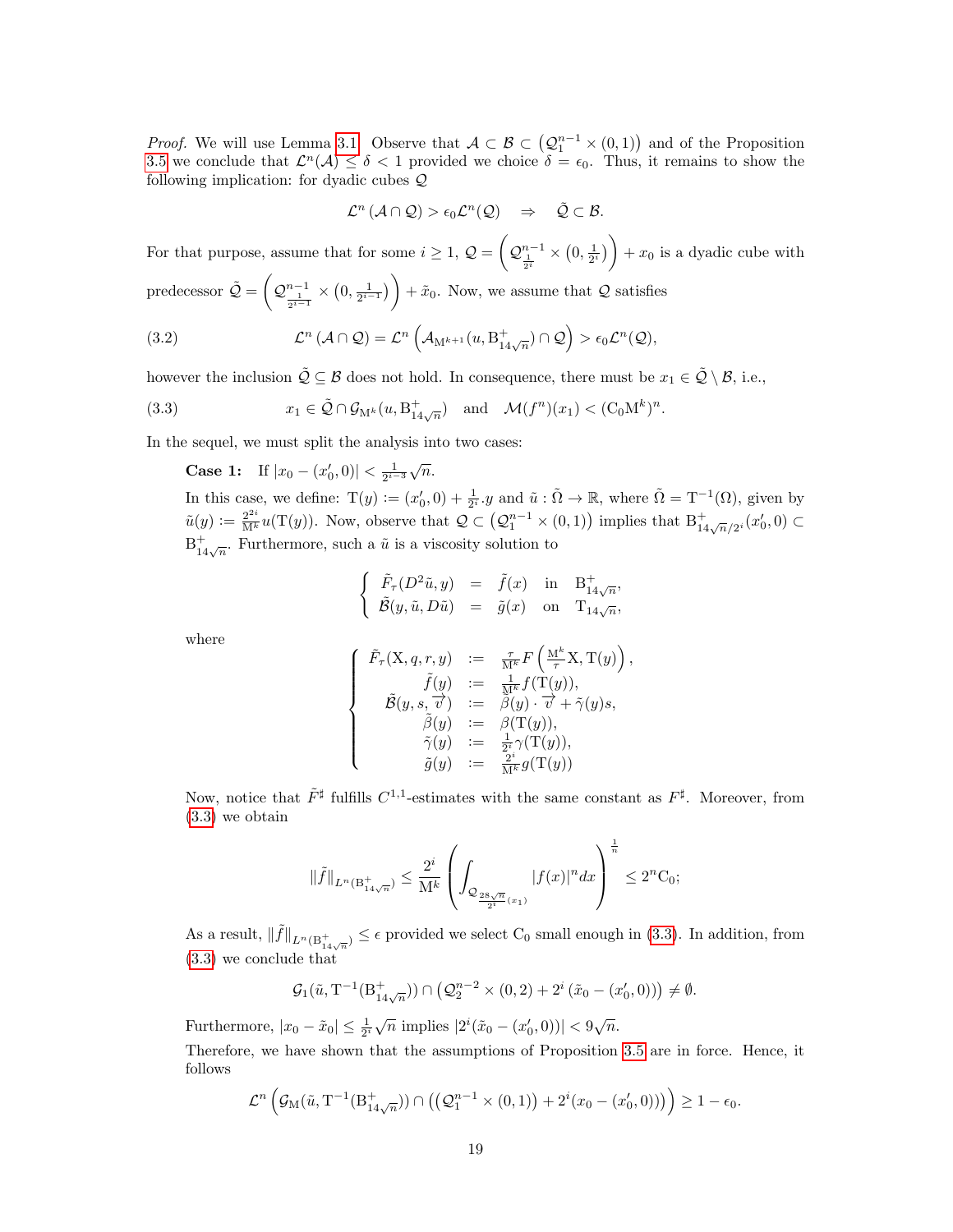*Proof.* We will use Lemma 3.1. Observe that $\mathcal{A} \subset \mathcal{B} \subset \left(\mathcal{Q}_1^{n-1} \times (0,1)\right)$ and of the Proposition 3.5 we conclude that $\mathcal{L}^n(\mathcal{A}) \le \delta < 1$ provided we choice $\delta = \epsilon_0$. Thus, it remains to show the following implication: for dyadic cubes $\mathcal{Q}$

$$
\mathcal{L}^n\left(\mathcal{A} \cap \mathcal{Q}\right) > \epsilon_0 \mathcal{L}^n(\mathcal{Q}) \quad \Rightarrow \quad \tilde{\mathcal{Q}} \subset \mathcal{B}.
$$

For that purpose, assume that for some $i \ge 1$, $\mathcal{Q} = \left(\mathcal{Q}^{n-1}_{\frac{1}{2^i}} \times \left(0, \frac{1}{2^i}\right)\right) + x_0$ is a dyadic cube with predecessor $\tilde{\mathcal{Q}} = \left(\mathcal{Q}^{n-1}_{\frac{1}{2^{i-1}}} \times \left(0, \frac{1}{2^{i-1}}\right)\right) + \tilde{x}_0$. Now, we assume that $\mathcal{Q}$ satisfies

$$
\mathcal{L}^n\left(\mathcal{A} \cap \mathcal{Q}\right) = \mathcal{L}^n\left(\mathcal{A}_{\mathrm{M}^{k+1}}(u, \mathrm{B}^+_{14\sqrt{n}}) \cap \mathcal{Q}\right) > \epsilon_0 \mathcal{L}^n(\mathcal{Q}), \tag{3.2}
$$

however the inclusion $\tilde{\mathcal{Q}} \subseteq \mathcal{B}$ does not hold. In consequence, there must be $x_1 \in \tilde{\mathcal{Q}} \setminus \mathcal{B}$, i.e.,

$$
x_1 \in \tilde{\mathcal{Q}} \cap \mathcal{G}_{\mathrm{M}^k}(u, \mathrm{B}^+_{14\sqrt{n}}) \quad \text{and} \quad \mathcal{M}(f^n)(x_1) < (\mathrm{C}_0 \mathrm{M}^k)^n. \tag{3.3}
$$

In the sequel, we must split the analysis into two cases:

**Case 1:** If $|x_0 - (x_0', 0)| < \frac{1}{2^{i-3}}\sqrt{n}$.

In this case, we define: $\mathrm{T}(y) := (x_0', 0) + \frac{1}{2^i}.y$ and $\tilde{u} : \tilde{\Omega} \to \mathbb{R}$, where $\tilde{\Omega} = \mathrm{T}^{-1}(\Omega)$, given by $\tilde{u}(y) := \frac{2^{2i}}{\mathrm{M}^k} u(\mathrm{T}(y))$. Now, observe that $\mathcal{Q} \subset \left(\mathcal{Q}_1^{n-1} \times (0,1)\right)$ implies that $\mathrm{B}^+_{14\sqrt{n}/2^i}(x_0', 0) \subset \mathrm{B}^+_{14\sqrt{n}}$. Furthermore, such a $\tilde{u}$ is a viscosity solution to

$$
\left\{
\begin{array}{rclcl}
\tilde{F}_\tau(D^2\tilde{u}, y) & = & \tilde{f}(x) & \text{in} & \mathrm{B}^+_{14\sqrt{n}},\\
\tilde{\mathcal{B}}(y, \tilde{u}, D\tilde{u}) & = & \tilde{g}(x) & \text{on} & \mathrm{T}_{14\sqrt{n}},
\end{array}
\right.
$$

where

$$
\left\{
\begin{array}{rcl}
\tilde{F}_\tau(\mathrm{X}, q, r, y) & := & \frac{\tau}{\mathrm{M}^k} F\left(\frac{\mathrm{M}^k}{\tau}\mathrm{X}, \mathrm{T}(y)\right),\\
\tilde{f}(y) & := & \frac{1}{\mathrm{M}^k} f(\mathrm{T}(y)),\\
\tilde{\mathcal{B}}(y, s, \overrightarrow{v}) & := & \tilde{\beta}(y) \cdot \overrightarrow{v} + \tilde{\gamma}(y)s,\\
\tilde{\beta}(y) & := & \beta(\mathrm{T}(y)),\\
\tilde{\gamma}(y) & := & \frac{1}{2^i}\gamma(\mathrm{T}(y)),\\
\tilde{g}(y) & := & \frac{2^i}{\mathrm{M}^k} g(\mathrm{T}(y))
\end{array}
\right.
$$

Now, notice that $\tilde{F}^\sharp$ fulfills $C^{1,1}$-estimates with the same constant as $F^\sharp$. Moreover, from (3.3) we obtain

$$
\|\tilde{f}\|_{L^n(\mathrm{B}^+_{14\sqrt{n}})} \le \frac{2^i}{\mathrm{M}^k}\left(\int_{\mathcal{Q}_{\frac{28\sqrt{n}}{2^i}}(x_1)} |f(x)|^n dx\right)^{\frac{1}{n}} \le 2^n \mathrm{C}_0;
$$

As a result, $\|\tilde{f}\|_{L^n(\mathrm{B}^+_{14\sqrt{n}})} \le \epsilon$ provided we select $\mathrm{C}_0$ small enough in (3.3). In addition, from (3.3) we conclude that

$$
\mathcal{G}_1(\tilde{u}, \mathrm{T}^{-1}(\mathrm{B}^+_{14\sqrt{n}})) \cap \left(\mathcal{Q}_2^{n-2} \times (0,2) + 2^i\left(\tilde{x}_0 - (x_0', 0)\right)\right) \neq \emptyset.
$$

Furthermore, $|x_0 - \tilde{x}_0| \le \frac{1}{2^i}\sqrt{n}$ implies $|2^i(\tilde{x}_0 - (x_0', 0))| < 9\sqrt{n}$.

Therefore, we have shown that the assumptions of Proposition 3.5 are in force. Hence, it follows

$$
\mathcal{L}^n\left(\mathcal{G}_{\mathrm{M}}(\tilde{u}, \mathrm{T}^{-1}(\mathrm{B}^+_{14\sqrt{n}})) \cap \left(\left(\mathcal{Q}_1^{n-1} \times (0,1)\right) + 2^i(x_0 - (x_0', 0))\right)\right) \ge 1 - \epsilon_0.
$$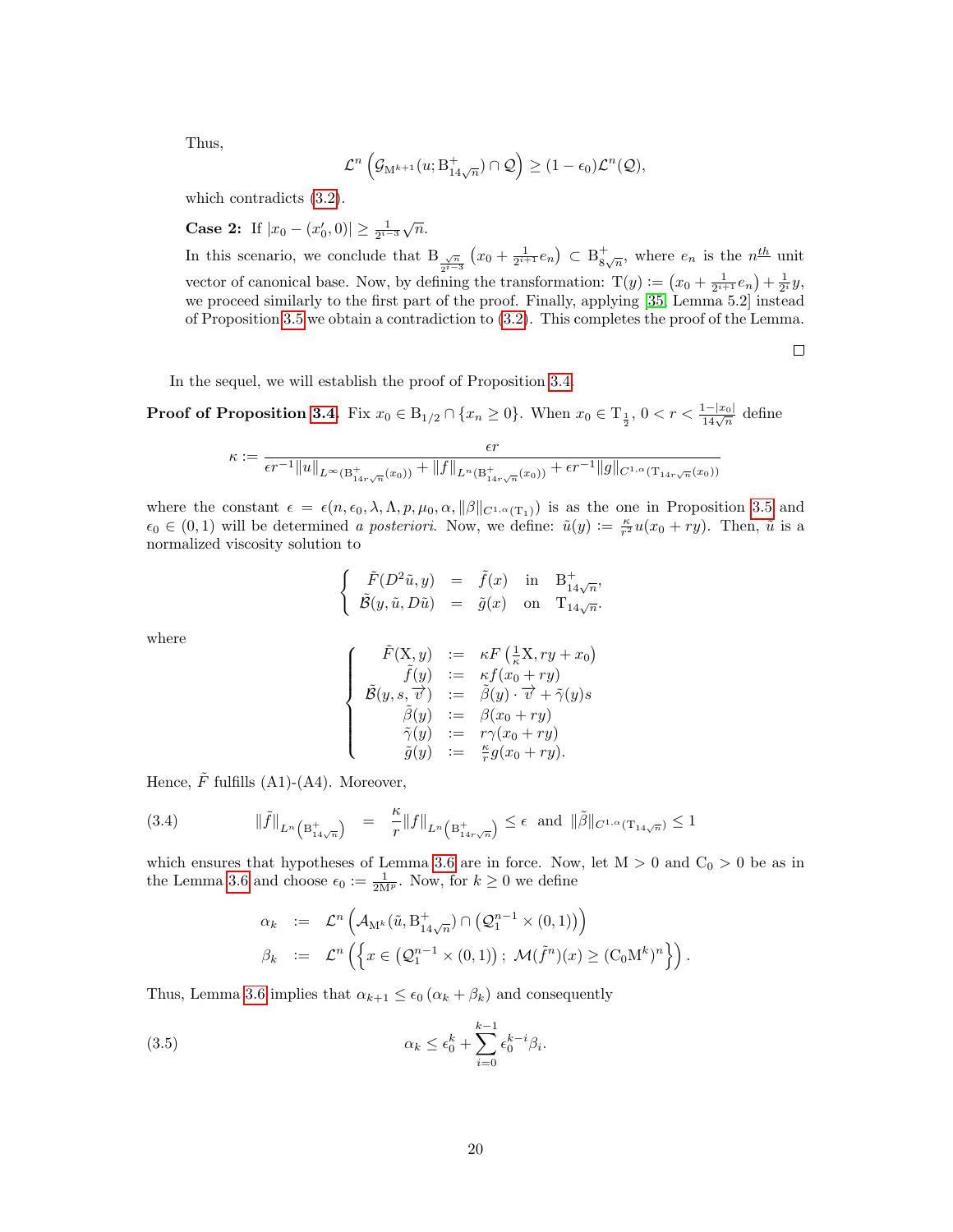Thus,

$$\mathcal{L}^n\left(\mathcal{G}_{\mathrm{M}^{k+1}}(u;\mathrm{B}^+_{14\sqrt{n}})\cap\mathcal{Q}\right)\geq(1-\epsilon_0)\mathcal{L}^n(\mathcal{Q}),$$

which contradicts (3.2).

**Case 2:** If $|x_0-(x_0',0)|\geq\frac{1}{2^{i-3}}\sqrt{n}$.

In this scenario, we conclude that $\mathrm{B}_{\frac{\sqrt{n}}{2^{i-3}}}\left(x_0+\frac{1}{2^{i+1}}e_n\right)\subset\mathrm{B}^+_{8\sqrt{n}}$, where $e_n$ is the $n^{\underline{th}}$ unit vector of canonical base. Now, by defining the transformation: $\mathrm{T}(y):=\left(x_0+\frac{1}{2^{i+1}}e_n\right)+\frac{1}{2^i}y$, we proceed similarly to the first part of the proof. Finally, applying [35, Lemma 5.2] instead of Proposition 3.5 we obtain a contradiction to (3.2). This completes the proof of the Lemma.

□

In the sequel, we will establish the proof of Proposition 3.4.

**Proof of Proposition 3.4.** Fix $x_0\in\mathrm{B}_{1/2}\cap\{x_n\geq0\}$. When $x_0\in\mathrm{T}_{\frac{1}{2}}$, $0<r<\frac{1-|x_0|}{14\sqrt{n}}$ define

$$\kappa:=\frac{\epsilon r}{\epsilon r^{-1}\|u\|_{L^\infty(\mathrm{B}^+_{14r\sqrt{n}}(x_0))}+\|f\|_{L^n(\mathrm{B}^+_{14r\sqrt{n}}(x_0))}+\epsilon r^{-1}\|g\|_{C^{1,\alpha}(\mathrm{T}_{14r\sqrt{n}}(x_0))}}$$

where the constant $\epsilon=\epsilon(n,\epsilon_0,\lambda,\Lambda,p,\mu_0,\alpha,\|\beta\|_{C^{1,\alpha}(\mathrm{T}_1)})$ is as the one in Proposition 3.5 and $\epsilon_0\in(0,1)$ will be determined *a posteriori*. Now, we define: $\tilde{u}(y):=\frac{\kappa}{r^2}u(x_0+ry)$. Then, $\tilde{u}$ is a normalized viscosity solution to

$$\left\{\begin{array}{rcll}\tilde{F}(D^2\tilde{u},y)&=&\tilde{f}(x)&\text{in}\quad\mathrm{B}^+_{14\sqrt{n}},\\ \tilde{\mathcal{B}}(y,\tilde{u},D\tilde{u})&=&\tilde{g}(x)&\text{on}\quad\mathrm{T}_{14\sqrt{n}}.\end{array}\right.$$

where

$$\left\{\begin{array}{rcl}\tilde{F}(\mathrm{X},y)&:=&\kappa F\left(\frac{1}{\kappa}\mathrm{X},ry+x_0\right)\\ \tilde{f}(y)&:=&\kappa f(x_0+ry)\\ \tilde{\mathcal{B}}(y,s,\overrightarrow{v})&:=&\tilde{\beta}(y)\cdot\overrightarrow{v}+\tilde{\gamma}(y)s\\ \tilde{\beta}(y)&:=&\beta(x_0+ry)\\ \tilde{\gamma}(y)&:=&r\gamma(x_0+ry)\\ \tilde{g}(y)&:=&\frac{\kappa}{r}g(x_0+ry).\end{array}\right.$$

Hence, $\tilde{F}$ fulfills (A1)-(A4). Moreover,

$$\|\tilde{f}\|_{L^n\left(\mathrm{B}^+_{14\sqrt{n}}\right)}=\frac{\kappa}{r}\|f\|_{L^n\left(\mathrm{B}^+_{14r\sqrt{n}}\right)}\leq\epsilon\ \text{ and }\ \|\tilde{\beta}\|_{C^{1,\alpha}(\mathrm{T}_{14\sqrt{n}})}\leq1 \tag{3.4}$$

which ensures that hypotheses of Lemma 3.6 are in force. Now, let $\mathrm{M}>0$ and $\mathrm{C}_0>0$ be as in the Lemma 3.6 and choose $\epsilon_0:=\frac{1}{2\mathrm{M}^p}$. Now, for $k\geq0$ we define

$$\begin{array}{rcl}\alpha_k&:=&\mathcal{L}^n\left(\mathcal{A}_{\mathrm{M}^k}(\tilde{u},\mathrm{B}^+_{14\sqrt{n}})\cap\left(\mathcal{Q}_1^{n-1}\times(0,1)\right)\right)\\ \beta_k&:=&\mathcal{L}^n\left(\left\{x\in\left(\mathcal{Q}_1^{n-1}\times(0,1)\right);\ \mathcal{M}(\tilde{f}^n)(x)\geq(\mathrm{C}_0\mathrm{M}^k)^n\right\}\right).\end{array}$$

Thus, Lemma 3.6 implies that $\alpha_{k+1}\leq\epsilon_0\left(\alpha_k+\beta_k\right)$ and consequently

$$\alpha_k\leq\epsilon_0^k+\sum_{i=0}^{k-1}\epsilon_0^{k-i}\beta_i. \tag{3.5}$$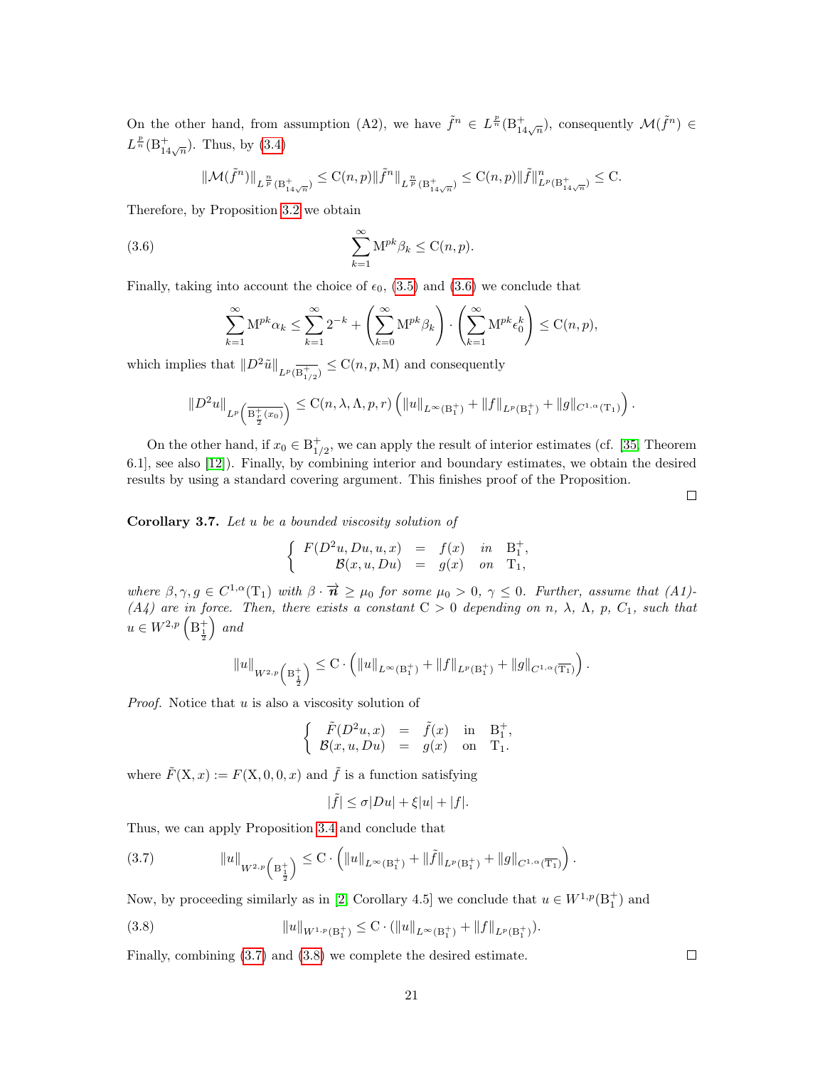On the other hand, from assumption (A2), we have $\tilde{f}^n \in L^{\frac{p}{n}}(\mathrm{B}^+_{14\sqrt{n}})$, consequently $\mathcal{M}(\tilde{f}^n) \in L^{\frac{p}{n}}(\mathrm{B}^+_{14\sqrt{n}})$. Thus, by (3.4)

$$\|\mathcal{M}(\tilde{f}^n)\|_{L^{\frac{n}{p}}(\mathrm{B}^+_{14\sqrt{n}})} \leq \mathrm{C}(n,p)\|\tilde{f}^n\|_{L^{\frac{n}{p}}(\mathrm{B}^+_{14\sqrt{n}})} \leq \mathrm{C}(n,p)\|\tilde{f}\|^n_{L^p(\mathrm{B}^+_{14\sqrt{n}})} \leq \mathrm{C}.$$

Therefore, by Proposition 3.2 we obtain

$$\sum_{k=1}^{\infty} \mathrm{M}^{pk}\beta_k \leq \mathrm{C}(n,p). \tag{3.6}$$

Finally, taking into account the choice of $\epsilon_0$, (3.5) and (3.6) we conclude that

$$\sum_{k=1}^{\infty} \mathrm{M}^{pk}\alpha_k \leq \sum_{k=1}^{\infty} 2^{-k} + \left(\sum_{k=0}^{\infty} \mathrm{M}^{pk}\beta_k\right)\cdot\left(\sum_{k=1}^{\infty}\mathrm{M}^{pk}\epsilon_0^k\right) \leq \mathrm{C}(n,p),$$

which implies that $\|D^2\tilde{u}\|_{L^p(\overline{\mathrm{B}^+_{1/2}})} \leq \mathrm{C}(n,p,\mathrm{M})$ and consequently

$$\|D^2 u\|_{L^p\left(\overline{\mathrm{B}^+_{\frac{r}{2}}(x_0)}\right)} \leq \mathrm{C}(n,\lambda,\Lambda,p,r)\left(\|u\|_{L^\infty(\mathrm{B}^+_1)} + \|f\|_{L^p(\mathrm{B}^+_1)} + \|g\|_{C^{1,\alpha}(\mathrm{T}_1)}\right).$$

On the other hand, if $x_0 \in \mathrm{B}^+_{1/2}$, we can apply the result of interior estimates (cf. [35, Theorem 6.1], see also [12]). Finally, by combining interior and boundary estimates, we obtain the desired results by using a standard covering argument. This finishes proof of the Proposition. □

**Corollary 3.7.** *Let $u$ be a bounded viscosity solution of*

$$\left\{\begin{array}{rclcl} F(D^2u, Du, u, x) & = & f(x) & \text{in} & \mathrm{B}^+_1, \\ \mathcal{B}(x,u,Du) & = & g(x) & \text{on} & \mathrm{T}_1, \end{array}\right.$$

*where $\beta, \gamma, g \in C^{1,\alpha}(\mathrm{T}_1)$ with $\beta\cdot\overrightarrow{\boldsymbol{n}} \geq \mu_0$ for some $\mu_0 > 0$, $\gamma \leq 0$. Further, assume that (A1)-(A4) are in force. Then, there exists a constant $\mathrm{C} > 0$ depending on $n$, $\lambda$, $\Lambda$, $p$, $C_1$, such that $u \in W^{2,p}\left(\mathrm{B}^+_{\frac{1}{2}}\right)$ and*

$$\|u\|_{W^{2,p}\left(\mathrm{B}^+_{\frac{1}{2}}\right)} \leq \mathrm{C}\cdot\left(\|u\|_{L^\infty(\mathrm{B}^+_1)} + \|f\|_{L^p(\mathrm{B}^+_1)} + \|g\|_{C^{1,\alpha}(\overline{\mathrm{T}_1})}\right).$$

*Proof.* Notice that $u$ is also a viscosity solution of

$$\left\{\begin{array}{rclcl} \tilde{F}(D^2u, x) & = & \tilde{f}(x) & \text{in} & \mathrm{B}^+_1, \\ \mathcal{B}(x,u,Du) & = & g(x) & \text{on} & \mathrm{T}_1. \end{array}\right.$$

where $\tilde{F}(\mathrm{X}, x) := F(\mathrm{X}, 0, 0, x)$ and $\tilde{f}$ is a function satisfying

$$|\tilde{f}| \leq \sigma|Du| + \xi|u| + |f|.$$

Thus, we can apply Proposition 3.4 and conclude that

$$\|u\|_{W^{2,p}\left(\mathrm{B}^+_{\frac{1}{2}}\right)} \leq \mathrm{C}\cdot\left(\|u\|_{L^\infty(\mathrm{B}^+_1)} + \|\tilde{f}\|_{L^p(\mathrm{B}^+_1)} + \|g\|_{C^{1,\alpha}(\overline{\mathrm{T}_1})}\right). \tag{3.7}$$

Now, by proceeding similarly as in [2, Corollary 4.5] we conclude that $u \in W^{1,p}(\mathrm{B}^+_1)$ and

$$\|u\|_{W^{1,p}(\mathrm{B}^+_1)} \leq \mathrm{C}\cdot(\|u\|_{L^\infty(\mathrm{B}^+_1)} + \|f\|_{L^p(\mathrm{B}^+_1)}). \tag{3.8}$$

Finally, combining (3.7) and (3.8) we complete the desired estimate. □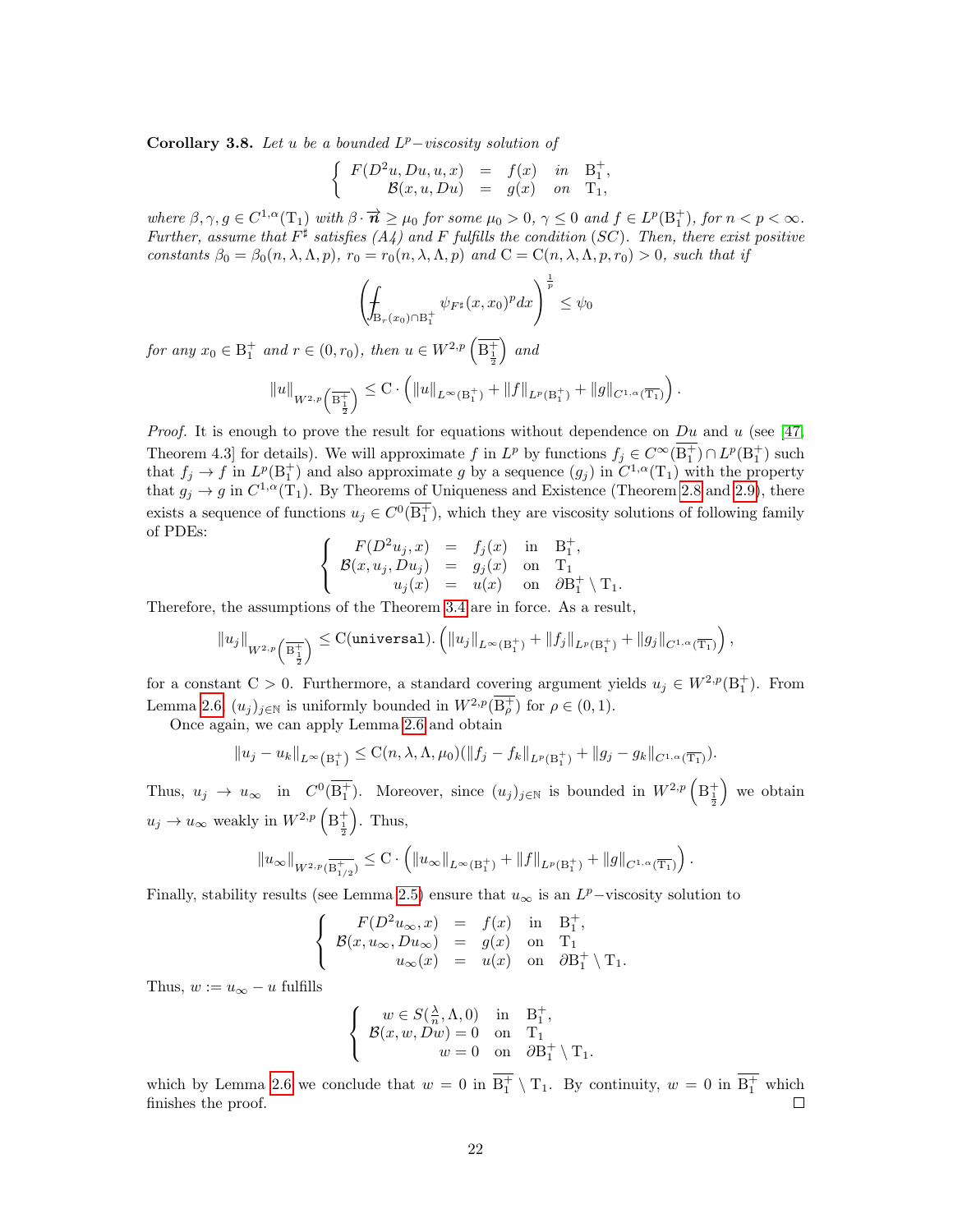**Corollary 3.8.** *Let $u$ be a bounded $L^p-$viscosity solution of*

$$\left\{ \begin{array}{rcll} F(D^2u, Du, u, x) & = & f(x) & \text{in} \quad \mathrm{B}_1^+, \\ \mathcal{B}(x, u, Du) & = & g(x) & \text{on} \quad \mathrm{T}_1, \end{array} \right.$$

*where $\beta, \gamma, g \in C^{1,\alpha}(\mathrm{T}_1)$ with $\beta \cdot \overrightarrow{\boldsymbol{n}} \geq \mu_0$ for some $\mu_0 > 0$, $\gamma \leq 0$ and $f \in L^p(\mathrm{B}_1^+)$, for $n < p < \infty$. Further, assume that $F^\sharp$ satisfies (A4) and $F$ fulfills the condition (SC). Then, there exist positive constants $\beta_0 = \beta_0(n, \lambda, \Lambda, p)$, $r_0 = r_0(n, \lambda, \Lambda, p)$ and $\mathrm{C} = \mathrm{C}(n, \lambda, \Lambda, p, r_0) > 0$, such that if*

$$\left( \fint_{\mathrm{B}_r(x_0) \cap \mathrm{B}_1^+} \psi_{F^\sharp}(x, x_0)^p dx \right)^{\frac{1}{p}} \leq \psi_0$$

*for any $x_0 \in \mathrm{B}_1^+$ and $r \in (0, r_0)$, then $u \in W^{2,p}\left(\overline{\mathrm{B}_{\frac{1}{2}}^+}\right)$ and*

$$\|u\|_{W^{2,p}\left(\overline{\mathrm{B}_{\frac{1}{2}}^+}\right)} \leq \mathrm{C} \cdot \left( \|u\|_{L^\infty(\mathrm{B}_1^+)} + \|f\|_{L^p(\mathrm{B}_1^+)} + \|g\|_{C^{1,\alpha}(\overline{\mathrm{T}_1})} \right).$$

*Proof.* It is enough to prove the result for equations without dependence on $Du$ and $u$ (see [47, Theorem 4.3] for details). We will approximate $f$ in $L^p$ by functions $f_j \in C^\infty(\overline{\mathrm{B}_1^+}) \cap L^p(\mathrm{B}_1^+)$ such that $f_j \to f$ in $L^p(\mathrm{B}_1^+)$ and also approximate $g$ by a sequence $(g_j)$ in $C^{1,\alpha}(\mathrm{T}_1)$ with the property that $g_j \to g$ in $C^{1,\alpha}(\mathrm{T}_1)$. By Theorems of Uniqueness and Existence (Theorem 2.8 and 2.9), there exists a sequence of functions $u_j \in C^0(\overline{\mathrm{B}_1^+})$, which they are viscosity solutions of following family of PDEs:

$$\left\{ \begin{array}{rcll} F(D^2u_j, x) & = & f_j(x) & \text{in} \quad \mathrm{B}_1^+, \\ \mathcal{B}(x, u_j, Du_j) & = & g_j(x) & \text{on} \quad \mathrm{T}_1 \\ u_j(x) & = & u(x) & \text{on} \quad \partial\mathrm{B}_1^+ \setminus \mathrm{T}_1. \end{array} \right.$$

Therefore, the assumptions of the Theorem 3.4 are in force. As a result,

$$\|u_j\|_{W^{2,p}\left(\overline{\mathrm{B}_{\frac{1}{2}}^+}\right)} \leq \mathrm{C}(\texttt{universal}). \left( \|u_j\|_{L^\infty(\mathrm{B}_1^+)} + \|f_j\|_{L^p(\mathrm{B}_1^+)} + \|g_j\|_{C^{1,\alpha}(\overline{\mathrm{T}_1})} \right),$$

for a constant $\mathrm{C} > 0$. Furthermore, a standard covering argument yields $u_j \in W^{2,p}(\mathrm{B}_1^+)$. From Lemma 2.6, $(u_j)_{j \in \mathbb{N}}$ is uniformly bounded in $W^{2,p}(\overline{\mathrm{B}_\rho^+})$ for $\rho \in (0, 1)$.

Once again, we can apply Lemma 2.6 and obtain

$$\|u_j - u_k\|_{L^\infty(\mathrm{B}_1^+)} \leq \mathrm{C}(n, \lambda, \Lambda, \mu_0)(\|f_j - f_k\|_{L^p(\mathrm{B}_1^+)} + \|g_j - g_k\|_{C^{1,\alpha}(\overline{\mathrm{T}_1})}).$$

Thus, $u_j \to u_\infty$ in $C^0(\overline{\mathrm{B}_1^+})$. Moreover, since $(u_j)_{j \in \mathbb{N}}$ is bounded in $W^{2,p}\left(\mathrm{B}_{\frac{1}{2}}^+\right)$ we obtain $u_j \to u_\infty$ weakly in $W^{2,p}\left(\mathrm{B}_{\frac{1}{2}}^+\right)$. Thus,

$$\|u_\infty\|_{W^{2,p}(\overline{\mathrm{B}_{1/2}^+})} \leq \mathrm{C} \cdot \left( \|u_\infty\|_{L^\infty(\mathrm{B}_1^+)} + \|f\|_{L^p(\mathrm{B}_1^+)} + \|g\|_{C^{1,\alpha}(\overline{\mathrm{T}_1})} \right).$$

Finally, stability results (see Lemma 2.5) ensure that $u_\infty$ is an $L^p-$viscosity solution to

$$\left\{ \begin{array}{rcll} F(D^2u_\infty, x) & = & f(x) & \text{in} \quad \mathrm{B}_1^+, \\ \mathcal{B}(x, u_\infty, Du_\infty) & = & g(x) & \text{on} \quad \mathrm{T}_1 \\ u_\infty(x) & = & u(x) & \text{on} \quad \partial\mathrm{B}_1^+ \setminus \mathrm{T}_1. \end{array} \right.$$

Thus, $w := u_\infty - u$ fulfills

$$\left\{ \begin{array}{rcl} w \in S(\frac{\lambda}{n}, \Lambda, 0) & \text{in} & \mathrm{B}_1^+, \\ \mathcal{B}(x, w, Dw) = 0 & \text{on} & \mathrm{T}_1 \\ w = 0 & \text{on} & \partial\mathrm{B}_1^+ \setminus \mathrm{T}_1. \end{array} \right.$$

which by Lemma 2.6 we conclude that $w = 0$ in $\overline{\mathrm{B}_1^+} \setminus \mathrm{T}_1$. By continuity, $w = 0$ in $\overline{\mathrm{B}_1^+}$ which finishes the proof. $\square$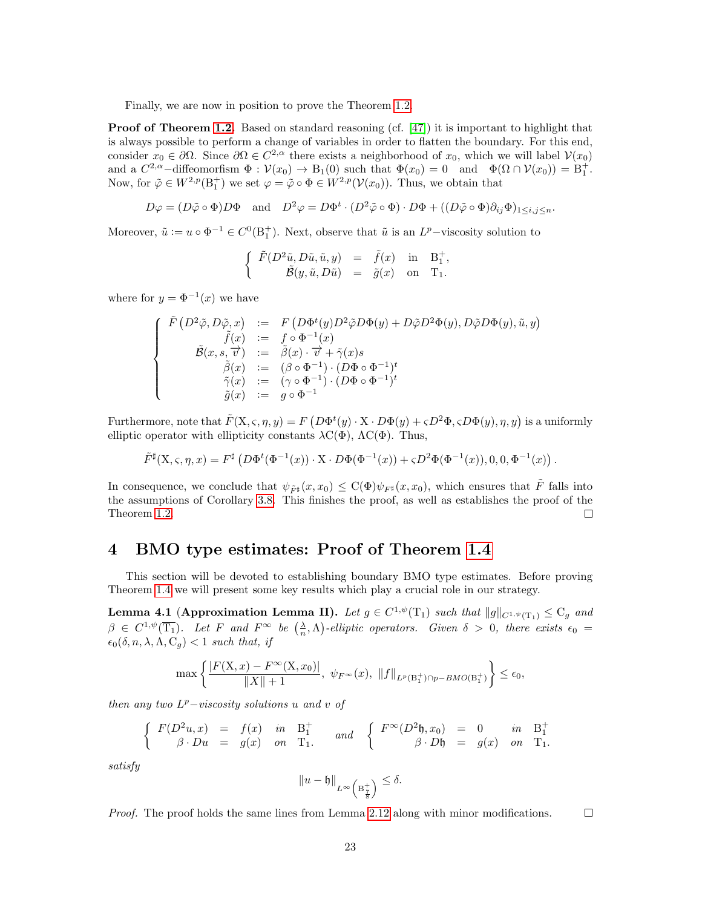Finally, we are now in position to prove the Theorem 1.2.

**Proof of Theorem 1.2.** Based on standard reasoning (cf. [47]) it is important to highlight that is always possible to perform a change of variables in order to flatten the boundary. For this end, consider $x_0 \in \partial\Omega$. Since $\partial\Omega \in C^{2,\alpha}$ there exists a neighborhood of $x_0$, which we will label $\mathcal{V}(x_0)$ and a $C^{2,\alpha}-$diffeomorfism $\Phi : \mathcal{V}(x_0) \to \mathrm{B}_1(0)$ such that $\Phi(x_0) = 0$ and $\Phi(\Omega \cap \mathcal{V}(x_0)) = \mathrm{B}_1^+$. Now, for $\tilde{\varphi} \in W^{2,p}(\mathrm{B}_1^+)$ we set $\varphi = \tilde{\varphi} \circ \Phi \in W^{2,p}(\mathcal{V}(x_0))$. Thus, we obtain that

$$
D\varphi = (D\tilde{\varphi} \circ \Phi) D\Phi \quad \text{and} \quad D^2\varphi = D\Phi^t \cdot (D^2\tilde{\varphi} \circ \Phi) \cdot D\Phi + ((D\tilde{\varphi} \circ \Phi)\partial_{ij}\Phi)_{1 \leq i,j \leq n}.
$$

Moreover, $\tilde{u} := u \circ \Phi^{-1} \in C^0(\mathrm{B}_1^+)$. Next, observe that $\tilde{u}$ is an $L^p-$viscosity solution to

$$
\left\{
\begin{array}{rcll}
\tilde{F}(D^2\tilde{u}, D\tilde{u}, \tilde{u}, y) & = & \tilde{f}(x) & \text{in} \quad \mathrm{B}_1^+, \\
\tilde{\mathcal{B}}(y, \tilde{u}, D\tilde{u}) & = & \tilde{g}(x) & \text{on} \quad \mathrm{T}_1.
\end{array}
\right.
$$

where for $y = \Phi^{-1}(x)$ we have

$$
\left\{
\begin{array}{rcl}
\tilde{F}\left(D^2\tilde{\varphi}, D\tilde{\varphi}, x\right) & := & F\left(D\Phi^t(y) D^2\tilde{\varphi} D\Phi(y) + D\tilde{\varphi} D^2\Phi(y), D\tilde{\varphi} D\Phi(y), \tilde{u}, y\right) \\
\tilde{f}(x) & := & f \circ \Phi^{-1}(x) \\
\tilde{\mathcal{B}}(x, s, \overrightarrow{v}) & := & \tilde{\beta}(x) \cdot \overrightarrow{v} + \tilde{\gamma}(x)s \\
\tilde{\beta}(x) & := & (\beta \circ \Phi^{-1}) \cdot (D\Phi \circ \Phi^{-1})^t \\
\tilde{\gamma}(x) & := & (\gamma \circ \Phi^{-1}) \cdot (D\Phi \circ \Phi^{-1})^t \\
\tilde{g}(x) & := & g \circ \Phi^{-1}
\end{array}
\right.
$$

Furthermore, note that $\tilde{F}(\mathrm{X}, \varsigma, \eta, y) = F\left(D\Phi^t(y) \cdot \mathrm{X} \cdot D\Phi(y) + \varsigma D^2\Phi, \varsigma D\Phi(y), \eta, y\right)$ is a uniformly elliptic operator with ellipticity constants $\lambda\mathrm{C}(\Phi)$, $\Lambda\mathrm{C}(\Phi)$. Thus,

$$
\tilde{F}^\sharp(\mathrm{X}, \varsigma, \eta, x) = F^\sharp\left(D\Phi^t(\Phi^{-1}(x)) \cdot \mathrm{X} \cdot D\Phi(\Phi^{-1}(x)) + \varsigma D^2\Phi(\Phi^{-1}(x)), 0, 0, \Phi^{-1}(x)\right).
$$

In consequence, we conclude that $\psi_{\tilde{F}^\sharp}(x, x_0) \leq \mathrm{C}(\Phi)\psi_{F^\sharp}(x, x_0)$, which ensures that $\tilde{F}$ falls into the assumptions of Corollary 3.8. This finishes the proof, as well as establishes the proof of the Theorem 1.2. $\square$

## 4 BMO type estimates: Proof of Theorem 1.4

This section will be devoted to establishing boundary BMO type estimates. Before proving Theorem 1.4 we will present some key results which play a crucial role in our strategy.

**Lemma 4.1 (Approximation Lemma II).** *Let $g \in C^{1,\psi}(\mathrm{T}_1)$ such that $\|g\|_{C^{1,\psi}(\mathrm{T}_1)} \leq \mathrm{C}_g$ and $\beta \in C^{1,\psi}(\overline{\mathrm{T}_1})$. Let $F$ and $F^\infty$ be $\left(\frac{\lambda}{n}, \Lambda\right)$-elliptic operators. Given $\delta > 0$, there exists $\epsilon_0 = \epsilon_0(\delta, n, \lambda, \Lambda, \mathrm{C}_g) < 1$ such that, if*

$$
\max\left\{\frac{|F(\mathrm{X}, x) - F^\infty(\mathrm{X}, x_0)|}{\|X\| + 1}, \ \psi_{F^\infty}(x), \ \|f\|_{L^p(\mathrm{B}_1^+) \cap p-BMO(\mathrm{B}_1^+)}\right\} \leq \epsilon_0,
$$

*then any two $L^p-$viscosity solutions $u$ and $v$ of*

$$
\left\{
\begin{array}{rcll}
F(D^2u, x) & = & f(x) & \text{in} \quad \mathrm{B}_1^+ \\
\beta \cdot Du & = & g(x) & \text{on} \quad \mathrm{T}_1.
\end{array}
\right.
\quad \text{and} \quad
\left\{
\begin{array}{rcll}
F^\infty(D^2\mathfrak{h}, x_0) & = & 0 & \text{in} \quad \mathrm{B}_1^+ \\
\beta \cdot D\mathfrak{h} & = & g(x) & \text{on} \quad \mathrm{T}_1.
\end{array}
\right.
$$

*satisfy*

$$
\|u - \mathfrak{h}\|_{L^\infty\left(\mathrm{B}_{\frac{7}{8}}^+\right)} \leq \delta.
$$

*Proof.* The proof holds the same lines from Lemma 2.12 along with minor modifications. $\square$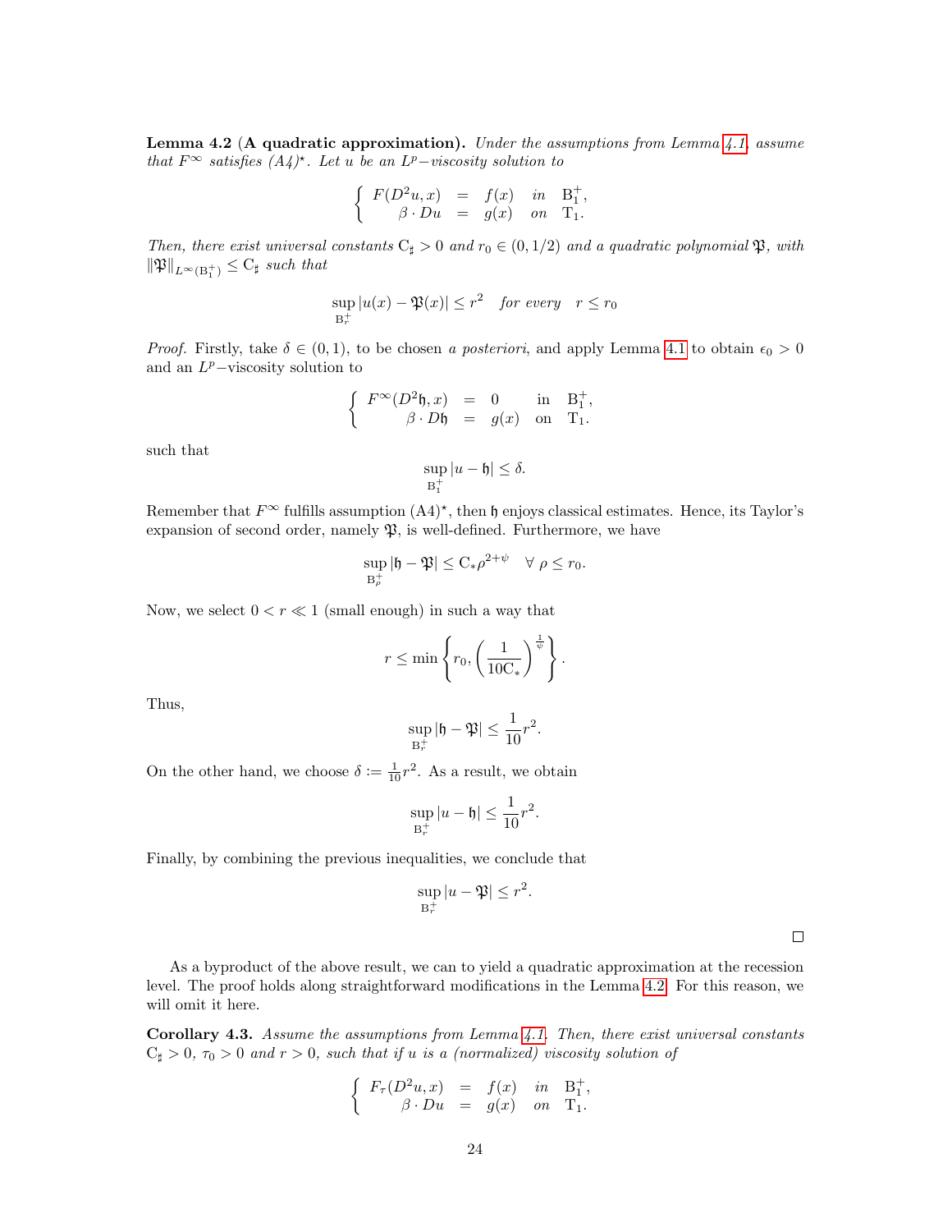**Lemma 4.2** (**A quadratic approximation).** *Under the assumptions from Lemma 4.1, assume that $F^{\infty}$ satisfies (A4)$^{\star}$. Let $u$ be an $L^p-$viscosity solution to*

$$\left\{\begin{array}{rcll} F(D^2u, x) & = & f(x) & \text{in} \quad \mathrm{B}_1^+, \\ \beta \cdot Du & = & g(x) & \text{on} \quad \mathrm{T}_1. \end{array}\right.$$

*Then, there exist universal constants $\mathrm{C}_\sharp > 0$ and $r_0 \in (0, 1/2)$ and a quadratic polynomial $\mathfrak{P}$, with $\|\mathfrak{P}\|_{L^\infty(\mathrm{B}_1^+)} \leq \mathrm{C}_\sharp$ such that*

$$\sup_{\mathrm{B}_r^+} |u(x) - \mathfrak{P}(x)| \leq r^2 \quad \textit{for every} \quad r \leq r_0$$

*Proof.* Firstly, take $\delta \in (0, 1)$, to be chosen *a posteriori*, and apply Lemma 4.1 to obtain $\epsilon_0 > 0$ and an $L^p-$viscosity solution to

$$\left\{\begin{array}{rcll} F^{\infty}(D^2\mathfrak{h}, x) & = & 0 & \text{in} \quad \mathrm{B}_1^+, \\ \beta \cdot D\mathfrak{h} & = & g(x) & \text{on} \quad \mathrm{T}_1. \end{array}\right.$$

such that

$$\sup_{\mathrm{B}_1^+} |u - \mathfrak{h}| \leq \delta.$$

Remember that $F^{\infty}$ fulfills assumption (A4)$^{\star}$, then $\mathfrak{h}$ enjoys classical estimates. Hence, its Taylor's expansion of second order, namely $\mathfrak{P}$, is well-defined. Furthermore, we have

$$\sup_{\mathrm{B}_\rho^+} |\mathfrak{h} - \mathfrak{P}| \leq \mathrm{C}_* \rho^{2+\psi} \quad \forall \ \rho \leq r_0.$$

Now, we select $0 < r \ll 1$ (small enough) in such a way that

$$r \leq \min\left\{ r_0, \left(\frac{1}{10\mathrm{C}_*}\right)^{\frac{1}{\psi}} \right\}.$$

Thus,

$$\sup_{\mathrm{B}_r^+} |\mathfrak{h} - \mathfrak{P}| \leq \frac{1}{10} r^2.$$

On the other hand, we choose $\delta := \frac{1}{10} r^2$. As a result, we obtain

$$\sup_{\mathrm{B}_r^+} |u - \mathfrak{h}| \leq \frac{1}{10} r^2.$$

Finally, by combining the previous inequalities, we conclude that

$$\sup_{\mathrm{B}_r^+} |u - \mathfrak{P}| \leq r^2.$$

□

As a byproduct of the above result, we can to yield a quadratic approximation at the recession level. The proof holds along straightforward modifications in the Lemma 4.2. For this reason, we will omit it here.

**Corollary 4.3.** *Assume the assumptions from Lemma 4.1. Then, there exist universal constants $\mathrm{C}_\sharp > 0$, $\tau_0 > 0$ and $r > 0$, such that if $u$ is a (normalized) viscosity solution of*

$$\left\{\begin{array}{rcll} F_\tau(D^2u, x) & = & f(x) & \text{in} \quad \mathrm{B}_1^+, \\ \beta \cdot Du & = & g(x) & \text{on} \quad \mathrm{T}_1. \end{array}\right.$$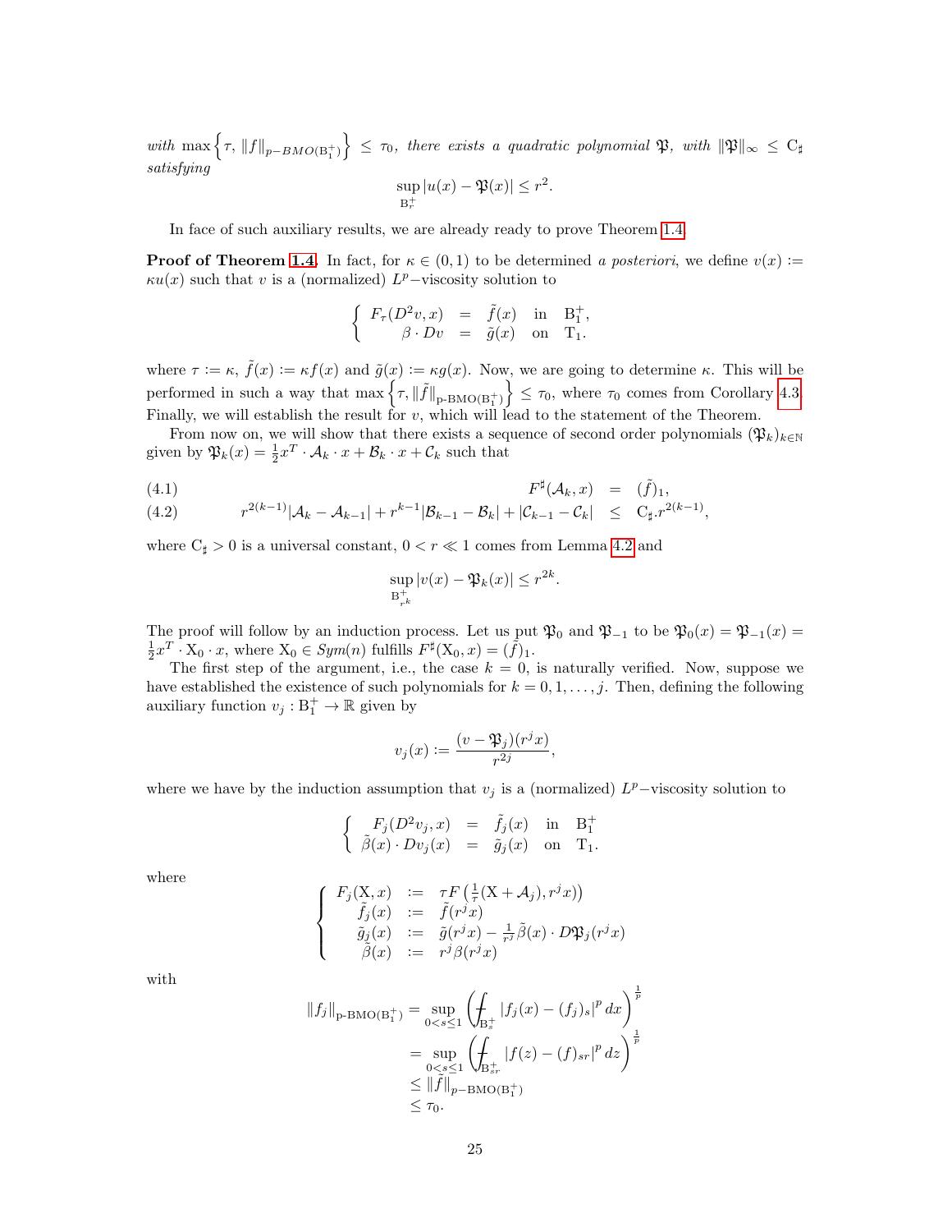*with* $\max\left\{\tau,\, \|f\|_{p-BMO(\mathrm{B}_1^+)}\right\} \leq \tau_0$*, there exists a quadratic polynomial* $\mathfrak{P}$*, with* $\|\mathfrak{P}\|_\infty \leq \mathrm{C}_\sharp$ *satisfying*

$$\sup_{\mathrm{B}_r^+} |u(x) - \mathfrak{P}(x)| \leq r^2.$$

In face of such auxiliary results, we are already ready to prove Theorem 1.4.

**Proof of Theorem 1.4.** In fact, for $\kappa \in (0,1)$ to be determined *a posteriori*, we define $v(x) := \kappa u(x)$ such that $v$ is a (normalized) $L^p-$viscosity solution to

$$\left\{\begin{array}{rcll} F_\tau(D^2 v, x) & = & \tilde{f}(x) & \text{in} \quad \mathrm{B}_1^+, \\ \beta \cdot Dv & = & \tilde{g}(x) & \text{on} \quad \mathrm{T}_1. \end{array}\right.$$

where $\tau := \kappa$, $\tilde{f}(x) := \kappa f(x)$ and $\tilde{g}(x) := \kappa g(x)$. Now, we are going to determine $\kappa$. This will be performed in such a way that $\max\left\{\tau, \|\tilde{f}\|_{\text{p-BMO}(\mathrm{B}_1^+)}\right\} \leq \tau_0$, where $\tau_0$ comes from Corollary 4.3. Finally, we will establish the result for $v$, which will lead to the statement of the Theorem.

From now on, we will show that there exists a sequence of second order polynomials $(\mathfrak{P}_k)_{k\in\mathbb{N}}$ given by $\mathfrak{P}_k(x) = \frac{1}{2}x^T \cdot \mathcal{A}_k \cdot x + \mathcal{B}_k \cdot x + \mathcal{C}_k$ such that

$$F^\sharp(\mathcal{A}_k, x) \;=\; (\tilde{f})_1, \tag{4.1}$$

$$r^{2(k-1)}|\mathcal{A}_k - \mathcal{A}_{k-1}| + r^{k-1}|\mathcal{B}_{k-1} - \mathcal{B}_k| + |\mathcal{C}_{k-1} - \mathcal{C}_k| \;\leq\; \mathrm{C}_\sharp . r^{2(k-1)}, \tag{4.2}$$

where $\mathrm{C}_\sharp > 0$ is a universal constant, $0 < r \ll 1$ comes from Lemma 4.2 and

$$\sup_{\mathrm{B}_{r^k}^+} |v(x) - \mathfrak{P}_k(x)| \leq r^{2k}.$$

The proof will follow by an induction process. Let us put $\mathfrak{P}_0$ and $\mathfrak{P}_{-1}$ to be $\mathfrak{P}_0(x) = \mathfrak{P}_{-1}(x) = \frac{1}{2}x^T \cdot \mathrm{X}_0 \cdot x$, where $\mathrm{X}_0 \in Sym(n)$ fulfills $F^\sharp(\mathrm{X}_0, x) = (\tilde{f})_1$.

The first step of the argument, i.e., the case $k = 0$, is naturally verified. Now, suppose we have established the existence of such polynomials for $k = 0, 1, \ldots, j$. Then, defining the following auxiliary function $v_j : \mathrm{B}_1^+ \to \mathbb{R}$ given by

$$v_j(x) := \frac{(v - \mathfrak{P}_j)(r^j x)}{r^{2j}},$$

where we have by the induction assumption that $v_j$ is a (normalized) $L^p-$viscosity solution to

$$\left\{\begin{array}{rcll} F_j(D^2 v_j, x) & = & \tilde{f}_j(x) & \text{in} \quad \mathrm{B}_1^+ \\ \tilde{\beta}(x) \cdot Dv_j(x) & = & \tilde{g}_j(x) & \text{on} \quad \mathrm{T}_1. \end{array}\right.$$

where

$$\left\{\begin{array}{rcl} F_j(\mathrm{X}, x) & := & \tau F\left(\frac{1}{\tau}(\mathrm{X} + \mathcal{A}_j), r^j x\right)\right) \\ \tilde{f}_j(x) & := & \tilde{f}(r^j x) \\ \tilde{g}_j(x) & := & \tilde{g}(r^j x) - \frac{1}{r^j}\tilde{\beta}(x) \cdot D\mathfrak{P}_j(r^j x) \\ \tilde{\beta}(x) & := & r^j \beta(r^j x) \end{array}\right.$$

with

$$\begin{aligned} \|f_j\|_{\text{p-BMO}(\mathrm{B}_1^+)} &= \sup_{0<s\leq 1}\left(\fint_{\mathrm{B}_s^+} |f_j(x) - (f_j)_s|^p \, dx\right)^{\frac{1}{p}} \\ &= \sup_{0<s\leq 1}\left(\fint_{\mathrm{B}_{sr}^+} |f(z) - (f)_{sr}|^p \, dz\right)^{\frac{1}{p}} \\ &\leq \|\tilde{f}\|_{p-\text{BMO}(\mathrm{B}_1^+)} \\ &\leq \tau_0. \end{aligned}$$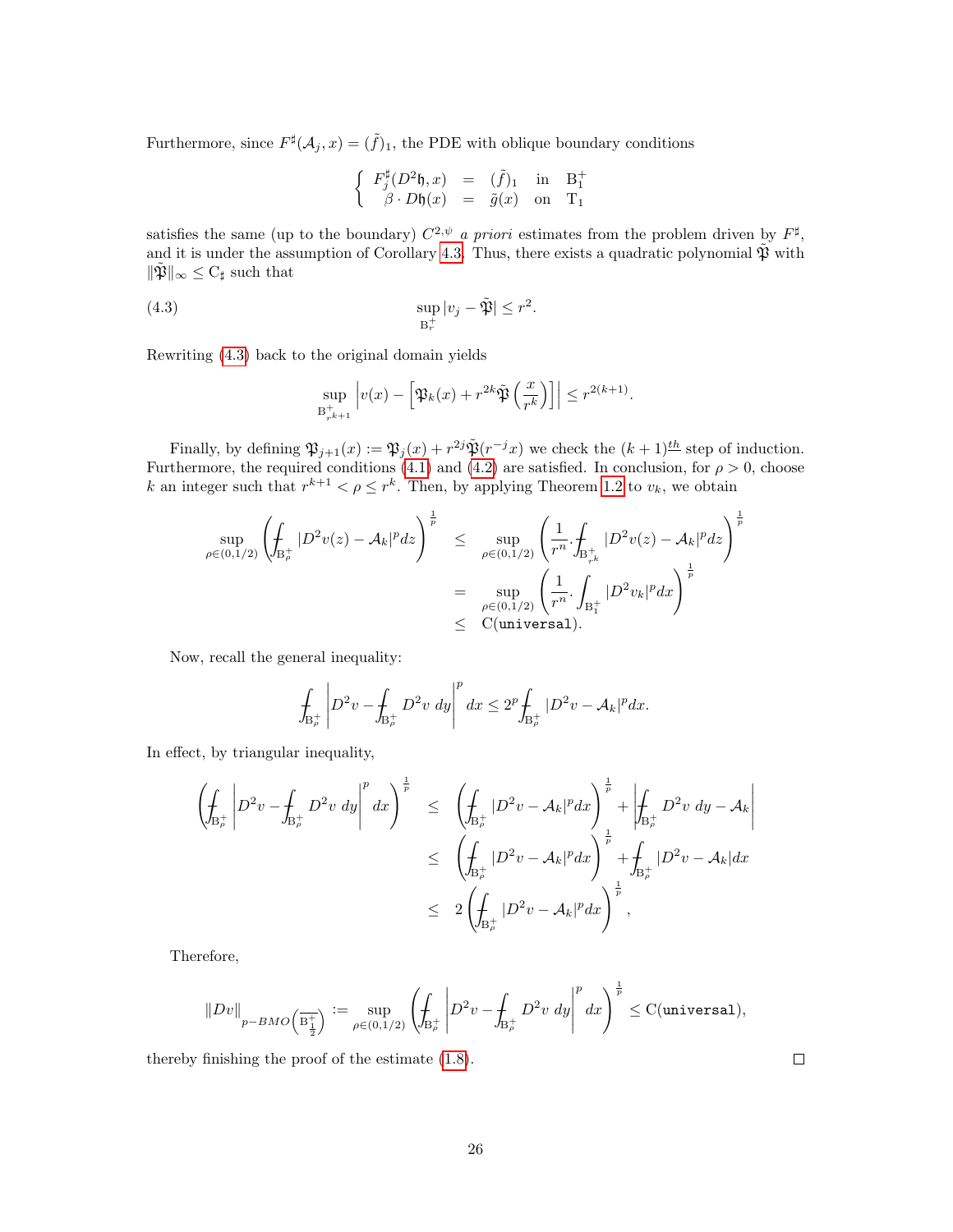Furthermore, since $F^{\sharp}(\mathcal{A}_j, x) = (\tilde{f})_1$, the PDE with oblique boundary conditions

$$
\left\{ \begin{array}{rcll} F_j^{\sharp}(D^2\mathfrak{h}, x) & = & (\tilde{f})_1 & \text{in} \quad \mathrm{B}_1^+ \\ \beta \cdot D\mathfrak{h}(x) & = & \tilde{g}(x) & \text{on} \quad \mathrm{T}_1 \end{array} \right.
$$

satisfies the same (up to the boundary) $C^{2,\psi}$ *a priori* estimates from the problem driven by $F^{\sharp}$, and it is under the assumption of Corollary 4.3. Thus, there exists a quadratic polynomial $\tilde{\mathfrak{P}}$ with $\|\tilde{\mathfrak{P}}\|_{\infty} \le \mathrm{C}_{\sharp}$ such that

$$
\sup_{\mathrm{B}_r^+} |v_j - \tilde{\mathfrak{P}}| \le r^2. \tag{4.3}
$$

Rewriting (4.3) back to the original domain yields

$$
\sup_{\mathrm{B}^+_{r^{k+1}}} \left| v(x) - \left[ \mathfrak{P}_k(x) + r^{2k} \tilde{\mathfrak{P}}\left(\frac{x}{r^k}\right) \right] \right| \le r^{2(k+1)}.
$$

Finally, by defining $\mathfrak{P}_{j+1}(x) := \mathfrak{P}_j(x) + r^{2j}\tilde{\mathfrak{P}}(r^{-j}x)$ we check the $(k+1)^{\underline{th}}$ step of induction. Furthermore, the required conditions (4.1) and (4.2) are satisfied. In conclusion, for $\rho > 0$, choose $k$ an integer such that $r^{k+1} < \rho \le r^k$. Then, by applying Theorem 1.2 to $v_k$, we obtain

$$
\begin{array}{rcl}
\displaystyle\sup_{\rho \in (0,1/2)} \left( \fint_{\mathrm{B}_\rho^+} |D^2 v(z) - \mathcal{A}_k|^p dz \right)^{\frac{1}{p}} & \le & \displaystyle\sup_{\rho \in (0,1/2)} \left( \frac{1}{r^n} \cdot \fint_{\mathrm{B}^+_{r^k}} |D^2 v(z) - \mathcal{A}_k|^p dz \right)^{\frac{1}{p}} \\
& = & \displaystyle\sup_{\rho \in (0,1/2)} \left( \frac{1}{r^n} \cdot \int_{\mathrm{B}_1^+} |D^2 v_k|^p dx \right)^{\frac{1}{p}} \\
& \le & \mathrm{C}(\texttt{universal}).
\end{array}
$$

Now, recall the general inequality:

$$
\fint_{\mathrm{B}_\rho^+} \left| D^2 v - \fint_{\mathrm{B}_\rho^+} D^2 v \; dy \right|^p dx \le 2^p \fint_{\mathrm{B}_\rho^+} |D^2 v - \mathcal{A}_k|^p dx.
$$

In effect, by triangular inequality,

$$
\begin{array}{rcl}
\displaystyle\left( \fint_{\mathrm{B}_\rho^+} \left| D^2 v - \fint_{\mathrm{B}_\rho^+} D^2 v \; dy \right|^p dx \right)^{\frac{1}{p}} & \le & \displaystyle\left( \fint_{\mathrm{B}_\rho^+} |D^2 v - \mathcal{A}_k|^p dx \right)^{\frac{1}{p}} + \left| \fint_{\mathrm{B}_\rho^+} D^2 v \; dy - \mathcal{A}_k \right| \\
& \le & \displaystyle\left( \fint_{\mathrm{B}_\rho^+} |D^2 v - \mathcal{A}_k|^p dx \right)^{\frac{1}{p}} + \fint_{\mathrm{B}_\rho^+} |D^2 v - \mathcal{A}_k| dx \\
& \le & \displaystyle 2 \left( \fint_{\mathrm{B}_\rho^+} |D^2 v - \mathcal{A}_k|^p dx \right)^{\frac{1}{p}},
\end{array}
$$

Therefore,

$$
\|Dv\|_{p-BMO\left(\overline{\mathrm{B}^+_{\frac{1}{2}}}\right)} := \sup_{\rho \in (0,1/2)} \left( \fint_{\mathrm{B}_\rho^+} \left| D^2 v - \fint_{\mathrm{B}_\rho^+} D^2 v \; dy \right|^p dx \right)^{\frac{1}{p}} \le \mathrm{C}(\texttt{universal}),
$$

thereby finishing the proof of the estimate (1.8). $\square$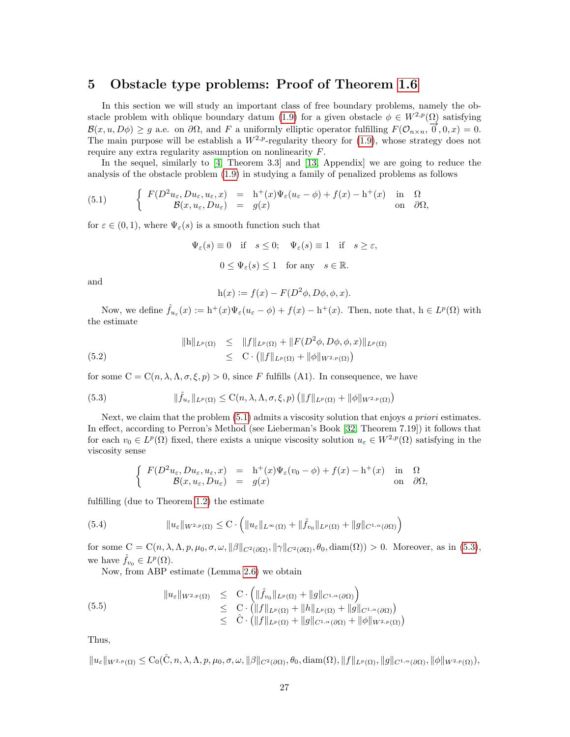## 5 Obstacle type problems: Proof of Theorem 1.6

In this section we will study an important class of free boundary problems, namely the obstacle problem with oblique boundary datum (1.9) for a given obstacle $\phi \in W^{2,p}(\Omega)$ satisfying $\mathcal{B}(x, u, D\phi) \geq g$ a.e. on $\partial\Omega$, and $F$ a uniformly elliptic operator fulfilling $F(\mathcal{O}_{n\times n}, \overrightarrow{0}, 0, x) = 0$. The main purpose will be establish a $W^{2,p}$-regularity theory for (1.9), whose strategy does not require any extra regularity assumption on nonlinearity $F$.

In the sequel, similarly to [4, Theorem 3.3] and [13, Appendix] we are going to reduce the analysis of the obstacle problem (1.9) in studying a family of penalized problems as follows

$$
\left\{
\begin{array}{rcll}
F(D^2u_\varepsilon, Du_\varepsilon, u_\varepsilon, x) & = & \mathrm{h}^+(x)\Psi_\varepsilon(u_\varepsilon - \phi) + f(x) - \mathrm{h}^+(x) & \text{in} \quad \Omega \\
\mathcal{B}(x, u_\varepsilon, Du_\varepsilon) & = & g(x) & \text{on} \quad \partial\Omega,
\end{array}
\right.
\tag{5.1}
$$

for $\varepsilon \in (0, 1)$, where $\Psi_\varepsilon(s)$ is a smooth function such that

$$
\Psi_\varepsilon(s) \equiv 0 \quad \text{if} \quad s \leq 0; \quad \Psi_\varepsilon(s) \equiv 1 \quad \text{if} \quad s \geq \varepsilon,
$$

$$
0 \leq \Psi_\varepsilon(s) \leq 1 \quad \text{for any} \quad s \in \mathbb{R}.
$$

and

$$
\mathrm{h}(x) := f(x) - F(D^2\phi, D\phi, \phi, x).
$$

Now, we define $\hat{f}_{u_\varepsilon}(x) := \mathrm{h}^+(x)\Psi_\varepsilon(u_\varepsilon - \phi) + f(x) - \mathrm{h}^+(x)$. Then, note that, $\mathrm{h} \in L^p(\Omega)$ with the estimate

$$
\begin{array}{rcl}
\|\mathrm{h}\|_{L^p(\Omega)} & \leq & \|f\|_{L^p(\Omega)} + \|F(D^2\phi, D\phi, \phi, x)\|_{L^p(\Omega)} \\
& \leq & \mathrm{C}\cdot\left(\|f\|_{L^p(\Omega)} + \|\phi\|_{W^{2,p}(\Omega)}\right)
\end{array}
\tag{5.2}
$$

for some $\mathrm{C} = \mathrm{C}(n, \lambda, \Lambda, \sigma, \xi, p) > 0$, since $F$ fulfills (A1). In consequence, we have

$$
\|\hat{f}_{u_\varepsilon}\|_{L^p(\Omega)} \leq \mathrm{C}(n, \lambda, \Lambda, \sigma, \xi, p)\left(\|f\|_{L^p(\Omega)} + \|\phi\|_{W^{2,p}(\Omega)}\right)
\tag{5.3}
$$

Next, we claim that the problem (5.1) admits a viscosity solution that enjoys *a priori* estimates. In effect, according to Perron's Method (see Lieberman's Book [32, Theorem 7.19]) it follows that for each $v_0 \in L^p(\Omega)$ fixed, there exists a unique viscosity solution $u_\varepsilon \in W^{2,p}(\Omega)$ satisfying in the viscosity sense

$$
\left\{
\begin{array}{rcll}
F(D^2u_\varepsilon, Du_\varepsilon, u_\varepsilon, x) & = & \mathrm{h}^+(x)\Psi_\varepsilon(v_0 - \phi) + f(x) - \mathrm{h}^+(x) & \text{in} \quad \Omega \\
\mathcal{B}(x, u_\varepsilon, Du_\varepsilon) & = & g(x) & \text{on} \quad \partial\Omega,
\end{array}
\right.
$$

fulfilling (due to Theorem 1.2) the estimate

$$
\|u_\varepsilon\|_{W^{2,p}(\Omega)} \leq \mathrm{C}\cdot\left(\|u_\varepsilon\|_{L^\infty(\Omega)} + \|\hat{f}_{v_0}\|_{L^p(\Omega)} + \|g\|_{C^{1,\alpha}(\partial\Omega)}\right)
\tag{5.4}
$$

for some $\mathrm{C} = \mathrm{C}(n, \lambda, \Lambda, p, \mu_0, \sigma, \omega, \|\beta\|_{C^2(\partial\Omega)}, \|\gamma\|_{C^2(\partial\Omega)}, \theta_0, \mathrm{diam}(\Omega)) > 0$. Moreover, as in (5.3), we have $\hat{f}_{v_0} \in L^p(\Omega)$.

Now, from ABP estimate (Lemma 2.6) we obtain

$$
\begin{array}{rcl}
\|u_\varepsilon\|_{W^{2,p}(\Omega)} & \leq & \mathrm{C}\cdot\left(\|\hat{f}_{v_0}\|_{L^p(\Omega)} + \|g\|_{C^{1,\alpha}(\partial\Omega)}\right) \\
& \leq & \mathrm{C}\cdot\left(\|f\|_{L^p(\Omega)} + \|h\|_{L^p(\Omega)} + \|g\|_{C^{1,\alpha}(\partial\Omega)}\right) \\
& \leq & \hat{\mathrm{C}}\cdot\left(\|f\|_{L^p(\Omega)} + \|g\|_{C^{1,\alpha}(\partial\Omega)} + \|\phi\|_{W^{2,p}(\Omega)}\right)
\end{array}
\tag{5.5}
$$

Thus,

$$
\|u_\varepsilon\|_{W^{2,p}(\Omega)} \leq \mathrm{C}_0(\hat{\mathrm{C}}, n, \lambda, \Lambda, p, \mu_0, \sigma, \omega, \|\beta\|_{C^2(\partial\Omega)}, \theta_0, \mathrm{diam}(\Omega), \|f\|_{L^p(\Omega)}, \|g\|_{C^{1,\alpha}(\partial\Omega)}, \|\phi\|_{W^{2,p}(\Omega)}),
$$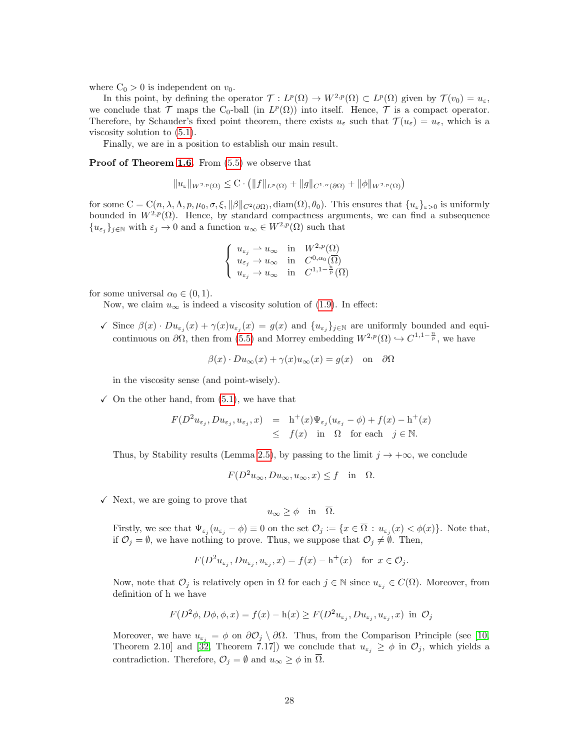where $\mathrm{C}_0 > 0$ is independent on $v_0$.

In this point, by defining the operator $\mathcal{T} : L^p(\Omega) \to W^{2,p}(\Omega) \subset L^p(\Omega)$ given by $\mathcal{T}(v_0) = u_\varepsilon$, we conclude that $\mathcal{T}$ maps the $\mathrm{C}_0$-ball (in $L^p(\Omega)$) into itself. Hence, $\mathcal{T}$ is a compact operator. Therefore, by Schauder's fixed point theorem, there exists $u_\varepsilon$ such that $\mathcal{T}(u_\varepsilon) = u_\varepsilon$, which is a viscosity solution to (5.1).

Finally, we are in a position to establish our main result.

**Proof of Theorem 1.6.** From (5.5) we observe that

$$\|u_\varepsilon\|_{W^{2,p}(\Omega)} \leq \mathrm{C} \cdot \left(\|f\|_{L^p(\Omega)} + \|g\|_{C^{1,\alpha}(\partial\Omega)} + \|\phi\|_{W^{2,p}(\Omega)}\right)$$

for some $\mathrm{C} = \mathrm{C}(n, \lambda, \Lambda, p, \mu_0, \sigma, \xi, \|\beta\|_{C^2(\partial\Omega)}, \mathrm{diam}(\Omega), \theta_0)$. This ensures that $\{u_\varepsilon\}_{\varepsilon>0}$ is uniformly bounded in $W^{2,p}(\Omega)$. Hence, by standard compactness arguments, we can find a subsequence $\{u_{\varepsilon_j}\}_{j\in\mathbb{N}}$ with $\varepsilon_j \to 0$ and a function $u_\infty \in W^{2,p}(\Omega)$ such that

$$\left\{\begin{array}{lll}
u_{\varepsilon_j} \rightharpoonup u_\infty & \text{in} & W^{2,p}(\Omega)\\
u_{\varepsilon_j} \to u_\infty & \text{in} & C^{0,\alpha_0}(\overline{\Omega})\\
u_{\varepsilon_j} \to u_\infty & \text{in} & C^{1,1-\frac{n}{p}}(\overline{\Omega})
\end{array}\right.$$

for some universal $\alpha_0 \in (0,1)$.

Now, we claim $u_\infty$ is indeed a viscosity solution of (1.9). In effect:

- ✓ Since $\beta(x) \cdot Du_{\varepsilon_j}(x) + \gamma(x)u_{\varepsilon_j}(x) = g(x)$ and $\{u_{\varepsilon_j}\}_{j\in\mathbb{N}}$ are uniformly bounded and equicontinuous on $\partial\Omega$, then from (5.5) and Morrey embedding $W^{2,p}(\Omega) \hookrightarrow C^{1,1-\frac{n}{p}}$, we have

  $$\beta(x) \cdot Du_\infty(x) + \gamma(x)u_\infty(x) = g(x) \quad \text{on} \quad \partial\Omega$$

  in the viscosity sense (and point-wisely).

- ✓ On the other hand, from (5.1), we have that

  $$\begin{array}{rcl}
  F(D^2u_{\varepsilon_j}, Du_{\varepsilon_j}, u_{\varepsilon_j}, x) & = & \mathrm{h}^+(x)\Psi_{\varepsilon_j}(u_{\varepsilon_j} - \phi) + f(x) - \mathrm{h}^+(x)\\
  & \leq & f(x) \quad \text{in} \quad \Omega \quad \text{for each} \quad j \in \mathbb{N}.
  \end{array}$$

  Thus, by Stability results (Lemma 2.5), by passing to the limit $j \to +\infty$, we conclude

  $$F(D^2u_\infty, Du_\infty, u_\infty, x) \leq f \quad \text{in} \quad \Omega.$$

- ✓ Next, we are going to prove that

  $$u_\infty \geq \phi \quad \text{in} \quad \overline{\Omega}.$$

  Firstly, we see that $\Psi_{\varepsilon_j}(u_{\varepsilon_j} - \phi) \equiv 0$ on the set $\mathcal{O}_j := \{x \in \overline{\Omega} : u_{\varepsilon_j}(x) < \phi(x)\}$. Note that, if $\mathcal{O}_j = \emptyset$, we have nothing to prove. Thus, we suppose that $\mathcal{O}_j \neq \emptyset$. Then,

  $$F(D^2u_{\varepsilon_j}, Du_{\varepsilon_j}, u_{\varepsilon_j}, x) = f(x) - \mathrm{h}^+(x) \quad \text{for } x \in \mathcal{O}_j.$$

  Now, note that $\mathcal{O}_j$ is relatively open in $\overline{\Omega}$ for each $j \in \mathbb{N}$ since $u_{\varepsilon_j} \in C(\overline{\Omega})$. Moreover, from definition of h we have

  $$F(D^2\phi, D\phi, \phi, x) = f(x) - \mathrm{h}(x) \geq F(D^2u_{\varepsilon_j}, Du_{\varepsilon_j}, u_{\varepsilon_j}, x) \text{ in } \mathcal{O}_j$$

  Moreover, we have $u_{\varepsilon_j} = \phi$ on $\partial\mathcal{O}_j \setminus \partial\Omega$. Thus, from the Comparison Principle (see [10, Theorem 2.10] and [32, Theorem 7.17]) we conclude that $u_{\varepsilon_j} \geq \phi$ in $\mathcal{O}_j$, which yields a contradiction. Therefore, $\mathcal{O}_j = \emptyset$ and $u_\infty \geq \phi$ in $\overline{\Omega}$.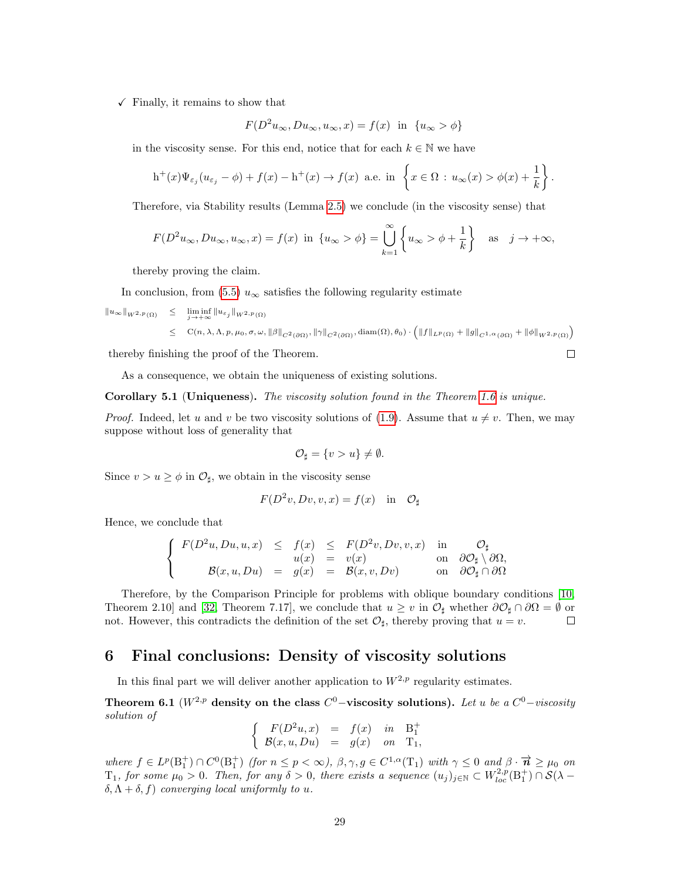✓ Finally, it remains to show that

$$F(D^2u_\infty, Du_\infty, u_\infty, x) = f(x) \text{ in } \{u_\infty > \phi\}$$

in the viscosity sense. For this end, notice that for each $k \in \mathbb{N}$ we have

$$\mathrm{h}^+(x)\Psi_{\varepsilon_j}(u_{\varepsilon_j} - \phi) + f(x) - \mathrm{h}^+(x) \to f(x) \text{ a.e. in } \left\{x \in \Omega \,:\, u_\infty(x) > \phi(x) + \frac{1}{k}\right\}.$$

Therefore, via Stability results (Lemma 2.5) we conclude (in the viscosity sense) that

$$F(D^2u_\infty, Du_\infty, u_\infty, x) = f(x) \text{ in } \{u_\infty > \phi\} = \bigcup_{k=1}^{\infty}\left\{u_\infty > \phi + \frac{1}{k}\right\} \quad \text{as} \quad j \to +\infty,$$

thereby proving the claim.

In conclusion, from (5.5) $u_\infty$ satisfies the following regularity estimate

$$\begin{array}{rcl}
\|u_\infty\|_{W^{2,p}(\Omega)} & \leq & \liminf\limits_{j\to+\infty} \|u_{\varepsilon_j}\|_{W^{2,p}(\Omega)} \\
& \leq & \mathrm{C}(n, \lambda, \Lambda, p, \mu_0, \sigma, \omega, \|\beta\|_{C^2(\partial\Omega)}, \|\gamma\|_{C^2(\partial\Omega)}, \mathrm{diam}(\Omega), \theta_0) \cdot \left(\|f\|_{L^p(\Omega)} + \|g\|_{C^{1,\alpha}(\partial\Omega)} + \|\phi\|_{W^{2,p}(\Omega)}\right)
\end{array}$$

thereby finishing the proof of the Theorem. □

As a consequence, we obtain the uniqueness of existing solutions.

**Corollary 5.1 (Uniqueness).** *The viscosity solution found in the Theorem 1.6 is unique.*

*Proof.* Indeed, let $u$ and $v$ be two viscosity solutions of (1.9). Assume that $u \neq v$. Then, we may suppose without loss of generality that

$$\mathcal{O}_\sharp = \{v > u\} \neq \emptyset.$$

Since $v > u \geq \phi$ in $\mathcal{O}_\sharp$, we obtain in the viscosity sense

$$F(D^2v, Dv, v, x) = f(x) \quad \text{in} \quad \mathcal{O}_\sharp$$

Hence, we conclude that

$$\left\{\begin{array}{rcccll}
F(D^2u, Du, u, x) & \leq & f(x) & \leq & F(D^2v, Dv, v, x) & \text{in} \quad \mathcal{O}_\sharp \\
& & u(x) & = & v(x) & \text{on} \quad \partial\mathcal{O}_\sharp \setminus \partial\Omega, \\
\mathcal{B}(x, u, Du) & = & g(x) & = & \mathcal{B}(x, v, Dv) & \text{on} \quad \partial\mathcal{O}_\sharp \cap \partial\Omega
\end{array}\right.$$

Therefore, by the Comparison Principle for problems with oblique boundary conditions [10, Theorem 2.10] and [32, Theorem 7.17], we conclude that $u \geq v$ in $\mathcal{O}_\sharp$ whether $\partial\mathcal{O}_\sharp \cap \partial\Omega = \emptyset$ or not. However, this contradicts the definition of the set $\mathcal{O}_\sharp$, thereby proving that $u = v$. □

# 6 Final conclusions: Density of viscosity solutions

In this final part we will deliver another application to $W^{2,p}$ regularity estimates.

**Theorem 6.1 ($W^{2,p}$ density on the class $C^0-$viscosity solutions).** *Let $u$ be a $C^0-$viscosity solution of*

$$\left\{\begin{array}{rcll}
F(D^2u, x) & = & f(x) & \text{in} \quad \mathrm{B}_1^+ \\
\mathcal{B}(x, u, Du) & = & g(x) & \text{on} \quad \mathrm{T}_1,
\end{array}\right.$$

*where $f \in L^p(\mathrm{B}_1^+) \cap C^0(\mathrm{B}_1^+)$ (for $n \leq p < \infty$), $\beta, \gamma, g \in C^{1,\alpha}(\mathrm{T}_1)$ with $\gamma \leq 0$ and $\beta \cdot \vec{\boldsymbol{n}} \geq \mu_0$ on $\mathrm{T}_1$, for some $\mu_0 > 0$. Then, for any $\delta > 0$, there exists a sequence $(u_j)_{j\in\mathbb{N}} \subset W^{2,p}_{loc}(\mathrm{B}_1^+) \cap \mathcal{S}(\lambda - \delta, \Lambda + \delta, f)$ converging local uniformly to $u$.*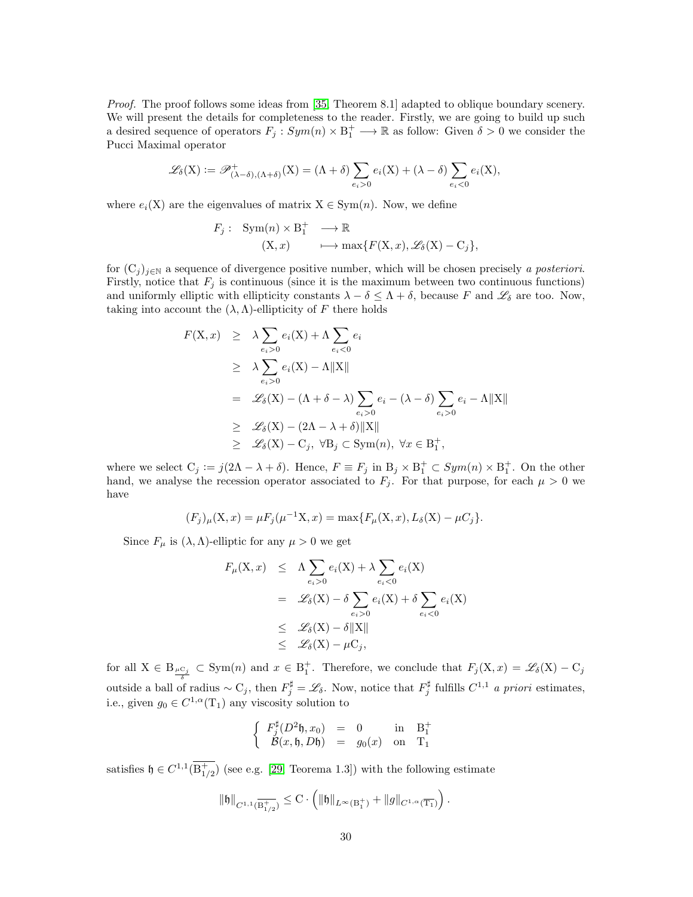*Proof.* The proof follows some ideas from [35, Theorem 8.1] adapted to oblique boundary scenery. We will present the details for completeness to the reader. Firstly, we are going to build up such a desired sequence of operators $F_j : Sym(n) \times \mathrm{B}_1^+ \longrightarrow \mathbb{R}$ as follow: Given $\delta > 0$ we consider the Pucci Maximal operator

$$\mathscr{L}_\delta(\mathrm{X}) := \mathscr{P}^+_{(\lambda-\delta),(\Lambda+\delta)}(\mathrm{X}) = (\Lambda+\delta)\sum_{e_i>0} e_i(\mathrm{X}) + (\lambda-\delta)\sum_{e_i<0} e_i(\mathrm{X}),$$

where $e_i(\mathrm{X})$ are the eigenvalues of matrix $\mathrm{X} \in \mathrm{Sym}(n)$. Now, we define

$$\begin{array}{rccl} F_j: & \mathrm{Sym}(n) \times \mathrm{B}_1^+ & \longrightarrow \mathbb{R} \\ & (\mathrm{X}, x) & \longmapsto \max\{F(\mathrm{X}, x), \mathscr{L}_\delta(\mathrm{X}) - \mathrm{C}_j\}, \end{array}$$

for $(\mathrm{C}_j)_{j\in\mathbb{N}}$ a sequence of divergence positive number, which will be chosen precisely *a posteriori*. Firstly, notice that $F_j$ is continuous (since it is the maximum between two continuous functions) and uniformly elliptic with ellipticity constants $\lambda - \delta \le \Lambda + \delta$, because $F$ and $\mathscr{L}_\delta$ are too. Now, taking into account the $(\lambda, \Lambda)$-ellipticity of $F$ there holds

$$\begin{array}{rcl} F(\mathrm{X}, x) & \geq & \lambda \displaystyle\sum_{e_i>0} e_i(\mathrm{X}) + \Lambda \sum_{e_i<0} e_i \\ & \geq & \lambda \displaystyle\sum_{e_i>0} e_i(\mathrm{X}) - \Lambda\|\mathrm{X}\| \\ & = & \mathscr{L}_\delta(\mathrm{X}) - (\Lambda+\delta-\lambda)\displaystyle\sum_{e_i>0} e_i - (\lambda-\delta)\sum_{e_i>0} e_i - \Lambda\|\mathrm{X}\| \\ & \geq & \mathscr{L}_\delta(\mathrm{X}) - (2\Lambda - \lambda + \delta)\|\mathrm{X}\| \\ & \geq & \mathscr{L}_\delta(\mathrm{X}) - \mathrm{C}_j, \ \forall \mathrm{B}_j \subset \mathrm{Sym}(n), \ \forall x \in \mathrm{B}_1^+, \end{array}$$

where we select $\mathrm{C}_j := j(2\Lambda - \lambda + \delta)$. Hence, $F \equiv F_j$ in $\mathrm{B}_j \times \mathrm{B}_1^+ \subset Sym(n) \times \mathrm{B}_1^+$. On the other hand, we analyse the recession operator associated to $F_j$. For that purpose, for each $\mu > 0$ we have

$$(F_j)_\mu(\mathrm{X}, x) = \mu F_j(\mu^{-1}\mathrm{X}, x) = \max\{F_\mu(\mathrm{X}, x), L_\delta(\mathrm{X}) - \mu C_j\}.$$

Since $F_\mu$ is $(\lambda, \Lambda)$-elliptic for any $\mu > 0$ we get

$$\begin{array}{rcl} F_\mu(\mathrm{X}, x) & \leq & \Lambda \displaystyle\sum_{e_i>0} e_i(\mathrm{X}) + \lambda \sum_{e_i<0} e_i(\mathrm{X}) \\ & = & \mathscr{L}_\delta(\mathrm{X}) - \delta \displaystyle\sum_{e_i>0} e_i(\mathrm{X}) + \delta \sum_{e_i<0} e_i(\mathrm{X}) \\ & \leq & \mathscr{L}_\delta(\mathrm{X}) - \delta\|\mathrm{X}\| \\ & \leq & \mathscr{L}_\delta(\mathrm{X}) - \mu \mathrm{C}_j, \end{array}$$

for all $\mathrm{X} \in \mathrm{B}_{\frac{\mu \mathrm{C}_j}{\delta}} \subset \mathrm{Sym}(n)$ and $x \in \mathrm{B}_1^+$. Therefore, we conclude that $F_j(\mathrm{X}, x) = \mathscr{L}_\delta(\mathrm{X}) - \mathrm{C}_j$ outside a ball of radius $\sim \mathrm{C}_j$, then $F_j^\sharp = \mathscr{L}_\delta$. Now, notice that $F_j^\sharp$ fulfills $C^{1,1}$ *a priori* estimates, i.e., given $g_0 \in C^{1,\alpha}(\mathrm{T}_1)$ any viscosity solution to

$$\left\{ \begin{array}{rcll} F_j^\sharp(D^2\mathfrak{h}, x_0) & = & 0 & \text{in} \quad \mathrm{B}_1^+ \\ \mathcal{B}(x, \mathfrak{h}, D\mathfrak{h}) & = & g_0(x) & \text{on} \quad \mathrm{T}_1 \end{array} \right.$$

satisfies $\mathfrak{h} \in C^{1,1}(\overline{\mathrm{B}_{1/2}^+})$ (see e.g. [29, Teorema 1.3]) with the following estimate

$$\|\mathfrak{h}\|_{C^{1,1}(\overline{\mathrm{B}_{1/2}^+})} \leq \mathrm{C} \cdot \left( \|\mathfrak{h}\|_{L^\infty(\mathrm{B}_1^+)} + \|g\|_{C^{1,\alpha}(\overline{\mathrm{T}_1})} \right).$$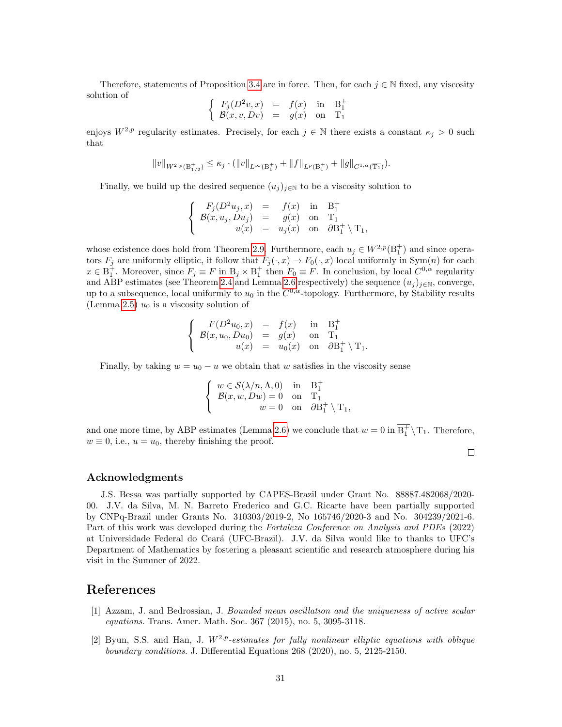Therefore, statements of Proposition 3.4 are in force. Then, for each $j \in \mathbb{N}$ fixed, any viscosity solution of

$$\left\{ \begin{array}{rcll} F_j(D^2 v, x) & = & f(x) & \text{in} \quad \mathrm{B}_1^+ \\ \mathcal{B}(x, v, Dv) & = & g(x) & \text{on} \quad \mathrm{T}_1 \end{array} \right.$$

enjoys $W^{2,p}$ regularity estimates. Precisely, for each $j \in \mathbb{N}$ there exists a constant $\kappa_j > 0$ such that

$$\|v\|_{W^{2,p}(\mathrm{B}_{1/2}^+)} \leq \kappa_j \cdot (\|v\|_{L^\infty(\mathrm{B}_1^+)} + \|f\|_{L^p(\mathrm{B}_1^+)} + \|g\|_{C^{1,\alpha}(\overline{\mathrm{T}_1})}).$$

Finally, we build up the desired sequence $(u_j)_{j \in \mathbb{N}}$ to be a viscosity solution to

$$\left\{ \begin{array}{rcll} F_j(D^2 u_j, x) & = & f(x) & \text{in} \quad \mathrm{B}_1^+ \\ \mathcal{B}(x, u_j, Du_j) & = & g(x) & \text{on} \quad \mathrm{T}_1 \\ u(x) & = & u_j(x) & \text{on} \quad \partial \mathrm{B}_1^+ \setminus \mathrm{T}_1, \end{array} \right.$$

whose existence does hold from Theorem 2.9. Furthermore, each $u_j \in W^{2,p}(\mathrm{B}_1^+)$ and since operators $F_j$ are uniformly elliptic, it follow that $F_j(\cdot, x) \to F_0(\cdot, x)$ local uniformly in $\text{Sym}(n)$ for each $x \in \mathrm{B}_1^+$. Moreover, since $F_j \equiv F$ in $\mathrm{B}_j \times \mathrm{B}_1^+$ then $F_0 \equiv F$. In conclusion, by local $C^{0,\alpha}$ regularity and ABP estimates (see Theorem 2.4 and Lemma 2.6 respectively) the sequence $(u_j)_{j \in \mathbb{N}}$, converge, up to a subsequence, local uniformly to $u_0$ in the $C^{0,\alpha}$-topology. Furthermore, by Stability results (Lemma 2.5) $u_0$ is a viscosity solution of

$$\left\{ \begin{array}{rcll} F(D^2 u_0, x) & = & f(x) & \text{in} \quad \mathrm{B}_1^+ \\ \mathcal{B}(x, u_0, Du_0) & = & g(x) & \text{on} \quad \mathrm{T}_1 \\ u(x) & = & u_0(x) & \text{on} \quad \partial \mathrm{B}_1^+ \setminus \mathrm{T}_1. \end{array} \right.$$

Finally, by taking $w = u_0 - u$ we obtain that $w$ satisfies in the viscosity sense

$$\left\{ \begin{array}{rll} w \in \mathcal{S}(\lambda/n, \Lambda, 0) & \text{in} & \mathrm{B}_1^+ \\ \mathcal{B}(x, w, Dw) = 0 & \text{on} & \mathrm{T}_1 \\ w = 0 & \text{on} & \partial \mathrm{B}_1^+ \setminus \mathrm{T}_1, \end{array} \right.$$

and one more time, by ABP estimates (Lemma 2.6) we conclude that $w = 0$ in $\overline{\mathrm{B}_1^+} \setminus \mathrm{T}_1$. Therefore, $w \equiv 0$, i.e., $u = u_0$, thereby finishing the proof. □

## Acknowledgments

J.S. Bessa was partially supported by CAPES-Brazil under Grant No. 88887.482068/2020-00. J.V. da Silva, M. N. Barreto Frederico and G.C. Ricarte have been partially supported by CNPq-Brazil under Grants No. 310303/2019-2, No 165746/2020-3 and No. 304239/2021-6. Part of this work was developed during the *Fortaleza Conference on Analysis and PDEs* (2022) at Universidade Federal do Ceará (UFC-Brazil). J.V. da Silva would like to thanks to UFC's Department of Mathematics by fostering a pleasant scientific and research atmosphere during his visit in the Summer of 2022.

## References

[1] Azzam, J. and Bedrossian, J. *Bounded mean oscillation and the uniqueness of active scalar equations*. Trans. Amer. Math. Soc. 367 (2015), no. 5, 3095-3118.

[2] Byun, S.S. and Han, J. *$W^{2,p}$-estimates for fully nonlinear elliptic equations with oblique boundary conditions*. J. Differential Equations 268 (2020), no. 5, 2125-2150.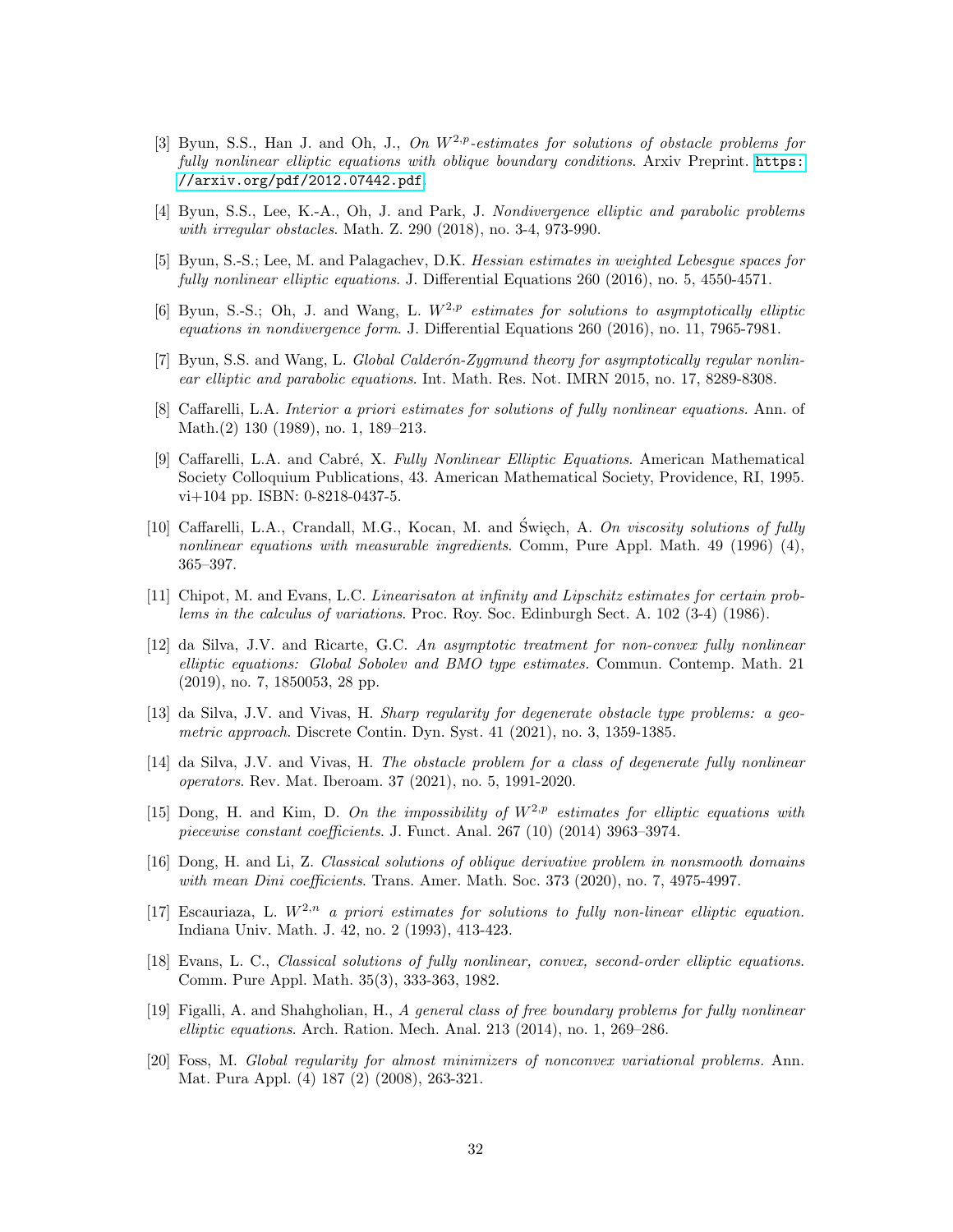[3] Byun, S.S., Han J. and Oh, J., *On $W^{2,p}$-estimates for solutions of obstacle problems for fully nonlinear elliptic equations with oblique boundary conditions*. Arxiv Preprint. https://arxiv.org/pdf/2012.07442.pdf.

[4] Byun, S.S., Lee, K.-A., Oh, J. and Park, J. *Nondivergence elliptic and parabolic problems with irregular obstacles*. Math. Z. 290 (2018), no. 3-4, 973-990.

[5] Byun, S.-S.; Lee, M. and Palagachev, D.K. *Hessian estimates in weighted Lebesgue spaces for fully nonlinear elliptic equations*. J. Differential Equations 260 (2016), no. 5, 4550-4571.

[6] Byun, S.-S.; Oh, J. and Wang, L. *$W^{2,p}$ estimates for solutions to asymptotically elliptic equations in nondivergence form*. J. Differential Equations 260 (2016), no. 11, 7965-7981.

[7] Byun, S.S. and Wang, L. *Global Calderón-Zygmund theory for asymptotically regular nonlinear elliptic and parabolic equations*. Int. Math. Res. Not. IMRN 2015, no. 17, 8289-8308.

[8] Caffarelli, L.A. *Interior a priori estimates for solutions of fully nonlinear equations.* Ann. of Math.(2) 130 (1989), no. 1, 189–213.

[9] Caffarelli, L.A. and Cabré, X. *Fully Nonlinear Elliptic Equations*. American Mathematical Society Colloquium Publications, 43. American Mathematical Society, Providence, RI, 1995. vi+104 pp. ISBN: 0-8218-0437-5.

[10] Caffarelli, L.A., Crandall, M.G., Kocan, M. and Święch, A. *On viscosity solutions of fully nonlinear equations with measurable ingredients*. Comm, Pure Appl. Math. 49 (1996) (4), 365–397.

[11] Chipot, M. and Evans, L.C. *Linearisaton at infinity and Lipschitz estimates for certain problems in the calculus of variations*. Proc. Roy. Soc. Edinburgh Sect. A. 102 (3-4) (1986).

[12] da Silva, J.V. and Ricarte, G.C. *An asymptotic treatment for non-convex fully nonlinear elliptic equations: Global Sobolev and BMO type estimates*. Commun. Contemp. Math. 21 (2019), no. 7, 1850053, 28 pp.

[13] da Silva, J.V. and Vivas, H. *Sharp regularity for degenerate obstacle type problems: a geometric approach*. Discrete Contin. Dyn. Syst. 41 (2021), no. 3, 1359-1385.

[14] da Silva, J.V. and Vivas, H. *The obstacle problem for a class of degenerate fully nonlinear operators*. Rev. Mat. Iberoam. 37 (2021), no. 5, 1991-2020.

[15] Dong, H. and Kim, D. *On the impossibility of $W^{2,p}$ estimates for elliptic equations with piecewise constant coefficients*. J. Funct. Anal. 267 (10) (2014) 3963–3974.

[16] Dong, H. and Li, Z. *Classical solutions of oblique derivative problem in nonsmooth domains with mean Dini coefficients*. Trans. Amer. Math. Soc. 373 (2020), no. 7, 4975-4997.

[17] Escauriaza, L. *$W^{2,n}$ a priori estimates for solutions to fully non-linear elliptic equation.* Indiana Univ. Math. J. 42, no. 2 (1993), 413-423.

[18] Evans, L. C., *Classical solutions of fully nonlinear, convex, second-order elliptic equations*. Comm. Pure Appl. Math. 35(3), 333-363, 1982.

[19] Figalli, A. and Shahgholian, H., *A general class of free boundary problems for fully nonlinear elliptic equations*. Arch. Ration. Mech. Anal. 213 (2014), no. 1, 269–286.

[20] Foss, M. *Global regularity for almost minimizers of nonconvex variational problems.* Ann. Mat. Pura Appl. (4) 187 (2) (2008), 263-321.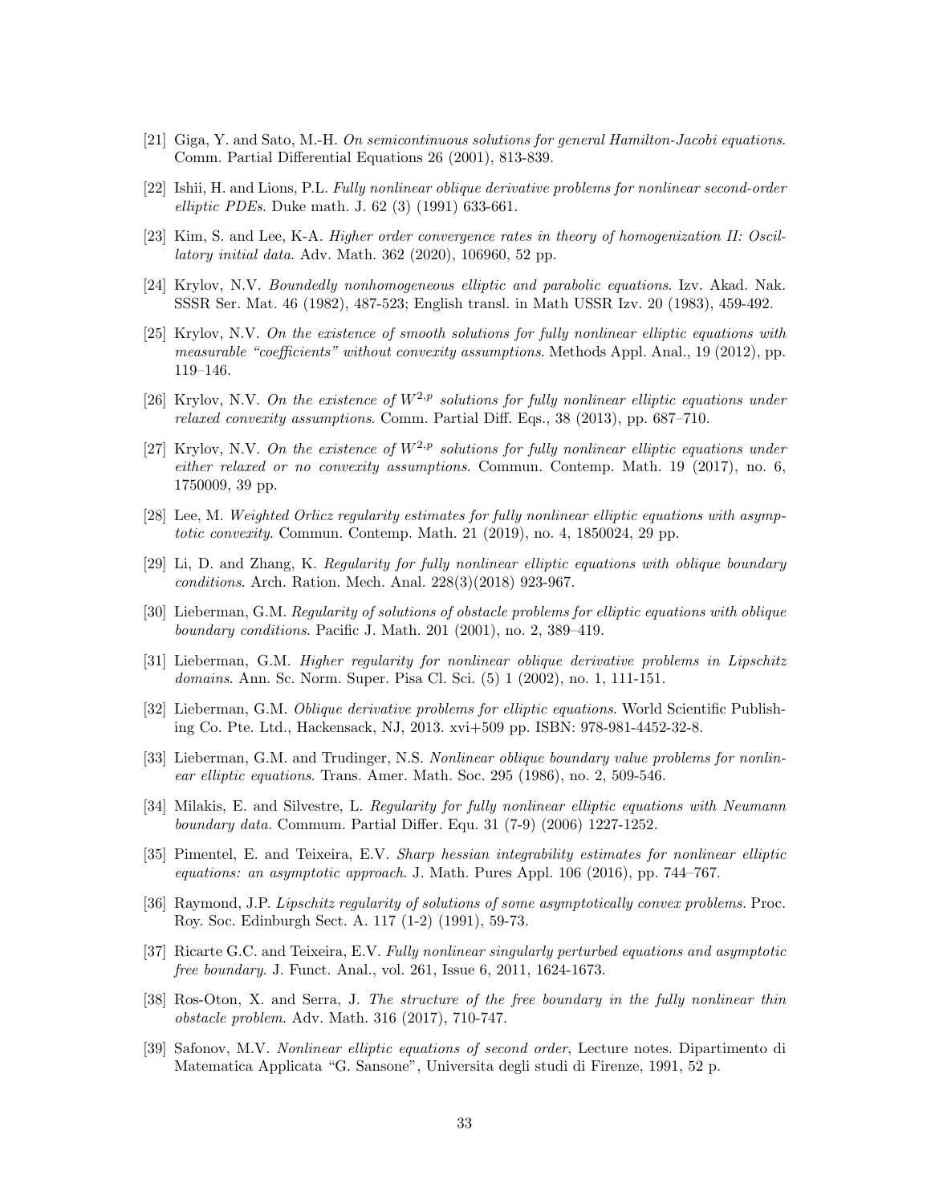[21] Giga, Y. and Sato, M.-H. *On semicontinuous solutions for general Hamilton-Jacobi equations*. Comm. Partial Differential Equations 26 (2001), 813-839.

[22] Ishii, H. and Lions, P.L. *Fully nonlinear oblique derivative problems for nonlinear second-order elliptic PDEs*. Duke math. J. 62 (3) (1991) 633-661.

[23] Kim, S. and Lee, K-A. *Higher order convergence rates in theory of homogenization II: Oscillatory initial data*. Adv. Math. 362 (2020), 106960, 52 pp.

[24] Krylov, N.V. *Boundedly nonhomogeneous elliptic and parabolic equations*. Izv. Akad. Nak. SSSR Ser. Mat. 46 (1982), 487-523; English transl. in Math USSR Izv. 20 (1983), 459-492.

[25] Krylov, N.V. *On the existence of smooth solutions for fully nonlinear elliptic equations with measurable "coefficients" without convexity assumptions*. Methods Appl. Anal., 19 (2012), pp. 119–146.

[26] Krylov, N.V. *On the existence of $W^{2,p}$ solutions for fully nonlinear elliptic equations under relaxed convexity assumptions*. Comm. Partial Diff. Eqs., 38 (2013), pp. 687–710.

[27] Krylov, N.V. *On the existence of $W^{2,p}$ solutions for fully nonlinear elliptic equations under either relaxed or no convexity assumptions*. Commun. Contemp. Math. 19 (2017), no. 6, 1750009, 39 pp.

[28] Lee, M. *Weighted Orlicz regularity estimates for fully nonlinear elliptic equations with asymptotic convexity*. Commun. Contemp. Math. 21 (2019), no. 4, 1850024, 29 pp.

[29] Li, D. and Zhang, K. *Regularity for fully nonlinear elliptic equations with oblique boundary conditions*. Arch. Ration. Mech. Anal. 228(3)(2018) 923-967.

[30] Lieberman, G.M. *Regularity of solutions of obstacle problems for elliptic equations with oblique boundary conditions*. Pacific J. Math. 201 (2001), no. 2, 389–419.

[31] Lieberman, G.M. *Higher regularity for nonlinear oblique derivative problems in Lipschitz domains*. Ann. Sc. Norm. Super. Pisa Cl. Sci. (5) 1 (2002), no. 1, 111-151.

[32] Lieberman, G.M. *Oblique derivative problems for elliptic equations*. World Scientific Publishing Co. Pte. Ltd., Hackensack, NJ, 2013. xvi+509 pp. ISBN: 978-981-4452-32-8.

[33] Lieberman, G.M. and Trudinger, N.S. *Nonlinear oblique boundary value problems for nonlinear elliptic equations*. Trans. Amer. Math. Soc. 295 (1986), no. 2, 509-546.

[34] Milakis, E. and Silvestre, L. *Regularity for fully nonlinear elliptic equations with Neumann boundary data*. Commum. Partial Differ. Equ. 31 (7-9) (2006) 1227-1252.

[35] Pimentel, E. and Teixeira, E.V. *Sharp hessian integrability estimates for nonlinear elliptic equations: an asymptotic approach*. J. Math. Pures Appl. 106 (2016), pp. 744–767.

[36] Raymond, J.P. *Lipschitz regularity of solutions of some asymptotically convex problems.* Proc. Roy. Soc. Edinburgh Sect. A. 117 (1-2) (1991), 59-73.

[37] Ricarte G.C. and Teixeira, E.V. *Fully nonlinear singularly perturbed equations and asymptotic free boundary*. J. Funct. Anal., vol. 261, Issue 6, 2011, 1624-1673.

[38] Ros-Oton, X. and Serra, J. *The structure of the free boundary in the fully nonlinear thin obstacle problem*. Adv. Math. 316 (2017), 710-747.

[39] Safonov, M.V. *Nonlinear elliptic equations of second order*, Lecture notes. Dipartimento di Matematica Applicata "G. Sansone", Universita degli studi di Firenze, 1991, 52 p.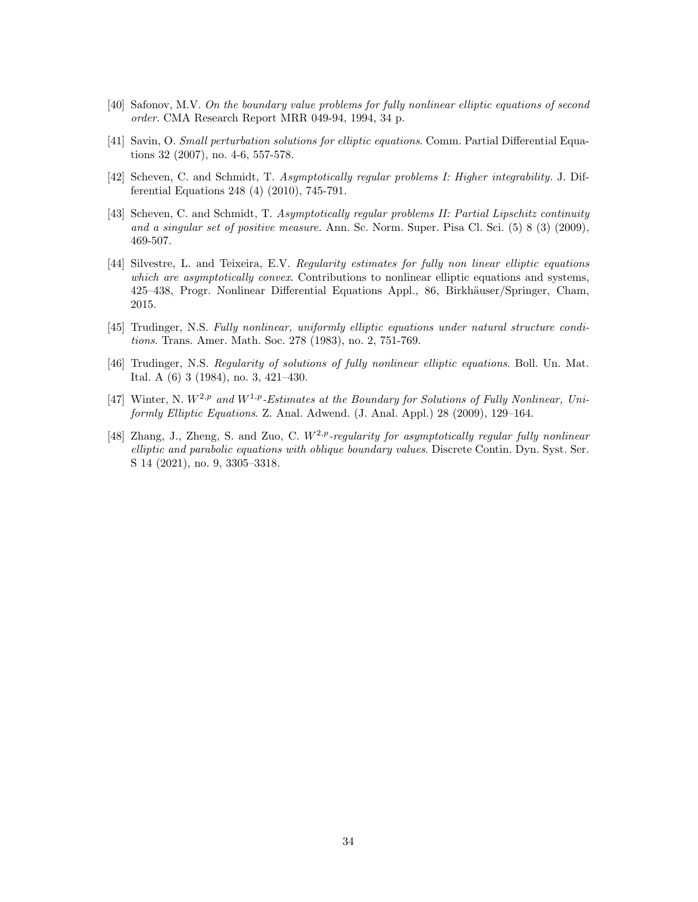[40] Safonov, M.V. *On the boundary value problems for fully nonlinear elliptic equations of second order*. CMA Research Report MRR 049-94, 1994, 34 p.

[41] Savin, O. *Small perturbation solutions for elliptic equations*. Comm. Partial Differential Equations 32 (2007), no. 4-6, 557-578.

[42] Scheven, C. and Schmidt, T. *Asymptotically regular problems I: Higher integrability*. J. Differential Equations 248 (4) (2010), 745-791.

[43] Scheven, C. and Schmidt, T. *Asymptotically regular problems II: Partial Lipschitz continuity and a singular set of positive measure*. Ann. Sc. Norm. Super. Pisa Cl. Sci. (5) 8 (3) (2009), 469-507.

[44] Silvestre, L. and Teixeira, E.V. *Regularity estimates for fully non linear elliptic equations which are asymptotically convex*. Contributions to nonlinear elliptic equations and systems, 425–438, Progr. Nonlinear Differential Equations Appl., 86, Birkhäuser/Springer, Cham, 2015.

[45] Trudinger, N.S. *Fully nonlinear, uniformly elliptic equations under natural structure conditions*. Trans. Amer. Math. Soc. 278 (1983), no. 2, 751-769.

[46] Trudinger, N.S. *Regularity of solutions of fully nonlinear elliptic equations*. Boll. Un. Mat. Ital. A (6) 3 (1984), no. 3, 421–430.

[47] Winter, N. *$W^{2,p}$ and $W^{1,p}$-Estimates at the Boundary for Solutions of Fully Nonlinear, Uniformly Elliptic Equations*. Z. Anal. Adwend. (J. Anal. Appl.) 28 (2009), 129–164.

[48] Zhang, J., Zheng, S. and Zuo, C. *$W^{2,p}$-regularity for asymptotically regular fully nonlinear elliptic and parabolic equations with oblique boundary values*. Discrete Contin. Dyn. Syst. Ser. S 14 (2021), no. 9, 3305–3318.